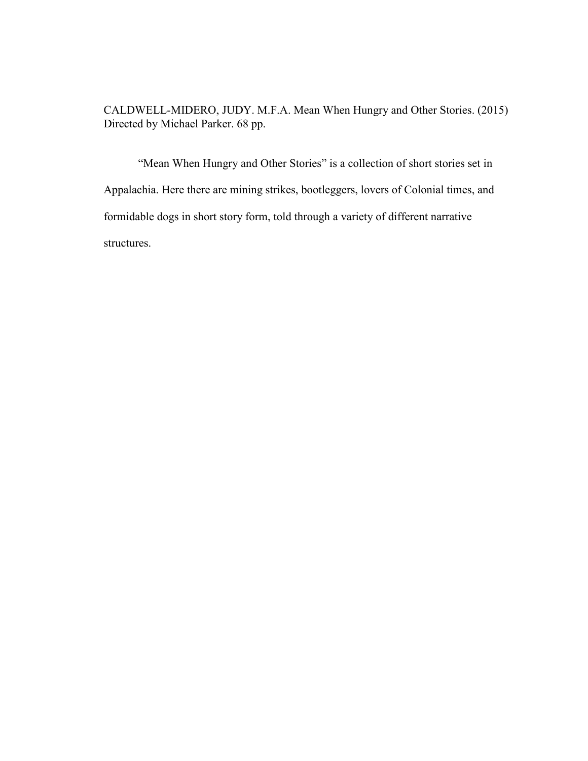CALDWELL-MIDERO, JUDY. M.F.A. Mean When Hungry and Other Stories. (2015)
Directed by Michael Parker. 68 pp.

"Mean When Hungry and Other Stories" is a collection of short stories set in Appalachia. Here there are mining strikes, bootleggers, lovers of Colonial times, and formidable dogs in short story form, told through a variety of different narrative structures.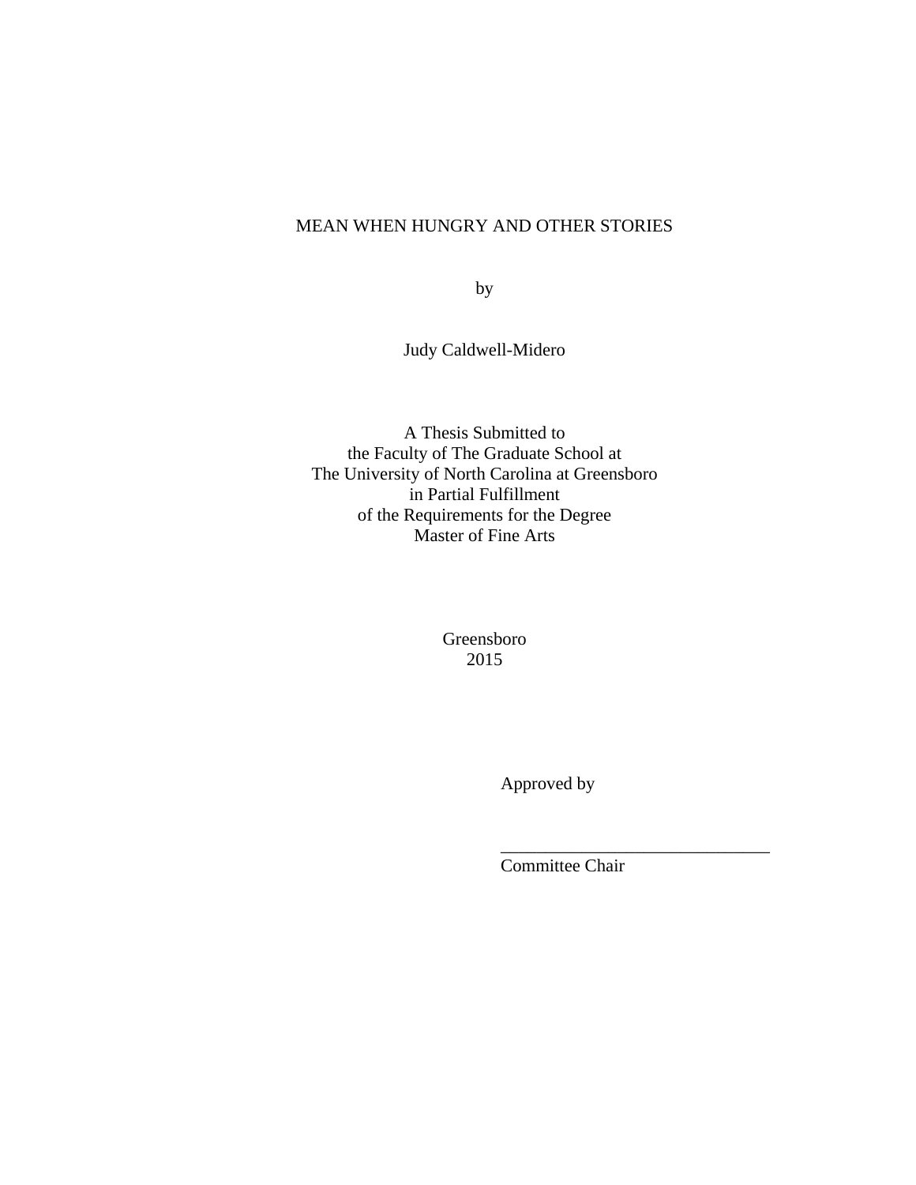MEAN WHEN HUNGRY AND OTHER STORIES

by

Judy Caldwell-Midero

A Thesis Submitted to
the Faculty of The Graduate School at
The University of North Carolina at Greensboro
in Partial Fulfillment
of the Requirements for the Degree
Master of Fine Arts

Greensboro
2015

Approved by

_______________________________
Committee Chair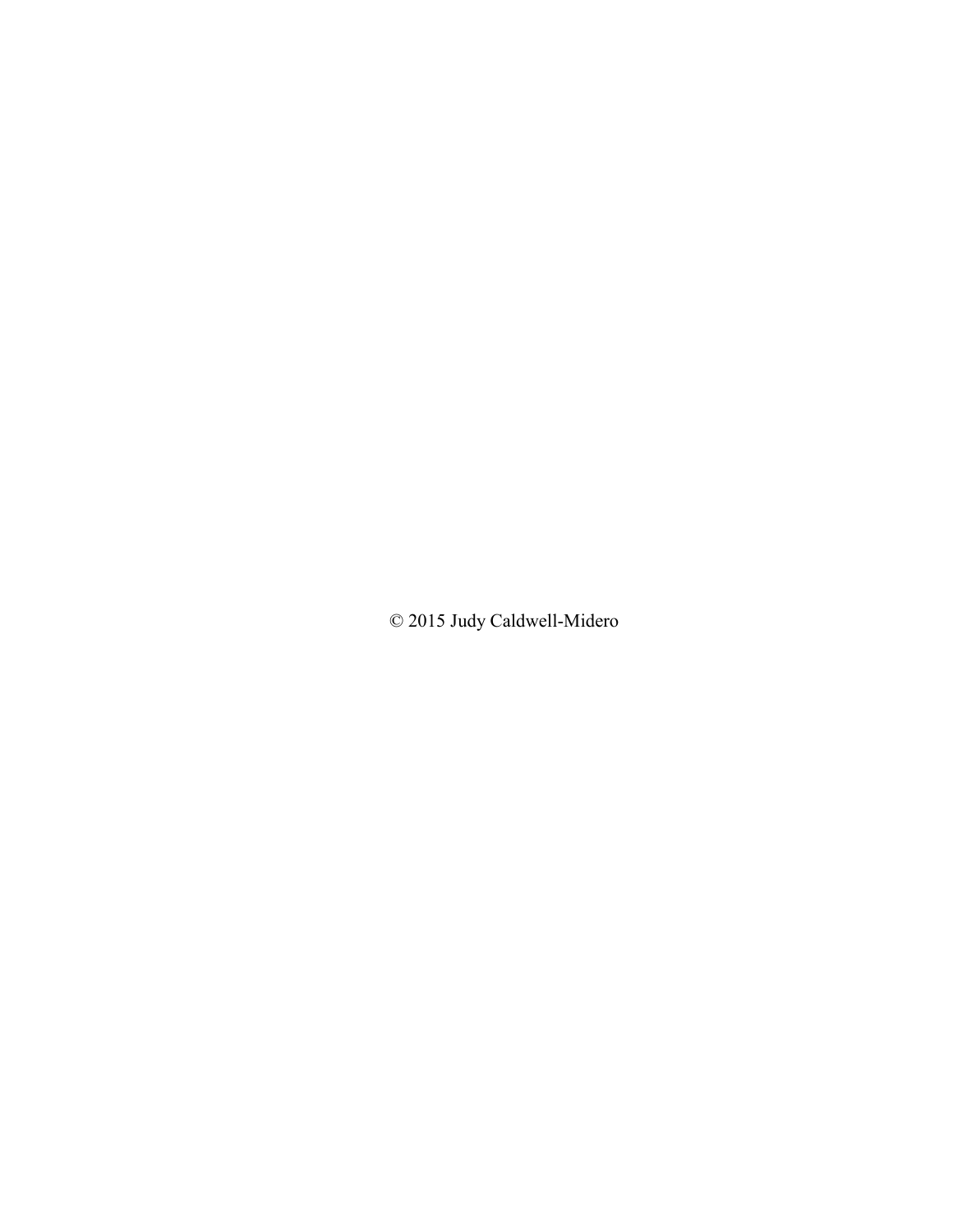© 2015 Judy Caldwell-Midero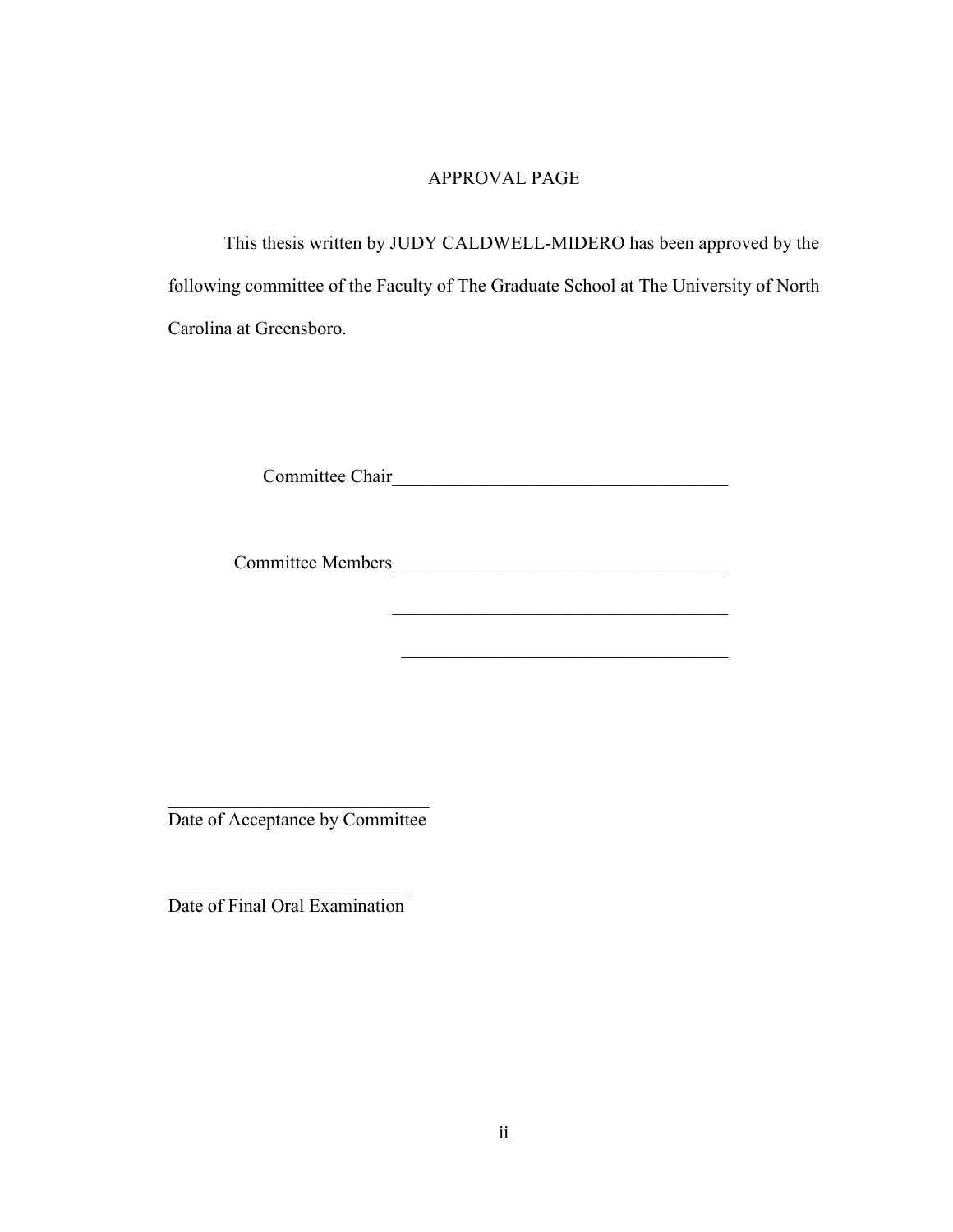# APPROVAL PAGE

This thesis written by JUDY CALDWELL-MIDERO has been approved by the following committee of the Faculty of The Graduate School at The University of North Carolina at Greensboro.

Committee Chair_____________________________________

Committee Members_____________________________________

_____________________________________

_____________________________________

_____________________________
Date of Acceptance by Committee

___________________________
Date of Final Oral Examination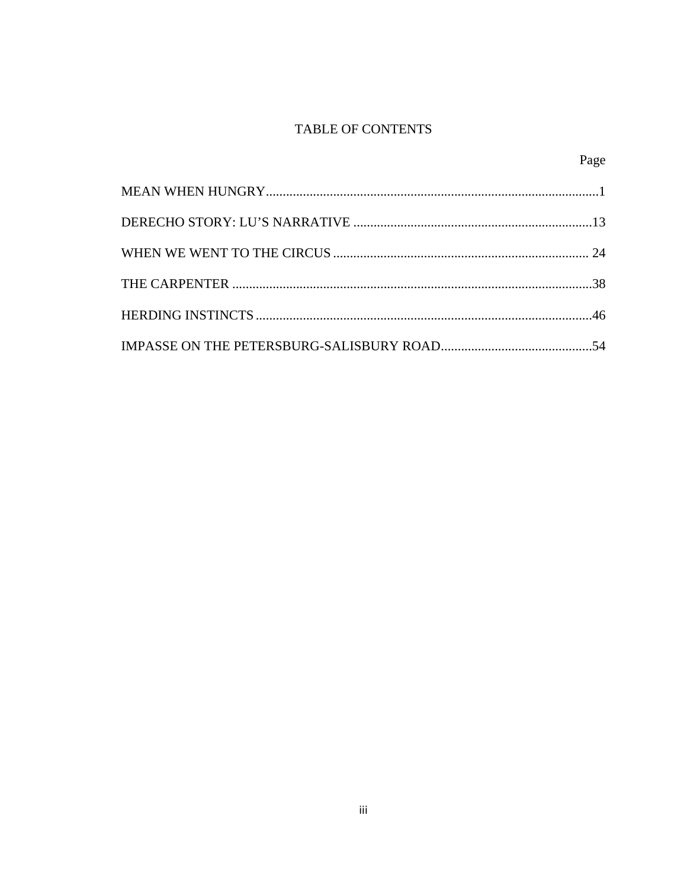# TABLE OF CONTENTS

| | Page |
|---|---|
| MEAN WHEN HUNGRY | 1 |
| DERECHO STORY: LU'S NARRATIVE | 13 |
| WHEN WE WENT TO THE CIRCUS | 24 |
| THE CARPENTER | 38 |
| HERDING INSTINCTS | 46 |
| IMPASSE ON THE PETERSBURG-SALISBURY ROAD | 54 |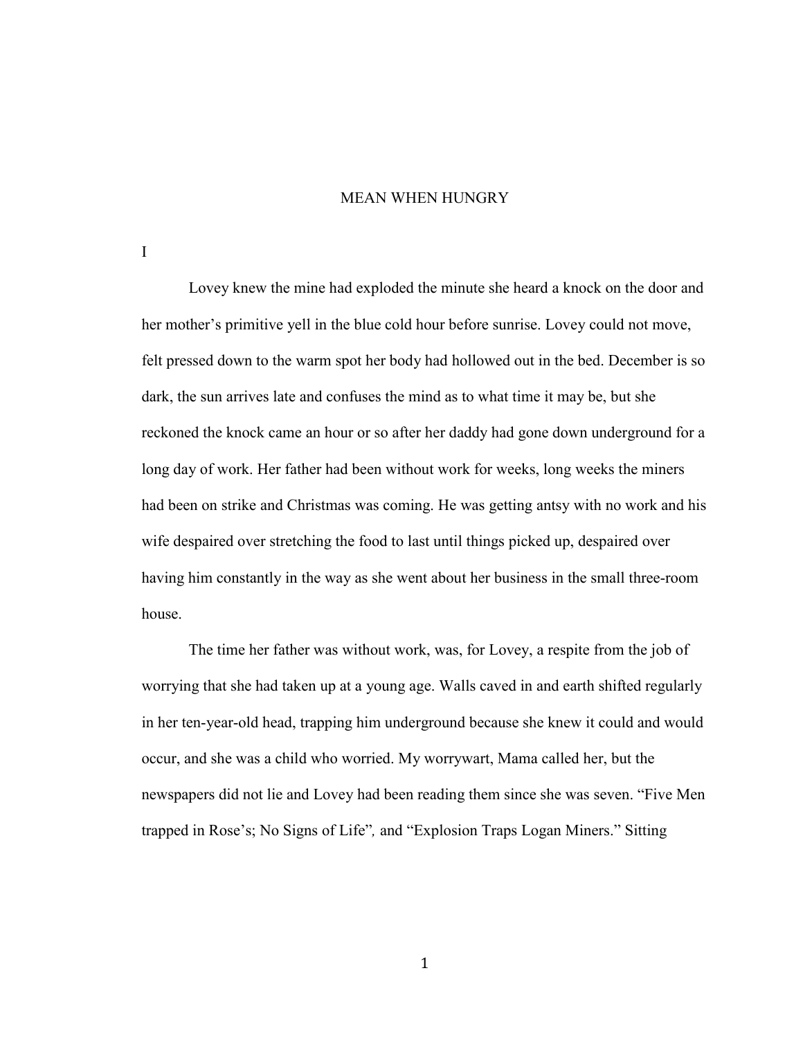# MEAN WHEN HUNGRY

I

Lovey knew the mine had exploded the minute she heard a knock on the door and her mother's primitive yell in the blue cold hour before sunrise. Lovey could not move, felt pressed down to the warm spot her body had hollowed out in the bed. December is so dark, the sun arrives late and confuses the mind as to what time it may be, but she reckoned the knock came an hour or so after her daddy had gone down underground for a long day of work. Her father had been without work for weeks, long weeks the miners had been on strike and Christmas was coming. He was getting antsy with no work and his wife despaired over stretching the food to last until things picked up, despaired over having him constantly in the way as she went about her business in the small three-room house.

The time her father was without work, was, for Lovey, a respite from the job of worrying that she had taken up at a young age. Walls caved in and earth shifted regularly in her ten-year-old head, trapping him underground because she knew it could and would occur, and she was a child who worried. My worrywart, Mama called her, but the newspapers did not lie and Lovey had been reading them since she was seven. "Five Men trapped in Rose's; No Signs of Life", and "Explosion Traps Logan Miners." Sitting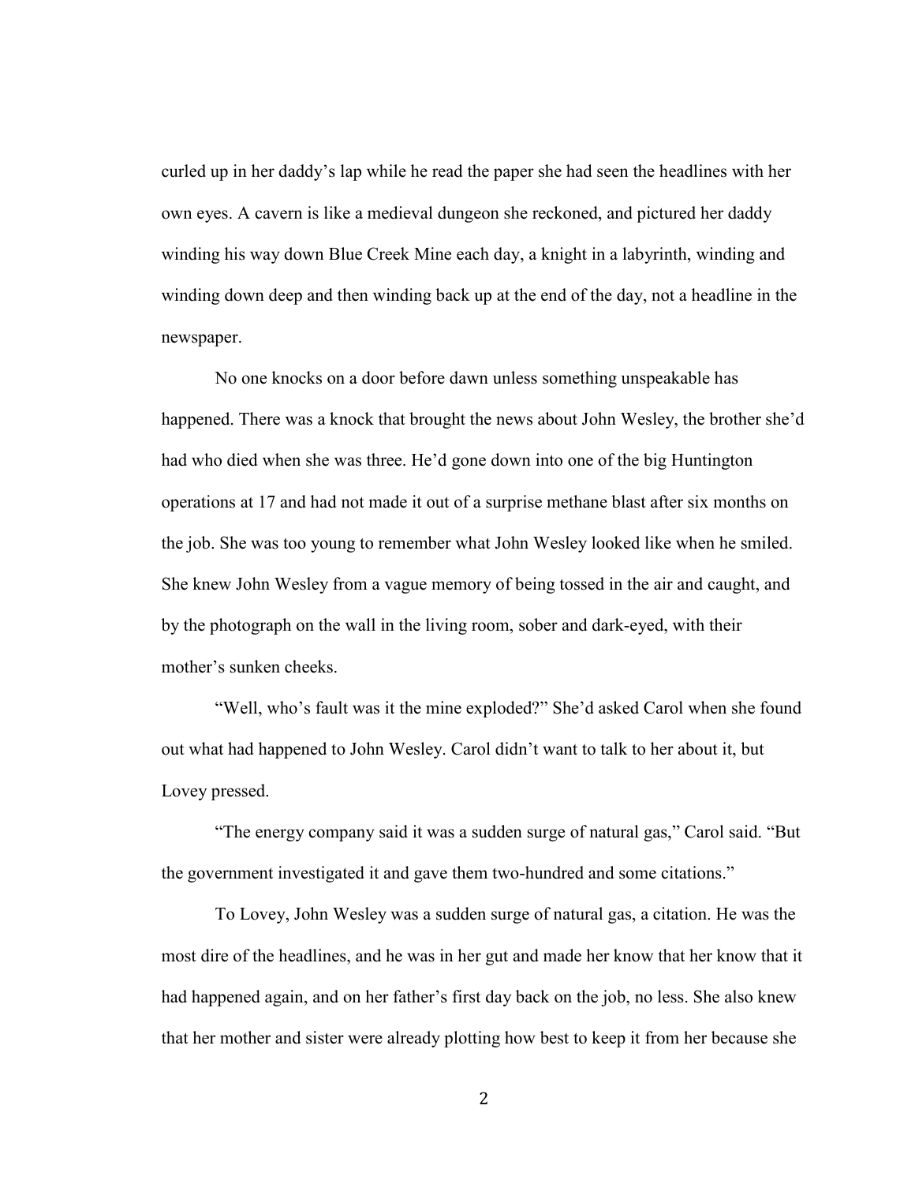curled up in her daddy's lap while he read the paper she had seen the headlines with her own eyes. A cavern is like a medieval dungeon she reckoned, and pictured her daddy winding his way down Blue Creek Mine each day, a knight in a labyrinth, winding and winding down deep and then winding back up at the end of the day, not a headline in the newspaper.

No one knocks on a door before dawn unless something unspeakable has happened. There was a knock that brought the news about John Wesley, the brother she'd had who died when she was three. He'd gone down into one of the big Huntington operations at 17 and had not made it out of a surprise methane blast after six months on the job. She was too young to remember what John Wesley looked like when he smiled. She knew John Wesley from a vague memory of being tossed in the air and caught, and by the photograph on the wall in the living room, sober and dark-eyed, with their mother's sunken cheeks.

"Well, who's fault was it the mine exploded?" She'd asked Carol when she found out what had happened to John Wesley. Carol didn't want to talk to her about it, but Lovey pressed.

"The energy company said it was a sudden surge of natural gas," Carol said. "But the government investigated it and gave them two-hundred and some citations."

To Lovey, John Wesley was a sudden surge of natural gas, a citation. He was the most dire of the headlines, and he was in her gut and made her know that her know that it had happened again, and on her father's first day back on the job, no less. She also knew that her mother and sister were already plotting how best to keep it from her because she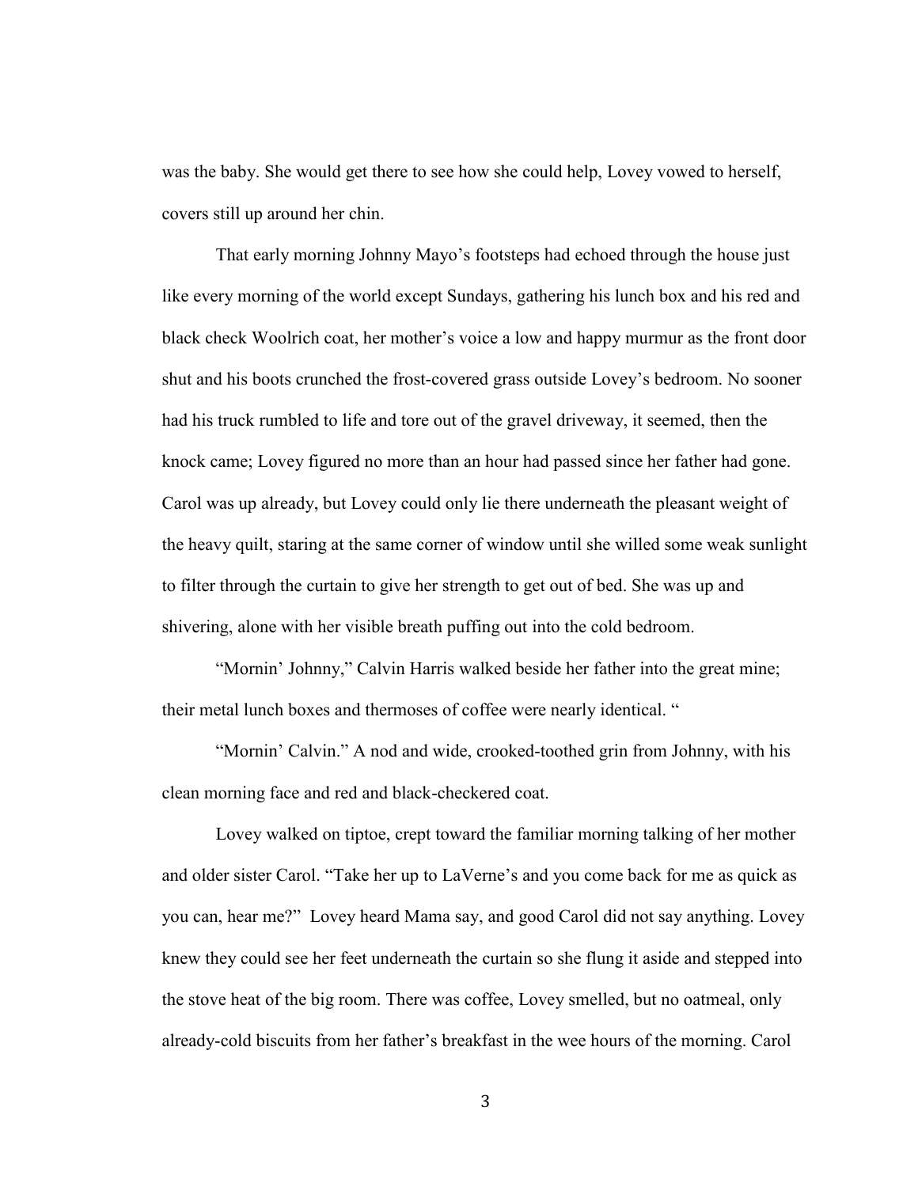was the baby. She would get there to see how she could help, Lovey vowed to herself, covers still up around her chin.

That early morning Johnny Mayo's footsteps had echoed through the house just like every morning of the world except Sundays, gathering his lunch box and his red and black check Woolrich coat, her mother's voice a low and happy murmur as the front door shut and his boots crunched the frost-covered grass outside Lovey's bedroom. No sooner had his truck rumbled to life and tore out of the gravel driveway, it seemed, then the knock came; Lovey figured no more than an hour had passed since her father had gone. Carol was up already, but Lovey could only lie there underneath the pleasant weight of the heavy quilt, staring at the same corner of window until she willed some weak sunlight to filter through the curtain to give her strength to get out of bed. She was up and shivering, alone with her visible breath puffing out into the cold bedroom.

"Mornin' Johnny," Calvin Harris walked beside her father into the great mine; their metal lunch boxes and thermoses of coffee were nearly identical. "

"Mornin' Calvin." A nod and wide, crooked-toothed grin from Johnny, with his clean morning face and red and black-checkered coat.

Lovey walked on tiptoe, crept toward the familiar morning talking of her mother and older sister Carol. "Take her up to LaVerne's and you come back for me as quick as you can, hear me?" Lovey heard Mama say, and good Carol did not say anything. Lovey knew they could see her feet underneath the curtain so she flung it aside and stepped into the stove heat of the big room. There was coffee, Lovey smelled, but no oatmeal, only already-cold biscuits from her father's breakfast in the wee hours of the morning. Carol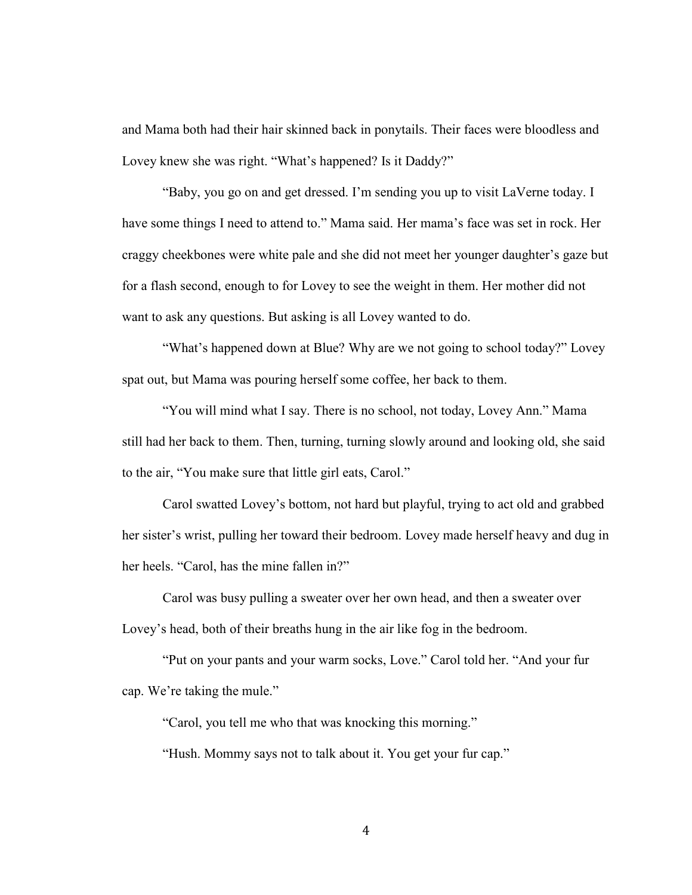and Mama both had their hair skinned back in ponytails. Their faces were bloodless and Lovey knew she was right. "What's happened? Is it Daddy?"

"Baby, you go on and get dressed. I'm sending you up to visit LaVerne today. I have some things I need to attend to." Mama said. Her mama's face was set in rock. Her craggy cheekbones were white pale and she did not meet her younger daughter's gaze but for a flash second, enough to for Lovey to see the weight in them. Her mother did not want to ask any questions. But asking is all Lovey wanted to do.

"What's happened down at Blue? Why are we not going to school today?" Lovey spat out, but Mama was pouring herself some coffee, her back to them.

"You will mind what I say. There is no school, not today, Lovey Ann." Mama still had her back to them. Then, turning, turning slowly around and looking old, she said to the air, "You make sure that little girl eats, Carol."

Carol swatted Lovey's bottom, not hard but playful, trying to act old and grabbed her sister's wrist, pulling her toward their bedroom. Lovey made herself heavy and dug in her heels. "Carol, has the mine fallen in?"

Carol was busy pulling a sweater over her own head, and then a sweater over Lovey's head, both of their breaths hung in the air like fog in the bedroom.

"Put on your pants and your warm socks, Love." Carol told her. "And your fur cap. We're taking the mule."

"Carol, you tell me who that was knocking this morning."

"Hush. Mommy says not to talk about it. You get your fur cap."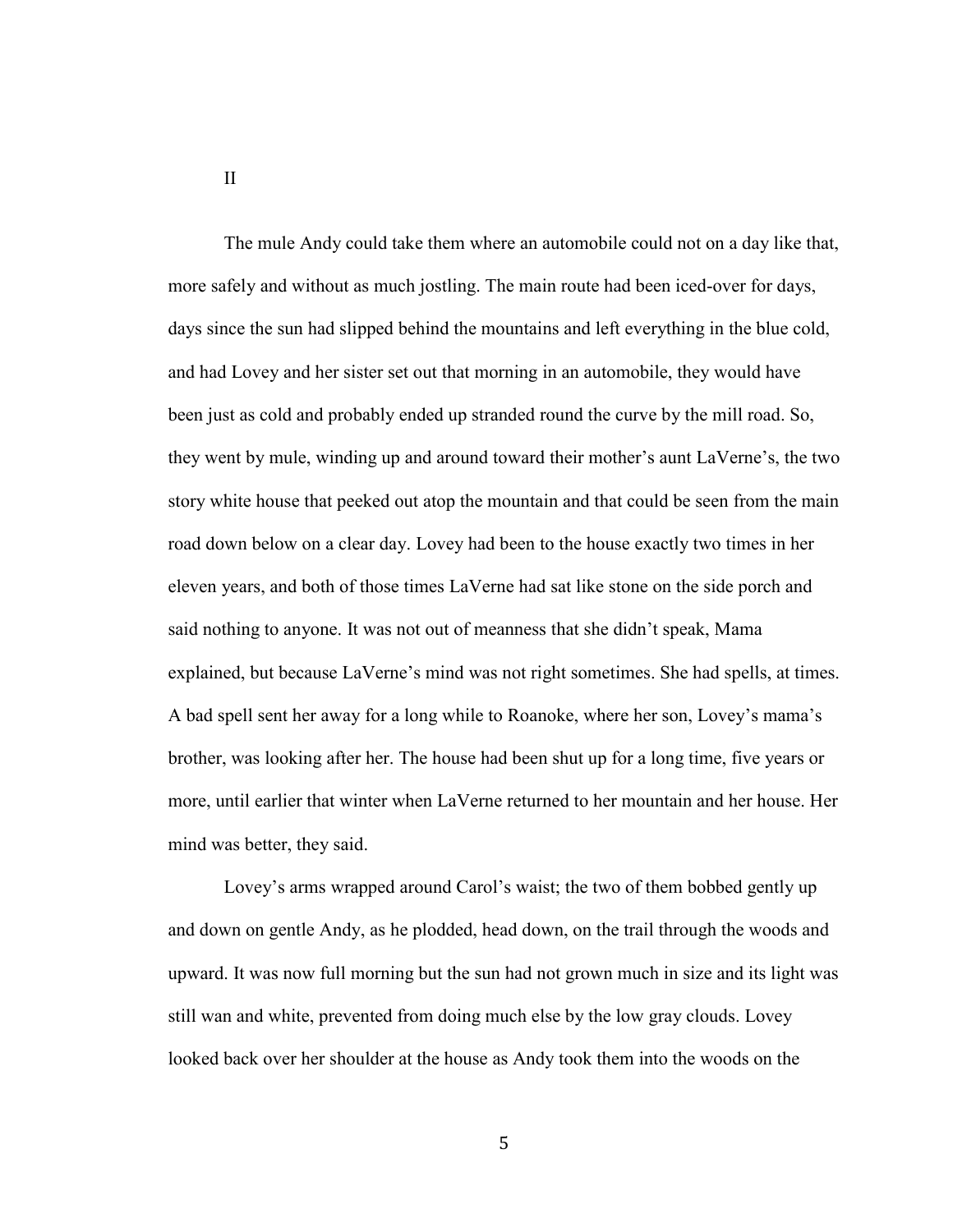## II

The mule Andy could take them where an automobile could not on a day like that, more safely and without as much jostling. The main route had been iced-over for days, days since the sun had slipped behind the mountains and left everything in the blue cold, and had Lovey and her sister set out that morning in an automobile, they would have been just as cold and probably ended up stranded round the curve by the mill road. So, they went by mule, winding up and around toward their mother's aunt LaVerne's, the two story white house that peeked out atop the mountain and that could be seen from the main road down below on a clear day. Lovey had been to the house exactly two times in her eleven years, and both of those times LaVerne had sat like stone on the side porch and said nothing to anyone. It was not out of meanness that she didn't speak, Mama explained, but because LaVerne's mind was not right sometimes. She had spells, at times. A bad spell sent her away for a long while to Roanoke, where her son, Lovey's mama's brother, was looking after her. The house had been shut up for a long time, five years or more, until earlier that winter when LaVerne returned to her mountain and her house. Her mind was better, they said.

Lovey's arms wrapped around Carol's waist; the two of them bobbed gently up and down on gentle Andy, as he plodded, head down, on the trail through the woods and upward. It was now full morning but the sun had not grown much in size and its light was still wan and white, prevented from doing much else by the low gray clouds. Lovey looked back over her shoulder at the house as Andy took them into the woods on the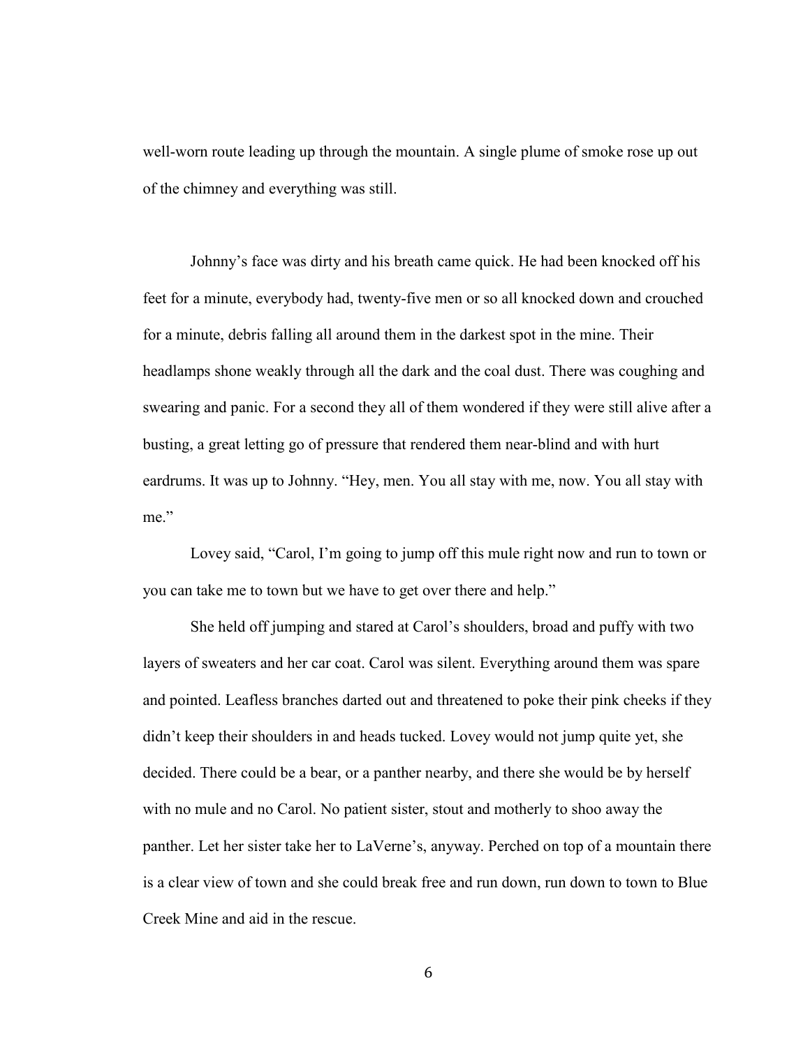well-worn route leading up through the mountain. A single plume of smoke rose up out of the chimney and everything was still.

Johnny's face was dirty and his breath came quick. He had been knocked off his feet for a minute, everybody had, twenty-five men or so all knocked down and crouched for a minute, debris falling all around them in the darkest spot in the mine. Their headlamps shone weakly through all the dark and the coal dust. There was coughing and swearing and panic. For a second they all of them wondered if they were still alive after a busting, a great letting go of pressure that rendered them near-blind and with hurt eardrums. It was up to Johnny. "Hey, men. You all stay with me, now. You all stay with me."

Lovey said, "Carol, I'm going to jump off this mule right now and run to town or you can take me to town but we have to get over there and help."

She held off jumping and stared at Carol's shoulders, broad and puffy with two layers of sweaters and her car coat. Carol was silent. Everything around them was spare and pointed. Leafless branches darted out and threatened to poke their pink cheeks if they didn't keep their shoulders in and heads tucked. Lovey would not jump quite yet, she decided. There could be a bear, or a panther nearby, and there she would be by herself with no mule and no Carol. No patient sister, stout and motherly to shoo away the panther. Let her sister take her to LaVerne's, anyway. Perched on top of a mountain there is a clear view of town and she could break free and run down, run down to town to Blue Creek Mine and aid in the rescue.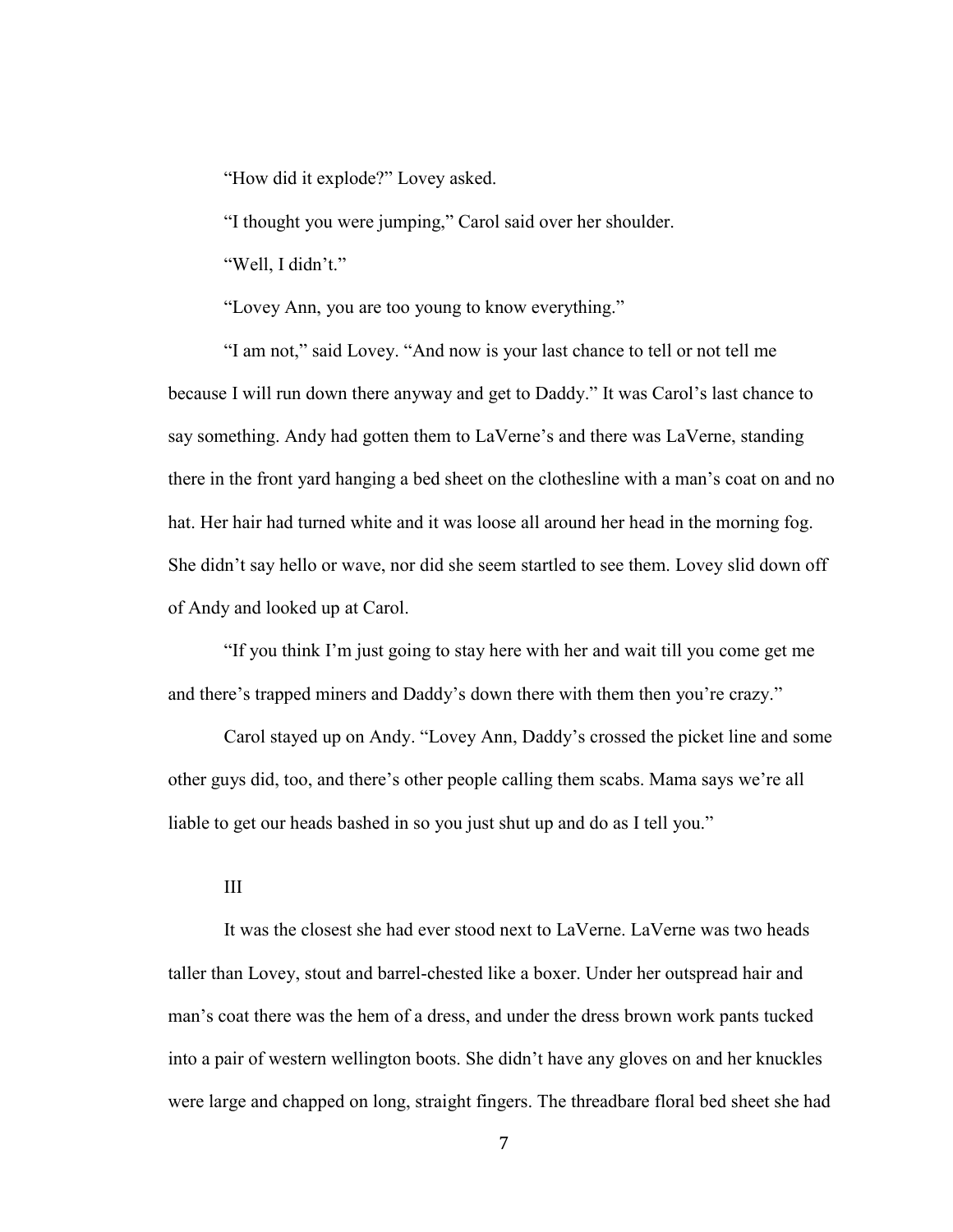"How did it explode?" Lovey asked.

"I thought you were jumping," Carol said over her shoulder.

"Well, I didn't."

"Lovey Ann, you are too young to know everything."

"I am not," said Lovey. "And now is your last chance to tell or not tell me because I will run down there anyway and get to Daddy." It was Carol's last chance to say something. Andy had gotten them to LaVerne's and there was LaVerne, standing there in the front yard hanging a bed sheet on the clothesline with a man's coat on and no hat. Her hair had turned white and it was loose all around her head in the morning fog. She didn't say hello or wave, nor did she seem startled to see them. Lovey slid down off of Andy and looked up at Carol.

"If you think I'm just going to stay here with her and wait till you come get me and there's trapped miners and Daddy's down there with them then you're crazy."

Carol stayed up on Andy. "Lovey Ann, Daddy's crossed the picket line and some other guys did, too, and there's other people calling them scabs. Mama says we're all liable to get our heads bashed in so you just shut up and do as I tell you."

III

It was the closest she had ever stood next to LaVerne. LaVerne was two heads taller than Lovey, stout and barrel-chested like a boxer. Under her outspread hair and man's coat there was the hem of a dress, and under the dress brown work pants tucked into a pair of western wellington boots. She didn't have any gloves on and her knuckles were large and chapped on long, straight fingers. The threadbare floral bed sheet she had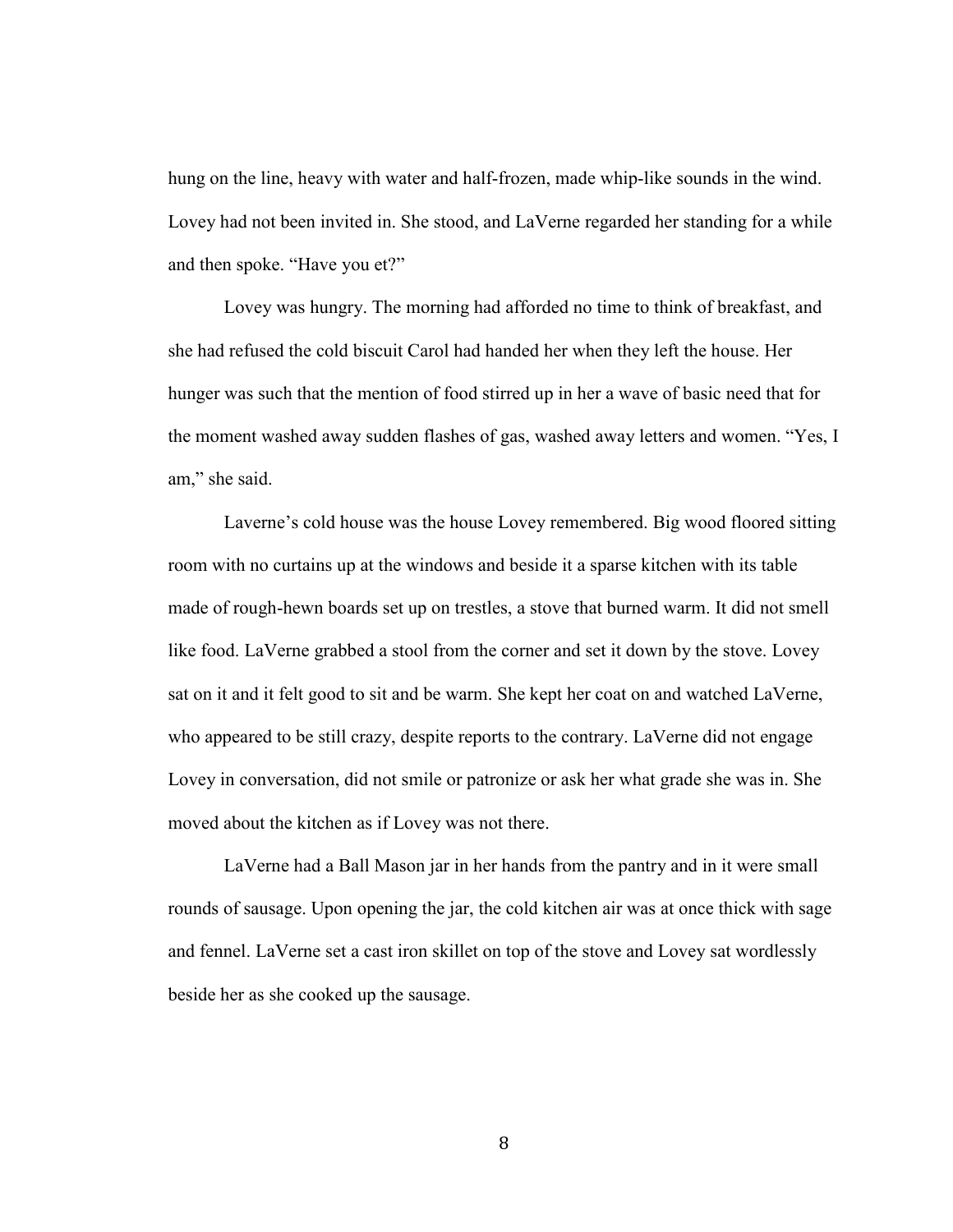hung on the line, heavy with water and half-frozen, made whip-like sounds in the wind. Lovey had not been invited in. She stood, and LaVerne regarded her standing for a while and then spoke. "Have you et?"

Lovey was hungry. The morning had afforded no time to think of breakfast, and she had refused the cold biscuit Carol had handed her when they left the house. Her hunger was such that the mention of food stirred up in her a wave of basic need that for the moment washed away sudden flashes of gas, washed away letters and women. "Yes, I am," she said.

Laverne's cold house was the house Lovey remembered. Big wood floored sitting room with no curtains up at the windows and beside it a sparse kitchen with its table made of rough-hewn boards set up on trestles, a stove that burned warm. It did not smell like food. LaVerne grabbed a stool from the corner and set it down by the stove. Lovey sat on it and it felt good to sit and be warm. She kept her coat on and watched LaVerne, who appeared to be still crazy, despite reports to the contrary. LaVerne did not engage Lovey in conversation, did not smile or patronize or ask her what grade she was in. She moved about the kitchen as if Lovey was not there.

LaVerne had a Ball Mason jar in her hands from the pantry and in it were small rounds of sausage. Upon opening the jar, the cold kitchen air was at once thick with sage and fennel. LaVerne set a cast iron skillet on top of the stove and Lovey sat wordlessly beside her as she cooked up the sausage.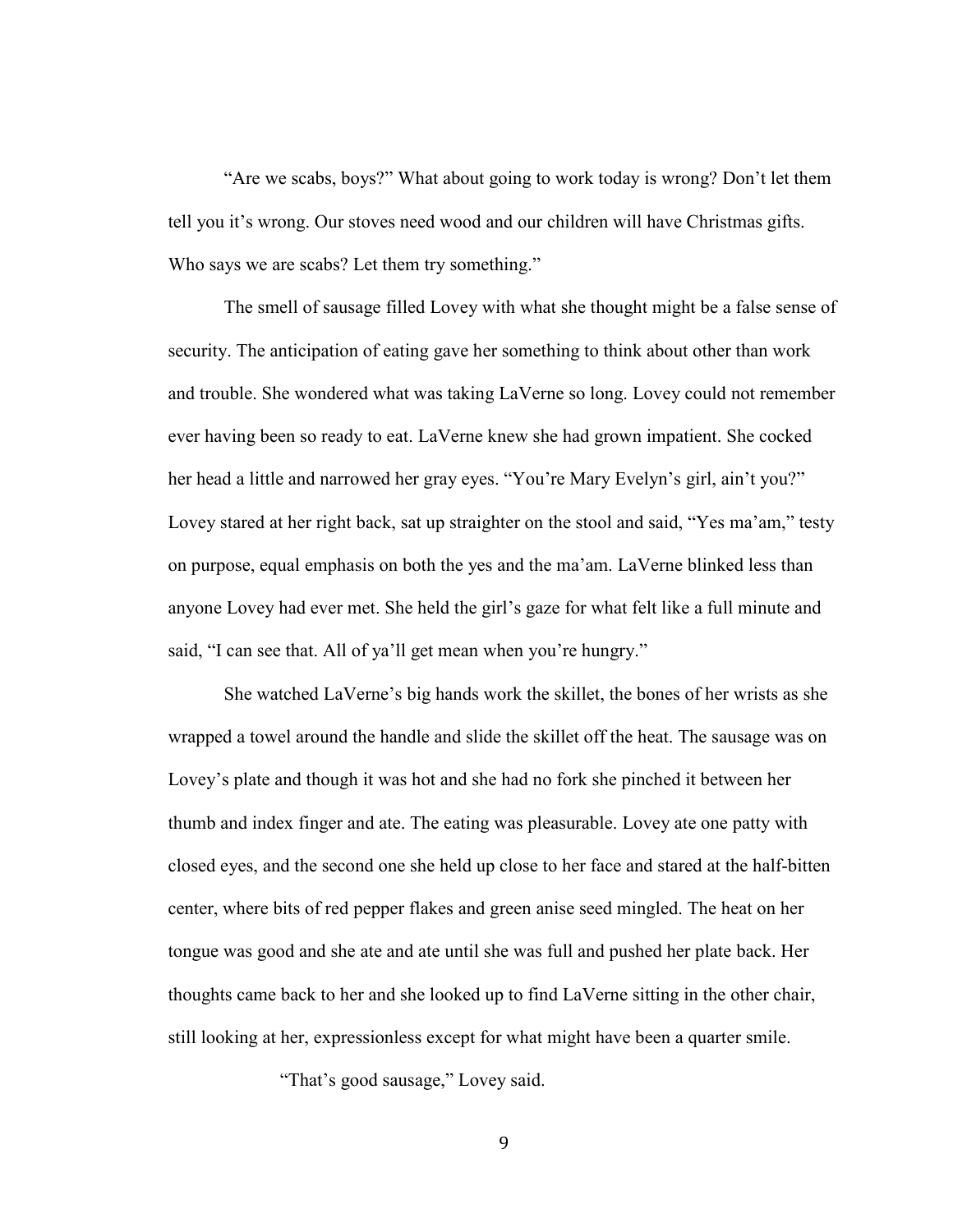"Are we scabs, boys?" What about going to work today is wrong? Don't let them tell you it's wrong. Our stoves need wood and our children will have Christmas gifts. Who says we are scabs? Let them try something."

The smell of sausage filled Lovey with what she thought might be a false sense of security. The anticipation of eating gave her something to think about other than work and trouble. She wondered what was taking LaVerne so long. Lovey could not remember ever having been so ready to eat. LaVerne knew she had grown impatient. She cocked her head a little and narrowed her gray eyes. "You're Mary Evelyn's girl, ain't you?" Lovey stared at her right back, sat up straighter on the stool and said, "Yes ma'am," testy on purpose, equal emphasis on both the yes and the ma'am. LaVerne blinked less than anyone Lovey had ever met. She held the girl's gaze for what felt like a full minute and said, "I can see that. All of ya'll get mean when you're hungry."

She watched LaVerne's big hands work the skillet, the bones of her wrists as she wrapped a towel around the handle and slide the skillet off the heat. The sausage was on Lovey's plate and though it was hot and she had no fork she pinched it between her thumb and index finger and ate. The eating was pleasurable. Lovey ate one patty with closed eyes, and the second one she held up close to her face and stared at the half-bitten center, where bits of red pepper flakes and green anise seed mingled. The heat on her tongue was good and she ate and ate until she was full and pushed her plate back. Her thoughts came back to her and she looked up to find LaVerne sitting in the other chair, still looking at her, expressionless except for what might have been a quarter smile.

"That's good sausage," Lovey said.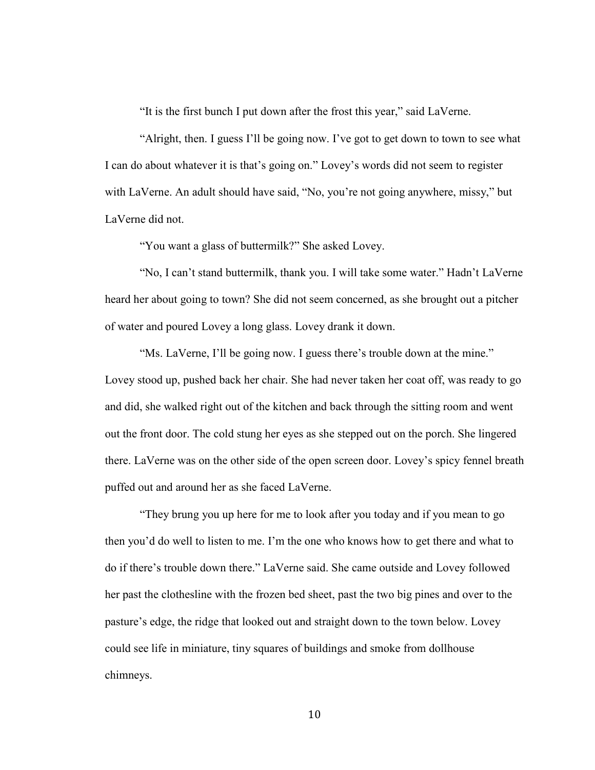"It is the first bunch I put down after the frost this year," said LaVerne.

"Alright, then. I guess I'll be going now. I've got to get down to town to see what I can do about whatever it is that's going on." Lovey's words did not seem to register with LaVerne. An adult should have said, "No, you're not going anywhere, missy," but LaVerne did not.

"You want a glass of buttermilk?" She asked Lovey.

"No, I can't stand buttermilk, thank you. I will take some water." Hadn't LaVerne heard her about going to town? She did not seem concerned, as she brought out a pitcher of water and poured Lovey a long glass. Lovey drank it down.

"Ms. LaVerne, I'll be going now. I guess there's trouble down at the mine." Lovey stood up, pushed back her chair. She had never taken her coat off, was ready to go and did, she walked right out of the kitchen and back through the sitting room and went out the front door. The cold stung her eyes as she stepped out on the porch. She lingered there. LaVerne was on the other side of the open screen door. Lovey's spicy fennel breath puffed out and around her as she faced LaVerne.

"They brung you up here for me to look after you today and if you mean to go then you'd do well to listen to me. I'm the one who knows how to get there and what to do if there's trouble down there." LaVerne said. She came outside and Lovey followed her past the clothesline with the frozen bed sheet, past the two big pines and over to the pasture's edge, the ridge that looked out and straight down to the town below. Lovey could see life in miniature, tiny squares of buildings and smoke from dollhouse chimneys.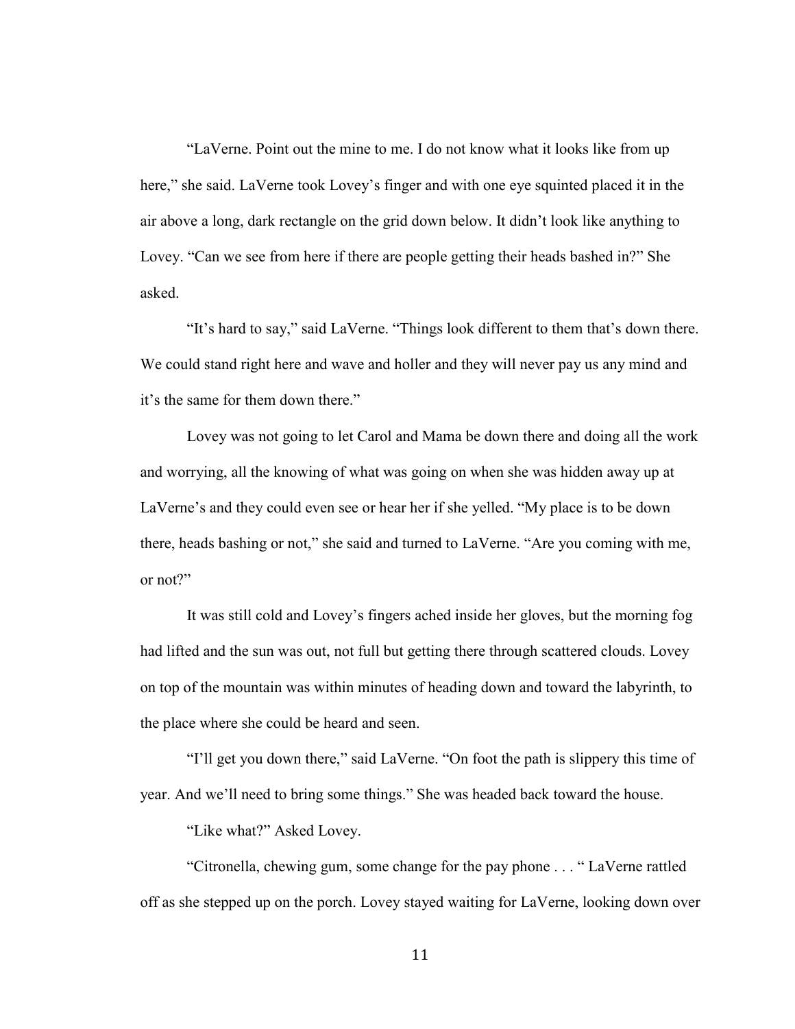"LaVerne. Point out the mine to me. I do not know what it looks like from up here," she said. LaVerne took Lovey's finger and with one eye squinted placed it in the air above a long, dark rectangle on the grid down below. It didn't look like anything to Lovey. "Can we see from here if there are people getting their heads bashed in?" She asked.

"It's hard to say," said LaVerne. "Things look different to them that's down there. We could stand right here and wave and holler and they will never pay us any mind and it's the same for them down there."

Lovey was not going to let Carol and Mama be down there and doing all the work and worrying, all the knowing of what was going on when she was hidden away up at LaVerne's and they could even see or hear her if she yelled. "My place is to be down there, heads bashing or not," she said and turned to LaVerne. "Are you coming with me, or not?"

It was still cold and Lovey's fingers ached inside her gloves, but the morning fog had lifted and the sun was out, not full but getting there through scattered clouds. Lovey on top of the mountain was within minutes of heading down and toward the labyrinth, to the place where she could be heard and seen.

"I'll get you down there," said LaVerne. "On foot the path is slippery this time of year. And we'll need to bring some things." She was headed back toward the house.

"Like what?" Asked Lovey.

"Citronella, chewing gum, some change for the pay phone . . . " LaVerne rattled off as she stepped up on the porch. Lovey stayed waiting for LaVerne, looking down over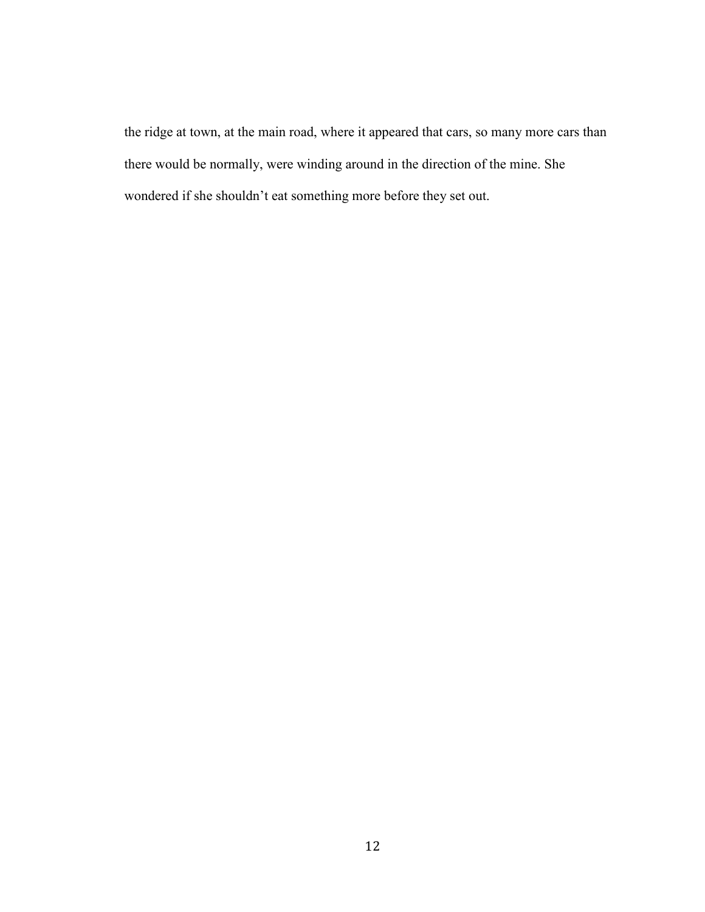the ridge at town, at the main road, where it appeared that cars, so many more cars than there would be normally, were winding around in the direction of the mine. She wondered if she shouldn't eat something more before they set out.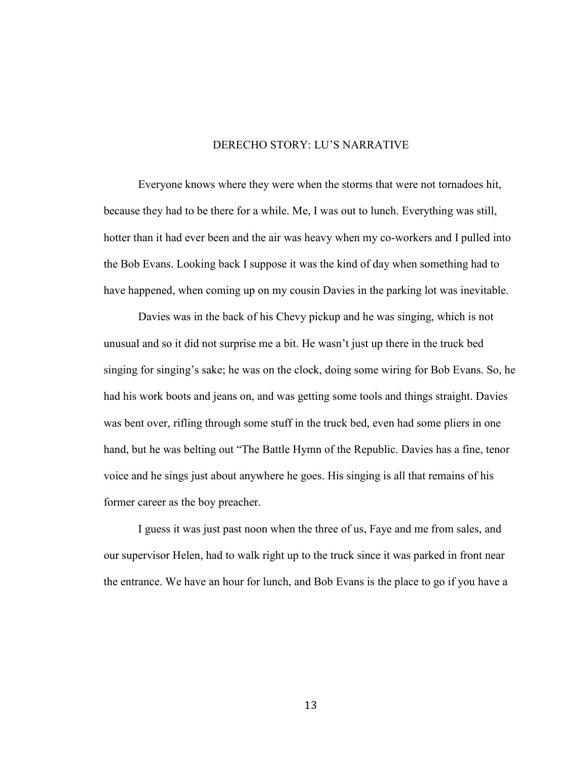# DERECHO STORY: LU'S NARRATIVE

Everyone knows where they were when the storms that were not tornadoes hit, because they had to be there for a while. Me, I was out to lunch. Everything was still, hotter than it had ever been and the air was heavy when my co-workers and I pulled into the Bob Evans. Looking back I suppose it was the kind of day when something had to have happened, when coming up on my cousin Davies in the parking lot was inevitable.

Davies was in the back of his Chevy pickup and he was singing, which is not unusual and so it did not surprise me a bit. He wasn't just up there in the truck bed singing for singing's sake; he was on the clock, doing some wiring for Bob Evans. So, he had his work boots and jeans on, and was getting some tools and things straight. Davies was bent over, rifling through some stuff in the truck bed, even had some pliers in one hand, but he was belting out "The Battle Hymn of the Republic. Davies has a fine, tenor voice and he sings just about anywhere he goes. His singing is all that remains of his former career as the boy preacher.

I guess it was just past noon when the three of us, Faye and me from sales, and our supervisor Helen, had to walk right up to the truck since it was parked in front near the entrance. We have an hour for lunch, and Bob Evans is the place to go if you have a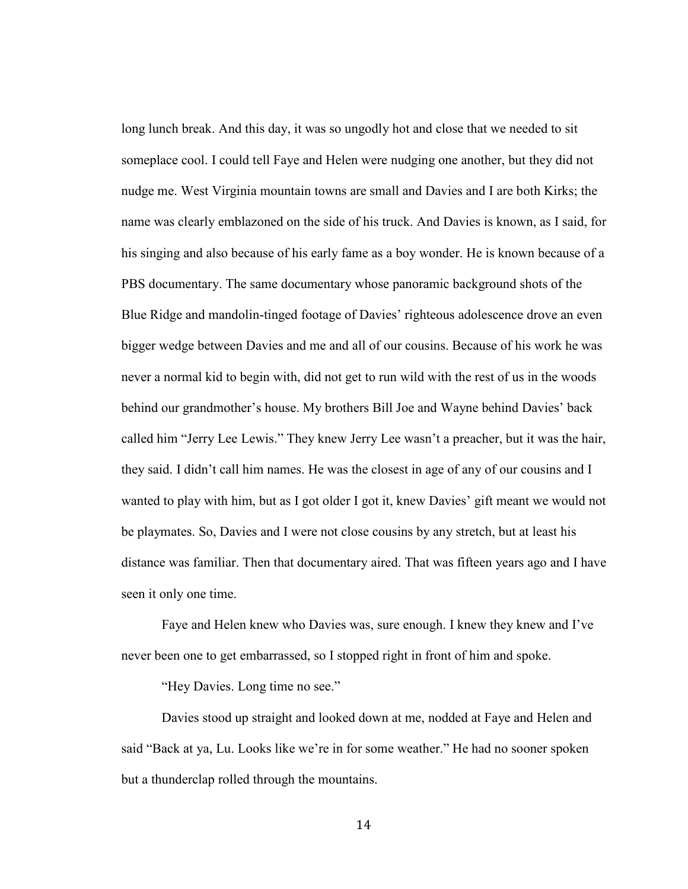long lunch break. And this day, it was so ungodly hot and close that we needed to sit someplace cool. I could tell Faye and Helen were nudging one another, but they did not nudge me. West Virginia mountain towns are small and Davies and I are both Kirks; the name was clearly emblazoned on the side of his truck. And Davies is known, as I said, for his singing and also because of his early fame as a boy wonder. He is known because of a PBS documentary. The same documentary whose panoramic background shots of the Blue Ridge and mandolin-tinged footage of Davies' righteous adolescence drove an even bigger wedge between Davies and me and all of our cousins. Because of his work he was never a normal kid to begin with, did not get to run wild with the rest of us in the woods behind our grandmother's house. My brothers Bill Joe and Wayne behind Davies' back called him "Jerry Lee Lewis." They knew Jerry Lee wasn't a preacher, but it was the hair, they said. I didn't call him names. He was the closest in age of any of our cousins and I wanted to play with him, but as I got older I got it, knew Davies' gift meant we would not be playmates. So, Davies and I were not close cousins by any stretch, but at least his distance was familiar. Then that documentary aired. That was fifteen years ago and I have seen it only one time.

Faye and Helen knew who Davies was, sure enough. I knew they knew and I've never been one to get embarrassed, so I stopped right in front of him and spoke.

"Hey Davies. Long time no see."

Davies stood up straight and looked down at me, nodded at Faye and Helen and said "Back at ya, Lu. Looks like we're in for some weather." He had no sooner spoken but a thunderclap rolled through the mountains.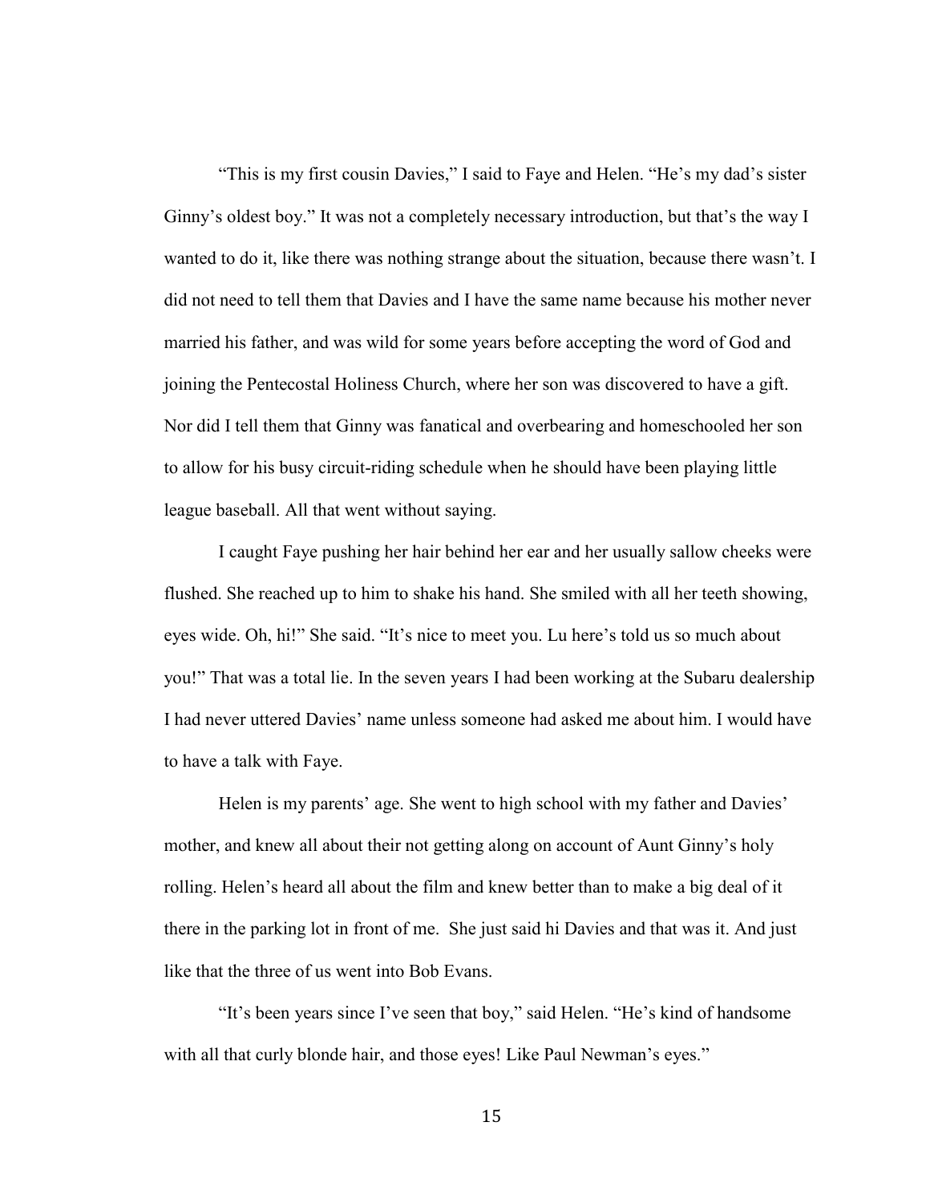"This is my first cousin Davies," I said to Faye and Helen. "He's my dad's sister Ginny's oldest boy." It was not a completely necessary introduction, but that's the way I wanted to do it, like there was nothing strange about the situation, because there wasn't. I did not need to tell them that Davies and I have the same name because his mother never married his father, and was wild for some years before accepting the word of God and joining the Pentecostal Holiness Church, where her son was discovered to have a gift. Nor did I tell them that Ginny was fanatical and overbearing and homeschooled her son to allow for his busy circuit-riding schedule when he should have been playing little league baseball. All that went without saying.

I caught Faye pushing her hair behind her ear and her usually sallow cheeks were flushed. She reached up to him to shake his hand. She smiled with all her teeth showing, eyes wide. Oh, hi!" She said. "It's nice to meet you. Lu here's told us so much about you!" That was a total lie. In the seven years I had been working at the Subaru dealership I had never uttered Davies' name unless someone had asked me about him. I would have to have a talk with Faye.

Helen is my parents' age. She went to high school with my father and Davies' mother, and knew all about their not getting along on account of Aunt Ginny's holy rolling. Helen's heard all about the film and knew better than to make a big deal of it there in the parking lot in front of me. She just said hi Davies and that was it. And just like that the three of us went into Bob Evans.

"It's been years since I've seen that boy," said Helen. "He's kind of handsome with all that curly blonde hair, and those eyes! Like Paul Newman's eyes."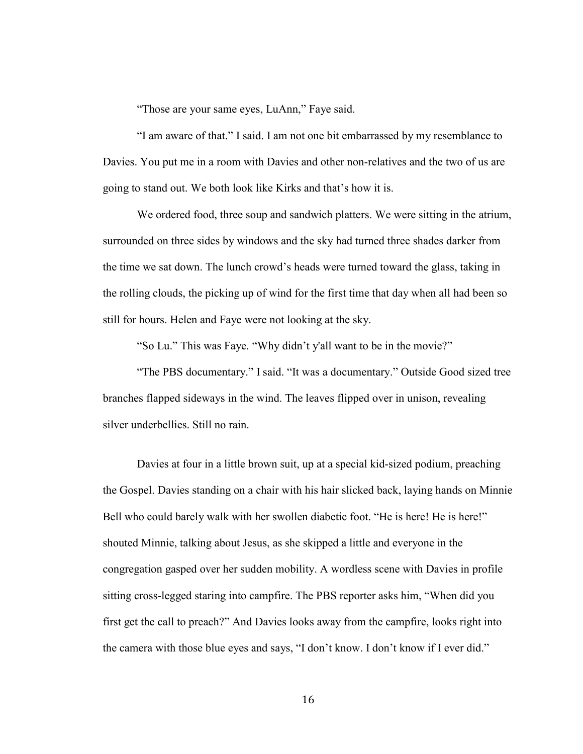"Those are your same eyes, LuAnn," Faye said.

"I am aware of that." I said. I am not one bit embarrassed by my resemblance to Davies. You put me in a room with Davies and other non-relatives and the two of us are going to stand out. We both look like Kirks and that's how it is.

We ordered food, three soup and sandwich platters. We were sitting in the atrium, surrounded on three sides by windows and the sky had turned three shades darker from the time we sat down. The lunch crowd's heads were turned toward the glass, taking in the rolling clouds, the picking up of wind for the first time that day when all had been so still for hours. Helen and Faye were not looking at the sky.

"So Lu." This was Faye. "Why didn't y'all want to be in the movie?"

"The PBS documentary." I said. "It was a documentary." Outside Good sized tree branches flapped sideways in the wind. The leaves flipped over in unison, revealing silver underbellies. Still no rain.

Davies at four in a little brown suit, up at a special kid-sized podium, preaching the Gospel. Davies standing on a chair with his hair slicked back, laying hands on Minnie Bell who could barely walk with her swollen diabetic foot. "He is here! He is here!" shouted Minnie, talking about Jesus, as she skipped a little and everyone in the congregation gasped over her sudden mobility. A wordless scene with Davies in profile sitting cross-legged staring into campfire. The PBS reporter asks him, "When did you first get the call to preach?" And Davies looks away from the campfire, looks right into the camera with those blue eyes and says, "I don't know. I don't know if I ever did."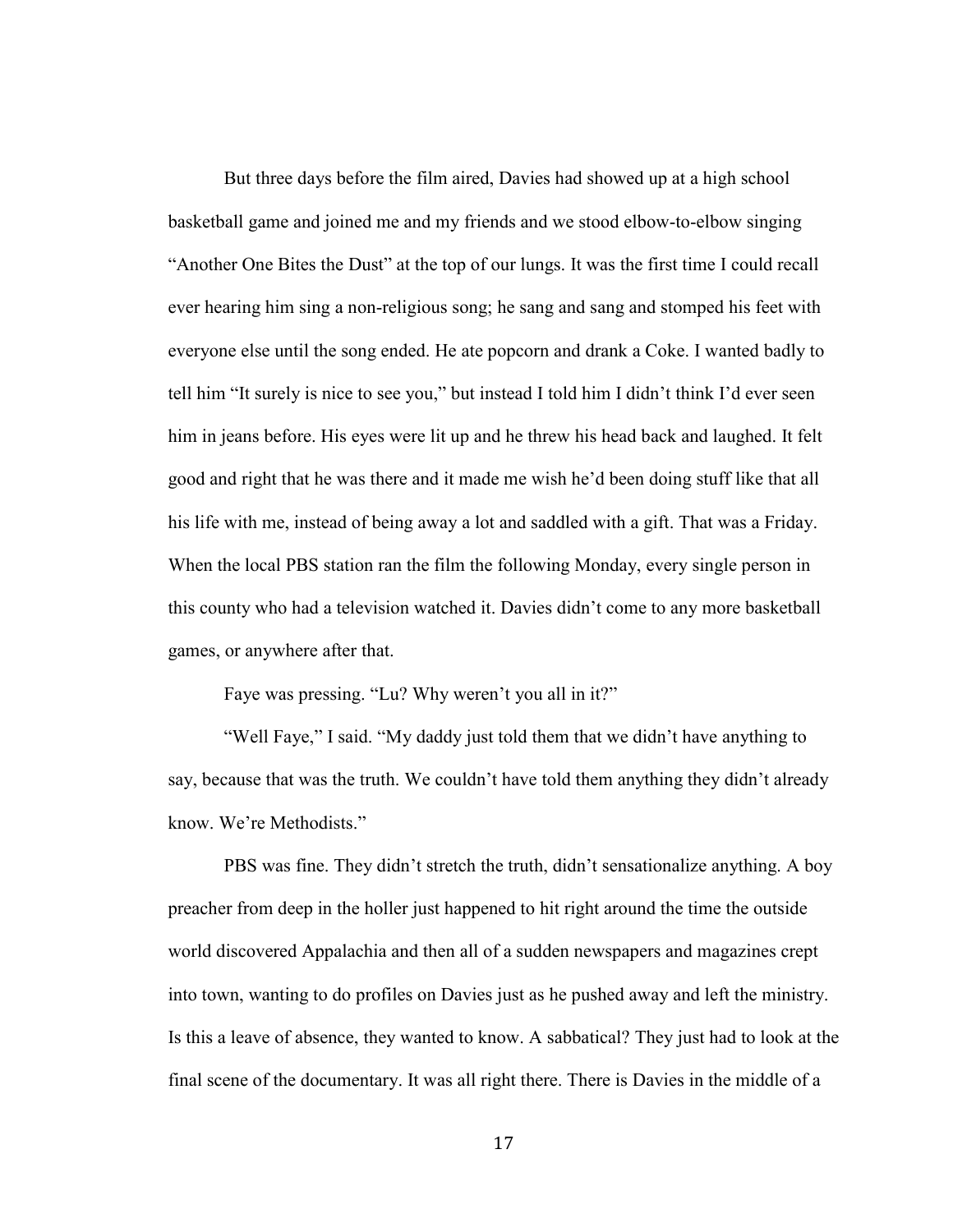But three days before the film aired, Davies had showed up at a high school basketball game and joined me and my friends and we stood elbow-to-elbow singing "Another One Bites the Dust" at the top of our lungs. It was the first time I could recall ever hearing him sing a non-religious song; he sang and sang and stomped his feet with everyone else until the song ended. He ate popcorn and drank a Coke. I wanted badly to tell him "It surely is nice to see you," but instead I told him I didn't think I'd ever seen him in jeans before. His eyes were lit up and he threw his head back and laughed. It felt good and right that he was there and it made me wish he'd been doing stuff like that all his life with me, instead of being away a lot and saddled with a gift. That was a Friday. When the local PBS station ran the film the following Monday, every single person in this county who had a television watched it. Davies didn't come to any more basketball games, or anywhere after that.

Faye was pressing. "Lu? Why weren't you all in it?"

"Well Faye," I said. "My daddy just told them that we didn't have anything to say, because that was the truth. We couldn't have told them anything they didn't already know. We're Methodists."

PBS was fine. They didn't stretch the truth, didn't sensationalize anything. A boy preacher from deep in the holler just happened to hit right around the time the outside world discovered Appalachia and then all of a sudden newspapers and magazines crept into town, wanting to do profiles on Davies just as he pushed away and left the ministry. Is this a leave of absence, they wanted to know. A sabbatical? They just had to look at the final scene of the documentary. It was all right there. There is Davies in the middle of a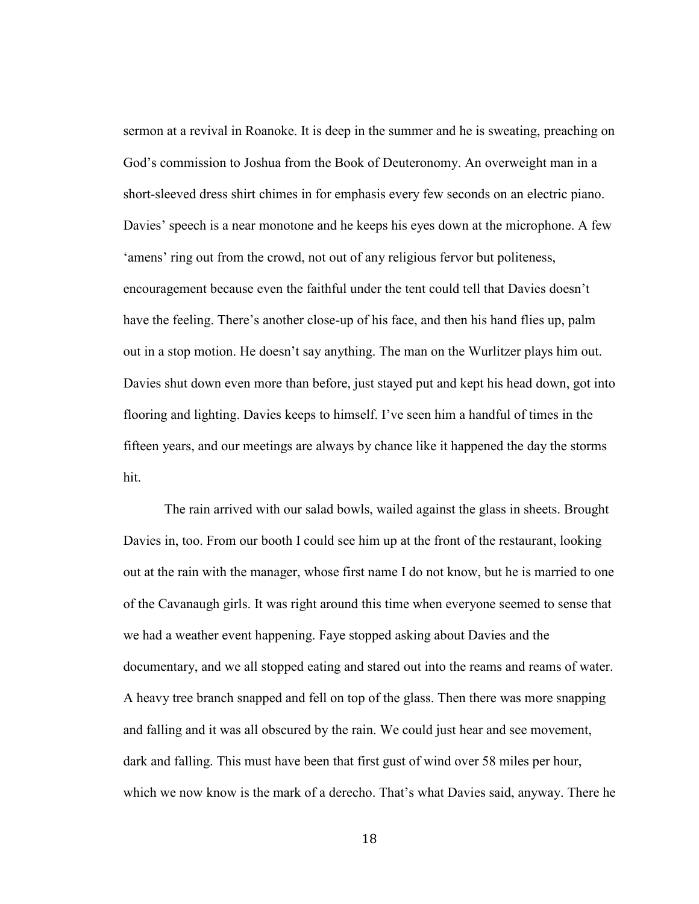sermon at a revival in Roanoke. It is deep in the summer and he is sweating, preaching on God's commission to Joshua from the Book of Deuteronomy. An overweight man in a short-sleeved dress shirt chimes in for emphasis every few seconds on an electric piano. Davies' speech is a near monotone and he keeps his eyes down at the microphone. A few 'amens' ring out from the crowd, not out of any religious fervor but politeness, encouragement because even the faithful under the tent could tell that Davies doesn't have the feeling. There's another close-up of his face, and then his hand flies up, palm out in a stop motion. He doesn't say anything. The man on the Wurlitzer plays him out. Davies shut down even more than before, just stayed put and kept his head down, got into flooring and lighting. Davies keeps to himself. I've seen him a handful of times in the fifteen years, and our meetings are always by chance like it happened the day the storms hit.

The rain arrived with our salad bowls, wailed against the glass in sheets. Brought Davies in, too. From our booth I could see him up at the front of the restaurant, looking out at the rain with the manager, whose first name I do not know, but he is married to one of the Cavanaugh girls. It was right around this time when everyone seemed to sense that we had a weather event happening. Faye stopped asking about Davies and the documentary, and we all stopped eating and stared out into the reams and reams of water. A heavy tree branch snapped and fell on top of the glass. Then there was more snapping and falling and it was all obscured by the rain. We could just hear and see movement, dark and falling. This must have been that first gust of wind over 58 miles per hour, which we now know is the mark of a derecho. That's what Davies said, anyway. There he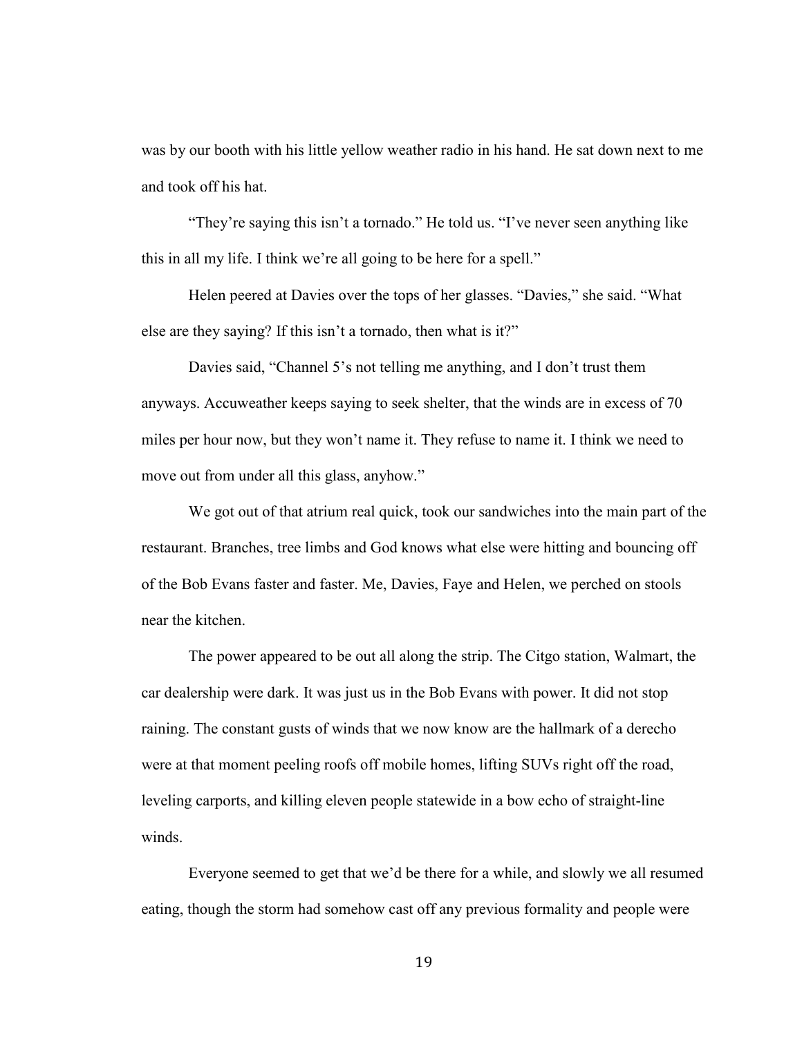was by our booth with his little yellow weather radio in his hand. He sat down next to me and took off his hat.

"They're saying this isn't a tornado." He told us. "I've never seen anything like this in all my life. I think we're all going to be here for a spell."

Helen peered at Davies over the tops of her glasses. "Davies," she said. "What else are they saying? If this isn't a tornado, then what is it?"

Davies said, "Channel 5's not telling me anything, and I don't trust them anyways. Accuweather keeps saying to seek shelter, that the winds are in excess of 70 miles per hour now, but they won't name it. They refuse to name it. I think we need to move out from under all this glass, anyhow."

We got out of that atrium real quick, took our sandwiches into the main part of the restaurant. Branches, tree limbs and God knows what else were hitting and bouncing off of the Bob Evans faster and faster. Me, Davies, Faye and Helen, we perched on stools near the kitchen.

The power appeared to be out all along the strip. The Citgo station, Walmart, the car dealership were dark. It was just us in the Bob Evans with power. It did not stop raining. The constant gusts of winds that we now know are the hallmark of a derecho were at that moment peeling roofs off mobile homes, lifting SUVs right off the road, leveling carports, and killing eleven people statewide in a bow echo of straight-line winds.

Everyone seemed to get that we'd be there for a while, and slowly we all resumed eating, though the storm had somehow cast off any previous formality and people were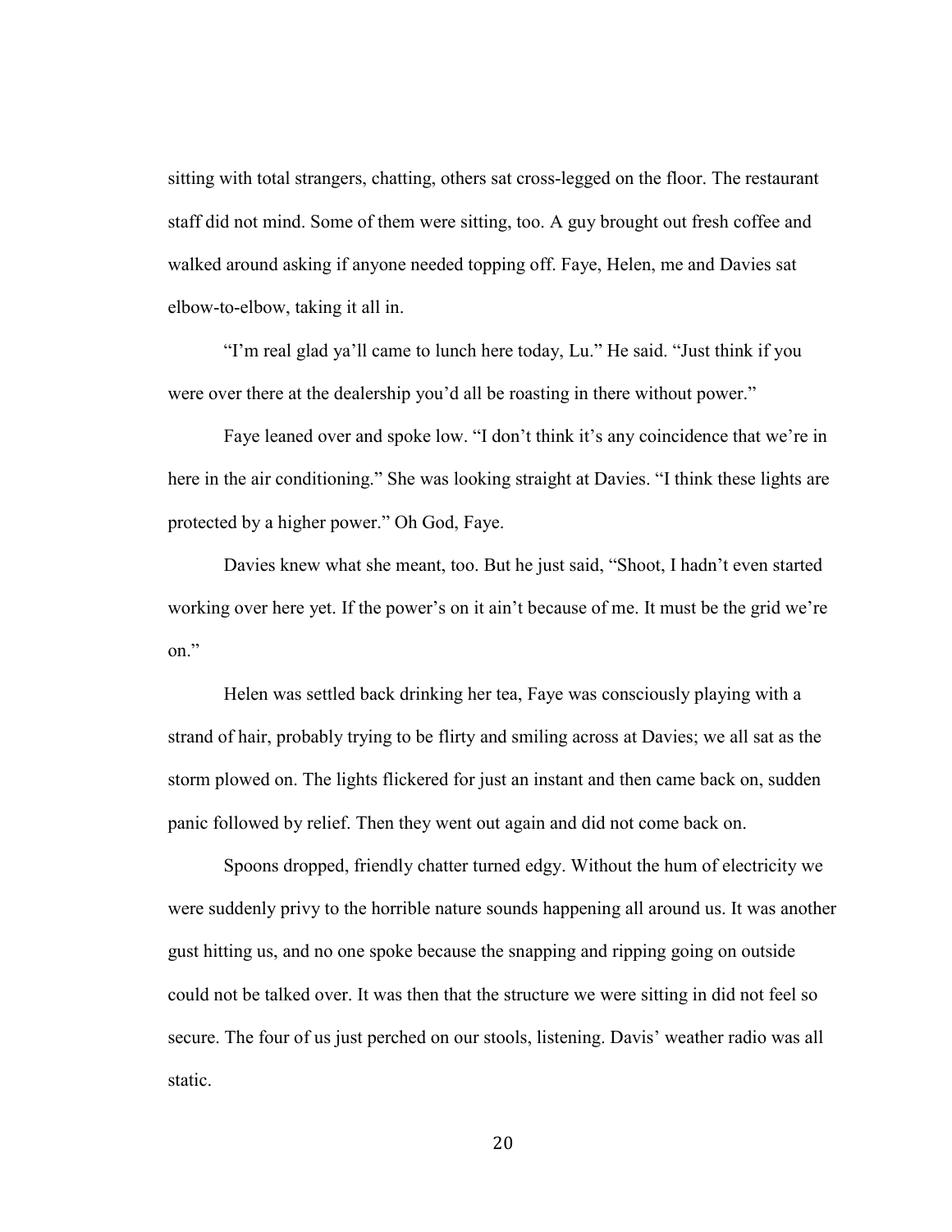sitting with total strangers, chatting, others sat cross-legged on the floor. The restaurant staff did not mind. Some of them were sitting, too. A guy brought out fresh coffee and walked around asking if anyone needed topping off. Faye, Helen, me and Davies sat elbow-to-elbow, taking it all in.

"I'm real glad ya'll came to lunch here today, Lu." He said. "Just think if you were over there at the dealership you'd all be roasting in there without power."

Faye leaned over and spoke low. "I don't think it's any coincidence that we're in here in the air conditioning." She was looking straight at Davies. "I think these lights are protected by a higher power." Oh God, Faye.

Davies knew what she meant, too. But he just said, "Shoot, I hadn't even started working over here yet. If the power's on it ain't because of me. It must be the grid we're on."

Helen was settled back drinking her tea, Faye was consciously playing with a strand of hair, probably trying to be flirty and smiling across at Davies; we all sat as the storm plowed on. The lights flickered for just an instant and then came back on, sudden panic followed by relief. Then they went out again and did not come back on.

Spoons dropped, friendly chatter turned edgy. Without the hum of electricity we were suddenly privy to the horrible nature sounds happening all around us. It was another gust hitting us, and no one spoke because the snapping and ripping going on outside could not be talked over. It was then that the structure we were sitting in did not feel so secure. The four of us just perched on our stools, listening. Davis' weather radio was all static.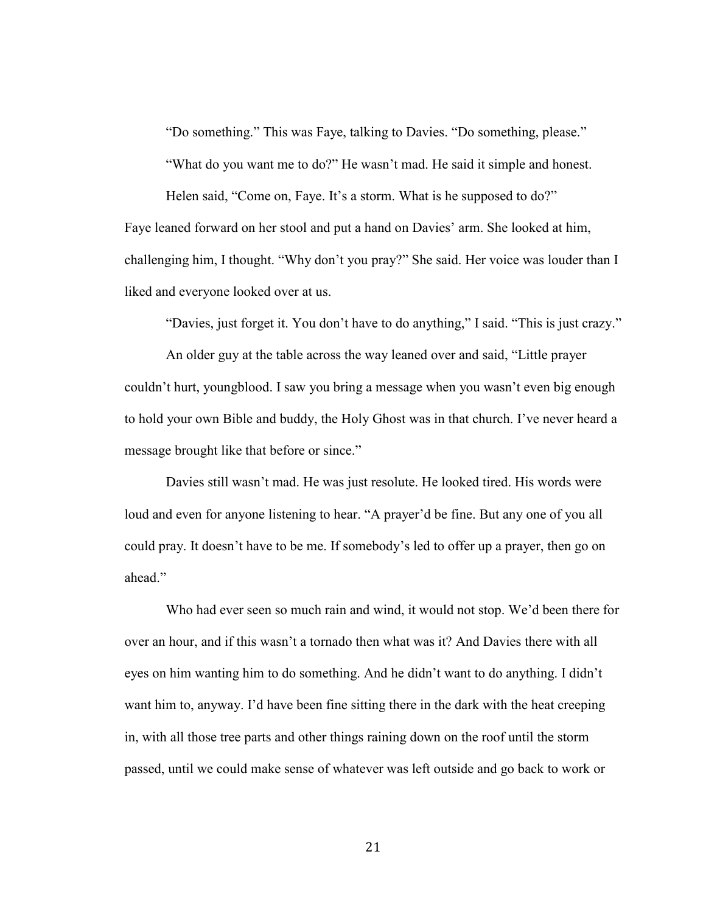"Do something." This was Faye, talking to Davies. "Do something, please."

"What do you want me to do?" He wasn't mad. He said it simple and honest.

Helen said, "Come on, Faye. It's a storm. What is he supposed to do?"

Faye leaned forward on her stool and put a hand on Davies' arm. She looked at him, challenging him, I thought. "Why don't you pray?" She said. Her voice was louder than I liked and everyone looked over at us.

"Davies, just forget it. You don't have to do anything," I said. "This is just crazy."

An older guy at the table across the way leaned over and said, "Little prayer couldn't hurt, youngblood. I saw you bring a message when you wasn't even big enough to hold your own Bible and buddy, the Holy Ghost was in that church. I've never heard a message brought like that before or since."

Davies still wasn't mad. He was just resolute. He looked tired. His words were loud and even for anyone listening to hear. "A prayer'd be fine. But any one of you all could pray. It doesn't have to be me. If somebody's led to offer up a prayer, then go on ahead."

Who had ever seen so much rain and wind, it would not stop. We'd been there for over an hour, and if this wasn't a tornado then what was it? And Davies there with all eyes on him wanting him to do something. And he didn't want to do anything. I didn't want him to, anyway. I'd have been fine sitting there in the dark with the heat creeping in, with all those tree parts and other things raining down on the roof until the storm passed, until we could make sense of whatever was left outside and go back to work or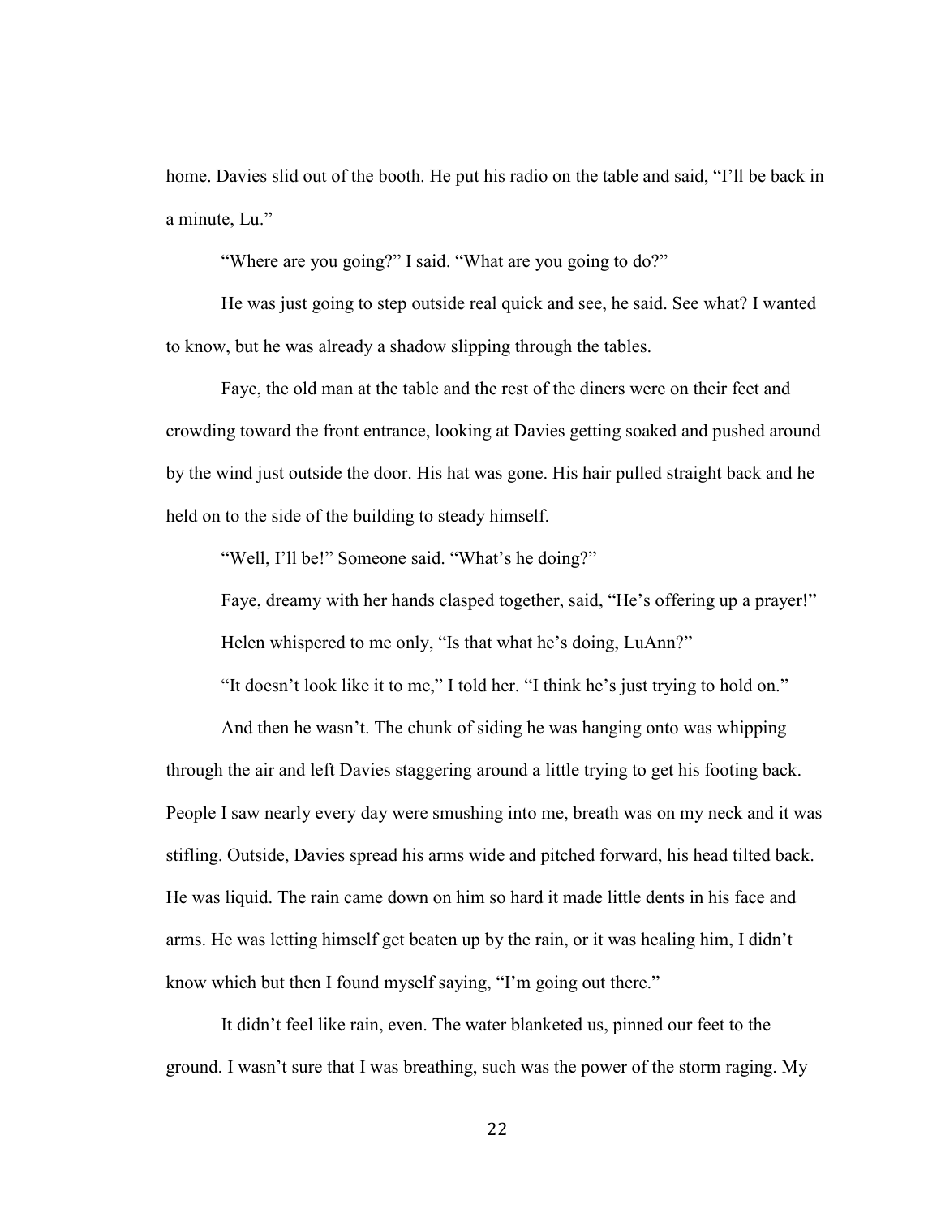home. Davies slid out of the booth. He put his radio on the table and said, "I'll be back in a minute, Lu."

"Where are you going?" I said. "What are you going to do?"

He was just going to step outside real quick and see, he said. See what? I wanted to know, but he was already a shadow slipping through the tables.

Faye, the old man at the table and the rest of the diners were on their feet and crowding toward the front entrance, looking at Davies getting soaked and pushed around by the wind just outside the door. His hat was gone. His hair pulled straight back and he held on to the side of the building to steady himself.

"Well, I'll be!" Someone said. "What's he doing?"

Faye, dreamy with her hands clasped together, said, "He's offering up a prayer!"

Helen whispered to me only, "Is that what he's doing, LuAnn?"

"It doesn't look like it to me," I told her. "I think he's just trying to hold on."

And then he wasn't. The chunk of siding he was hanging onto was whipping through the air and left Davies staggering around a little trying to get his footing back. People I saw nearly every day were smushing into me, breath was on my neck and it was stifling. Outside, Davies spread his arms wide and pitched forward, his head tilted back. He was liquid. The rain came down on him so hard it made little dents in his face and arms. He was letting himself get beaten up by the rain, or it was healing him, I didn't know which but then I found myself saying, "I'm going out there."

It didn't feel like rain, even. The water blanketed us, pinned our feet to the ground. I wasn't sure that I was breathing, such was the power of the storm raging. My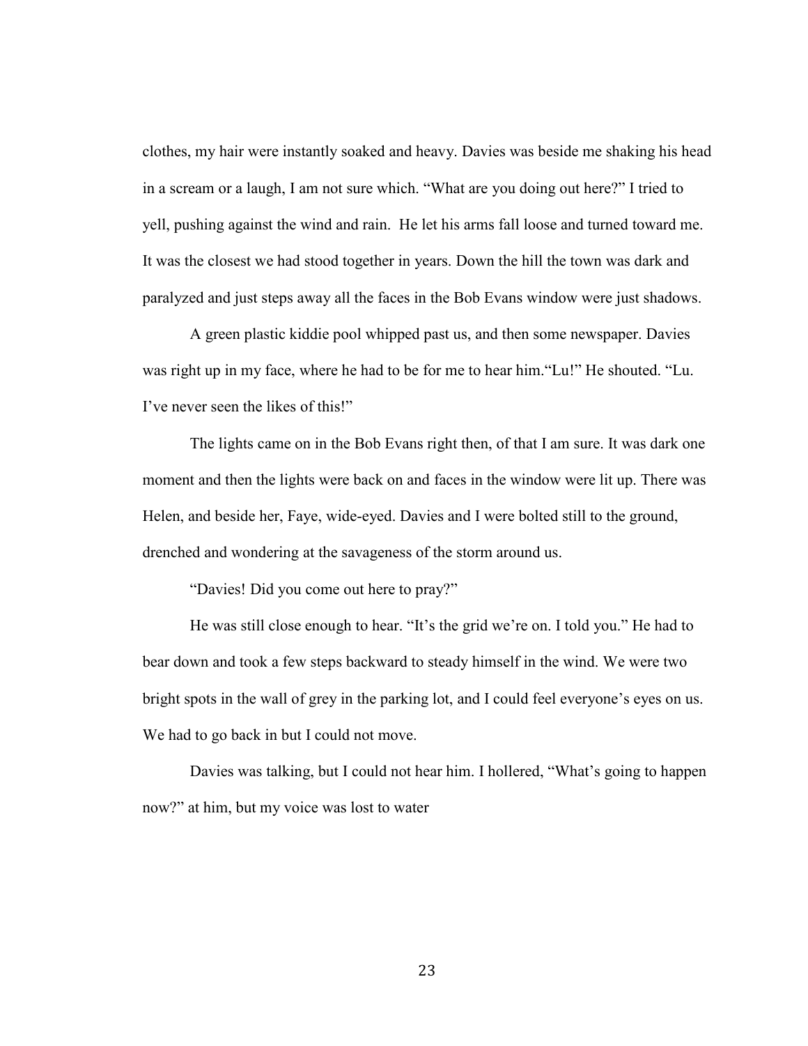clothes, my hair were instantly soaked and heavy. Davies was beside me shaking his head in a scream or a laugh, I am not sure which. "What are you doing out here?" I tried to yell, pushing against the wind and rain.  He let his arms fall loose and turned toward me. It was the closest we had stood together in years. Down the hill the town was dark and paralyzed and just steps away all the faces in the Bob Evans window were just shadows.

A green plastic kiddie pool whipped past us, and then some newspaper. Davies was right up in my face, where he had to be for me to hear him."Lu!" He shouted. "Lu. I've never seen the likes of this!"

The lights came on in the Bob Evans right then, of that I am sure. It was dark one moment and then the lights were back on and faces in the window were lit up. There was Helen, and beside her, Faye, wide-eyed. Davies and I were bolted still to the ground, drenched and wondering at the savageness of the storm around us.

"Davies! Did you come out here to pray?"

He was still close enough to hear. "It's the grid we're on. I told you." He had to bear down and took a few steps backward to steady himself in the wind. We were two bright spots in the wall of grey in the parking lot, and I could feel everyone's eyes on us. We had to go back in but I could not move.

Davies was talking, but I could not hear him. I hollered, "What's going to happen now?" at him, but my voice was lost to water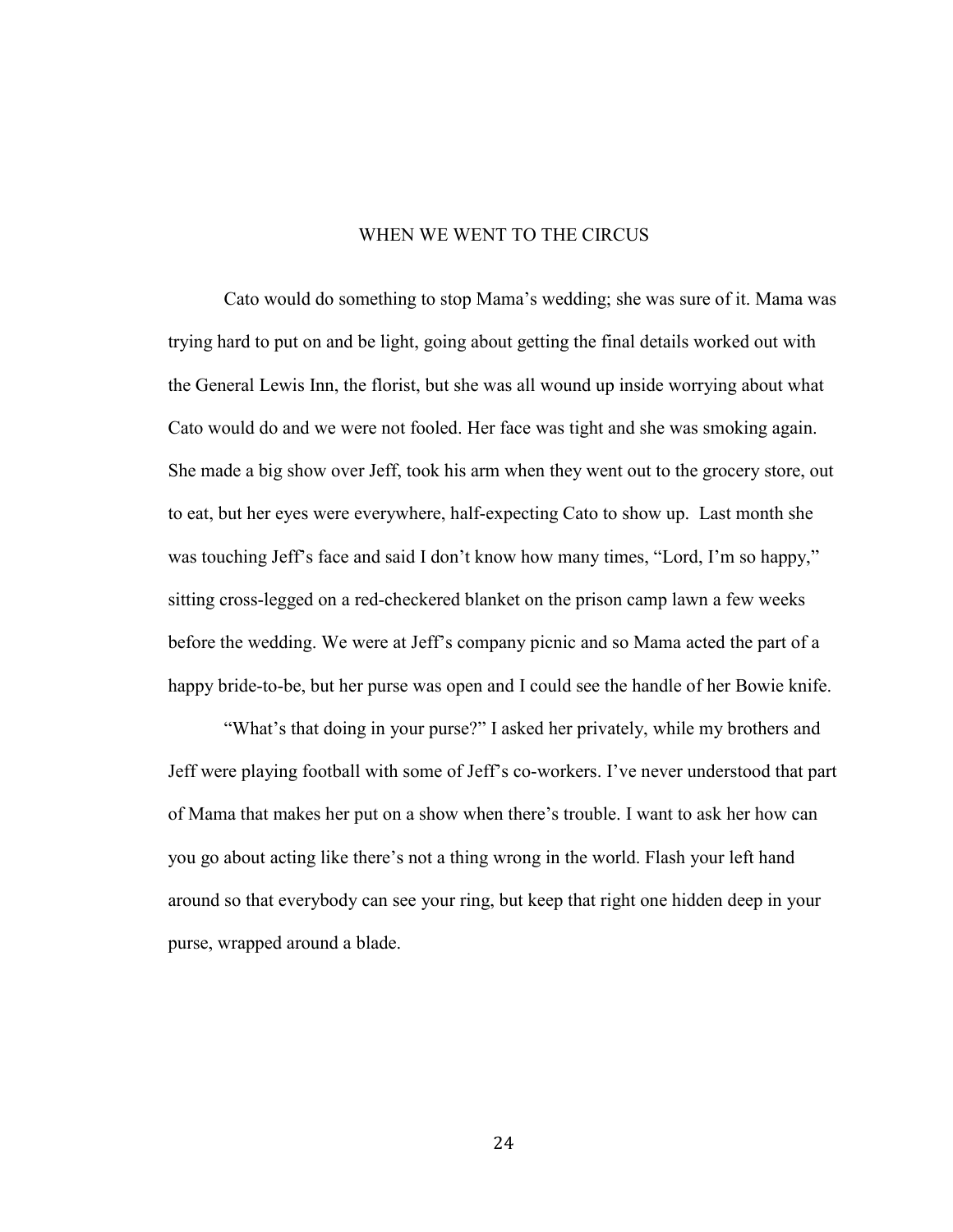## WHEN WE WENT TO THE CIRCUS

Cato would do something to stop Mama's wedding; she was sure of it. Mama was trying hard to put on and be light, going about getting the final details worked out with the General Lewis Inn, the florist, but she was all wound up inside worrying about what Cato would do and we were not fooled. Her face was tight and she was smoking again. She made a big show over Jeff, took his arm when they went out to the grocery store, out to eat, but her eyes were everywhere, half-expecting Cato to show up. Last month she was touching Jeff's face and said I don't know how many times, "Lord, I'm so happy," sitting cross-legged on a red-checkered blanket on the prison camp lawn a few weeks before the wedding. We were at Jeff's company picnic and so Mama acted the part of a happy bride-to-be, but her purse was open and I could see the handle of her Bowie knife.

"What's that doing in your purse?" I asked her privately, while my brothers and Jeff were playing football with some of Jeff's co-workers. I've never understood that part of Mama that makes her put on a show when there's trouble. I want to ask her how can you go about acting like there's not a thing wrong in the world. Flash your left hand around so that everybody can see your ring, but keep that right one hidden deep in your purse, wrapped around a blade.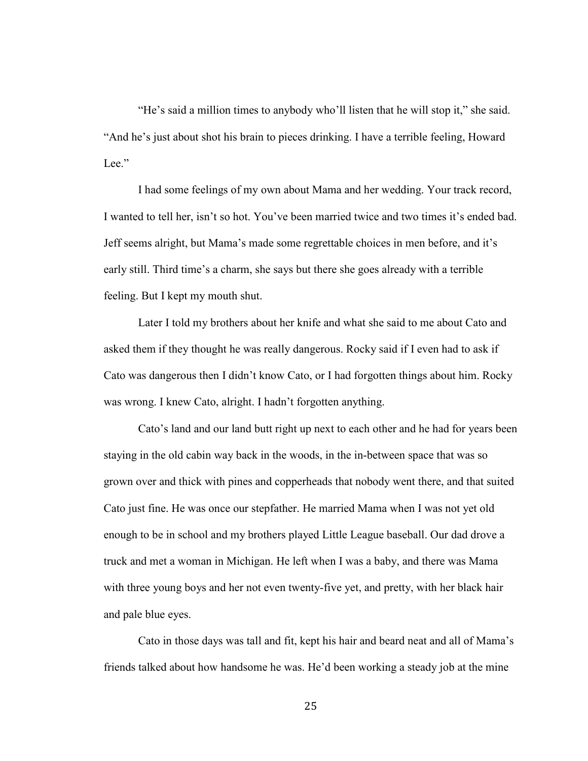"He's said a million times to anybody who'll listen that he will stop it," she said. "And he's just about shot his brain to pieces drinking. I have a terrible feeling, Howard Lee."

I had some feelings of my own about Mama and her wedding. Your track record, I wanted to tell her, isn't so hot. You've been married twice and two times it's ended bad. Jeff seems alright, but Mama's made some regrettable choices in men before, and it's early still. Third time's a charm, she says but there she goes already with a terrible feeling. But I kept my mouth shut.

Later I told my brothers about her knife and what she said to me about Cato and asked them if they thought he was really dangerous. Rocky said if I even had to ask if Cato was dangerous then I didn't know Cato, or I had forgotten things about him. Rocky was wrong. I knew Cato, alright. I hadn't forgotten anything.

Cato's land and our land butt right up next to each other and he had for years been staying in the old cabin way back in the woods, in the in-between space that was so grown over and thick with pines and copperheads that nobody went there, and that suited Cato just fine. He was once our stepfather. He married Mama when I was not yet old enough to be in school and my brothers played Little League baseball. Our dad drove a truck and met a woman in Michigan. He left when I was a baby, and there was Mama with three young boys and her not even twenty-five yet, and pretty, with her black hair and pale blue eyes.

Cato in those days was tall and fit, kept his hair and beard neat and all of Mama's friends talked about how handsome he was. He'd been working a steady job at the mine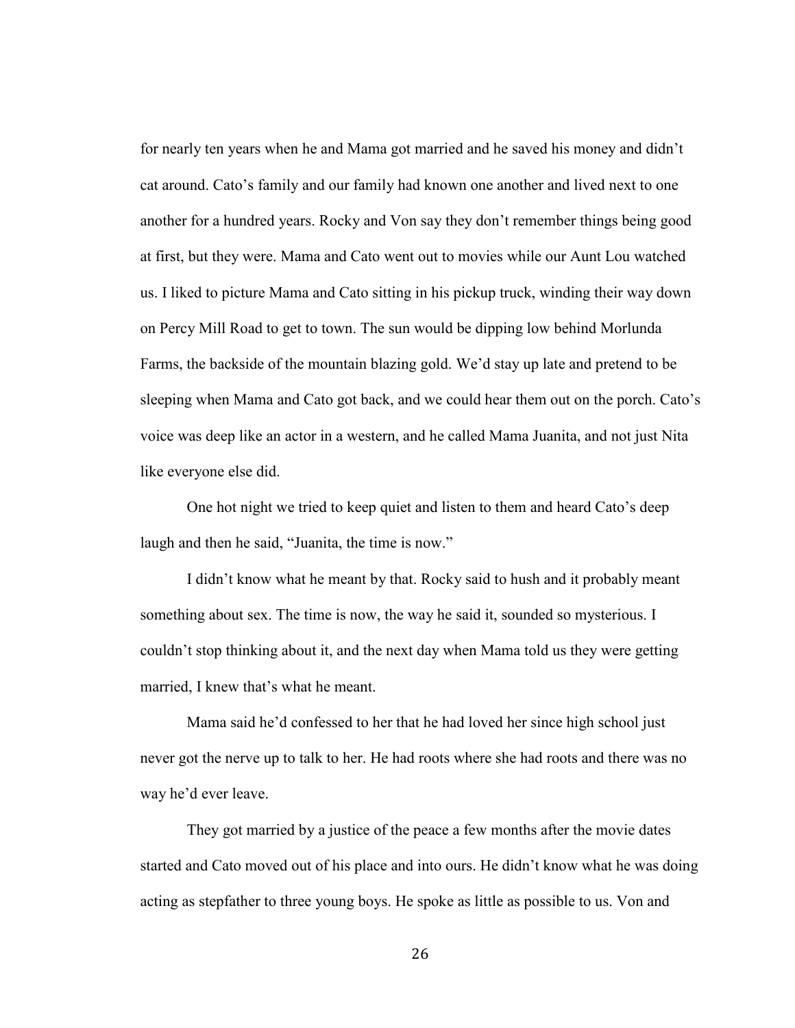for nearly ten years when he and Mama got married and he saved his money and didn't cat around. Cato's family and our family had known one another and lived next to one another for a hundred years. Rocky and Von say they don't remember things being good at first, but they were. Mama and Cato went out to movies while our Aunt Lou watched us. I liked to picture Mama and Cato sitting in his pickup truck, winding their way down on Percy Mill Road to get to town. The sun would be dipping low behind Morlunda Farms, the backside of the mountain blazing gold. We'd stay up late and pretend to be sleeping when Mama and Cato got back, and we could hear them out on the porch. Cato's voice was deep like an actor in a western, and he called Mama Juanita, and not just Nita like everyone else did.

One hot night we tried to keep quiet and listen to them and heard Cato's deep laugh and then he said, "Juanita, the time is now."

I didn't know what he meant by that. Rocky said to hush and it probably meant something about sex. The time is now, the way he said it, sounded so mysterious. I couldn't stop thinking about it, and the next day when Mama told us they were getting married, I knew that's what he meant.

Mama said he'd confessed to her that he had loved her since high school just never got the nerve up to talk to her. He had roots where she had roots and there was no way he'd ever leave.

They got married by a justice of the peace a few months after the movie dates started and Cato moved out of his place and into ours. He didn't know what he was doing acting as stepfather to three young boys. He spoke as little as possible to us. Von and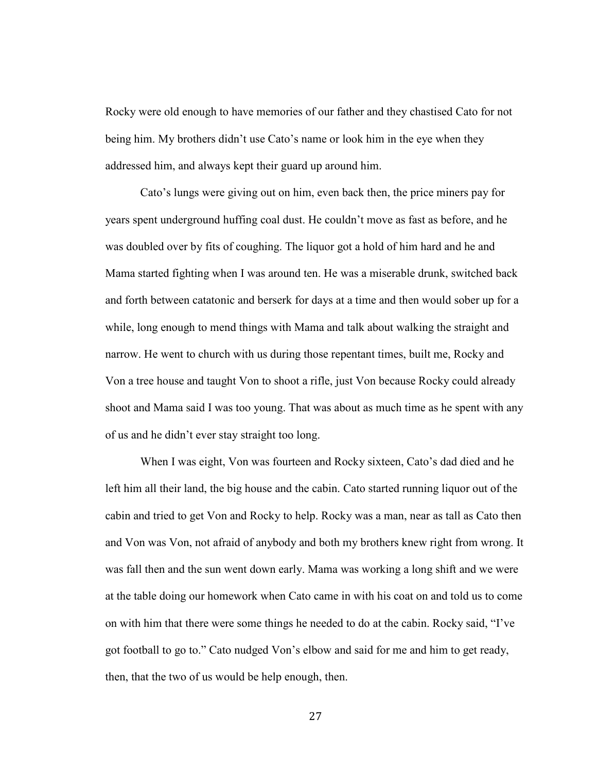Rocky were old enough to have memories of our father and they chastised Cato for not being him. My brothers didn't use Cato's name or look him in the eye when they addressed him, and always kept their guard up around him.

Cato's lungs were giving out on him, even back then, the price miners pay for years spent underground huffing coal dust. He couldn't move as fast as before, and he was doubled over by fits of coughing. The liquor got a hold of him hard and he and Mama started fighting when I was around ten. He was a miserable drunk, switched back and forth between catatonic and berserk for days at a time and then would sober up for a while, long enough to mend things with Mama and talk about walking the straight and narrow. He went to church with us during those repentant times, built me, Rocky and Von a tree house and taught Von to shoot a rifle, just Von because Rocky could already shoot and Mama said I was too young. That was about as much time as he spent with any of us and he didn't ever stay straight too long.

When I was eight, Von was fourteen and Rocky sixteen, Cato's dad died and he left him all their land, the big house and the cabin. Cato started running liquor out of the cabin and tried to get Von and Rocky to help. Rocky was a man, near as tall as Cato then and Von was Von, not afraid of anybody and both my brothers knew right from wrong. It was fall then and the sun went down early. Mama was working a long shift and we were at the table doing our homework when Cato came in with his coat on and told us to come on with him that there were some things he needed to do at the cabin. Rocky said, "I've got football to go to." Cato nudged Von's elbow and said for me and him to get ready, then, that the two of us would be help enough, then.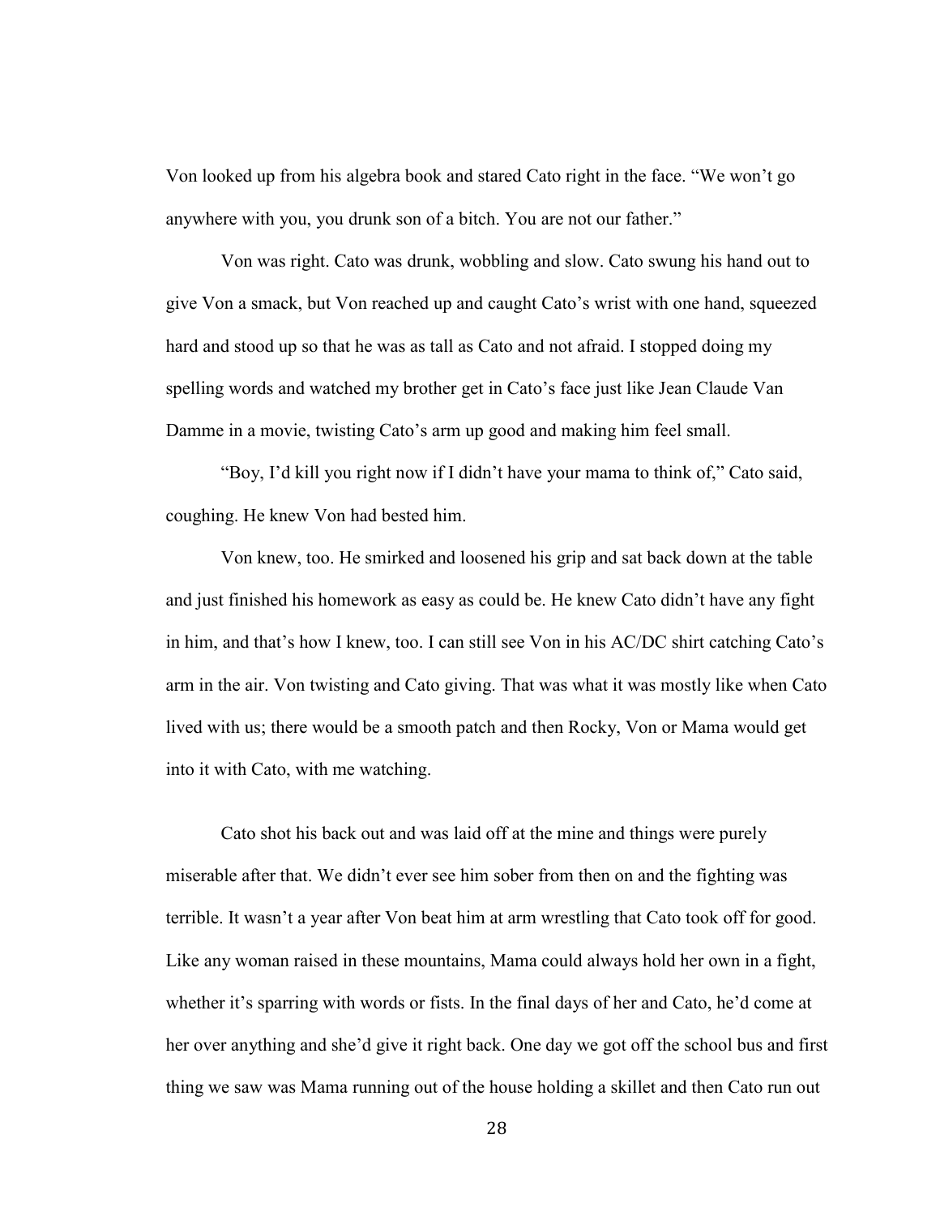Von looked up from his algebra book and stared Cato right in the face. "We won't go anywhere with you, you drunk son of a bitch. You are not our father."

Von was right. Cato was drunk, wobbling and slow. Cato swung his hand out to give Von a smack, but Von reached up and caught Cato's wrist with one hand, squeezed hard and stood up so that he was as tall as Cato and not afraid. I stopped doing my spelling words and watched my brother get in Cato's face just like Jean Claude Van Damme in a movie, twisting Cato's arm up good and making him feel small.

"Boy, I'd kill you right now if I didn't have your mama to think of," Cato said, coughing. He knew Von had bested him.

Von knew, too. He smirked and loosened his grip and sat back down at the table and just finished his homework as easy as could be. He knew Cato didn't have any fight in him, and that's how I knew, too. I can still see Von in his AC/DC shirt catching Cato's arm in the air. Von twisting and Cato giving. That was what it was mostly like when Cato lived with us; there would be a smooth patch and then Rocky, Von or Mama would get into it with Cato, with me watching.

Cato shot his back out and was laid off at the mine and things were purely miserable after that. We didn't ever see him sober from then on and the fighting was terrible. It wasn't a year after Von beat him at arm wrestling that Cato took off for good. Like any woman raised in these mountains, Mama could always hold her own in a fight, whether it's sparring with words or fists. In the final days of her and Cato, he'd come at her over anything and she'd give it right back. One day we got off the school bus and first thing we saw was Mama running out of the house holding a skillet and then Cato run out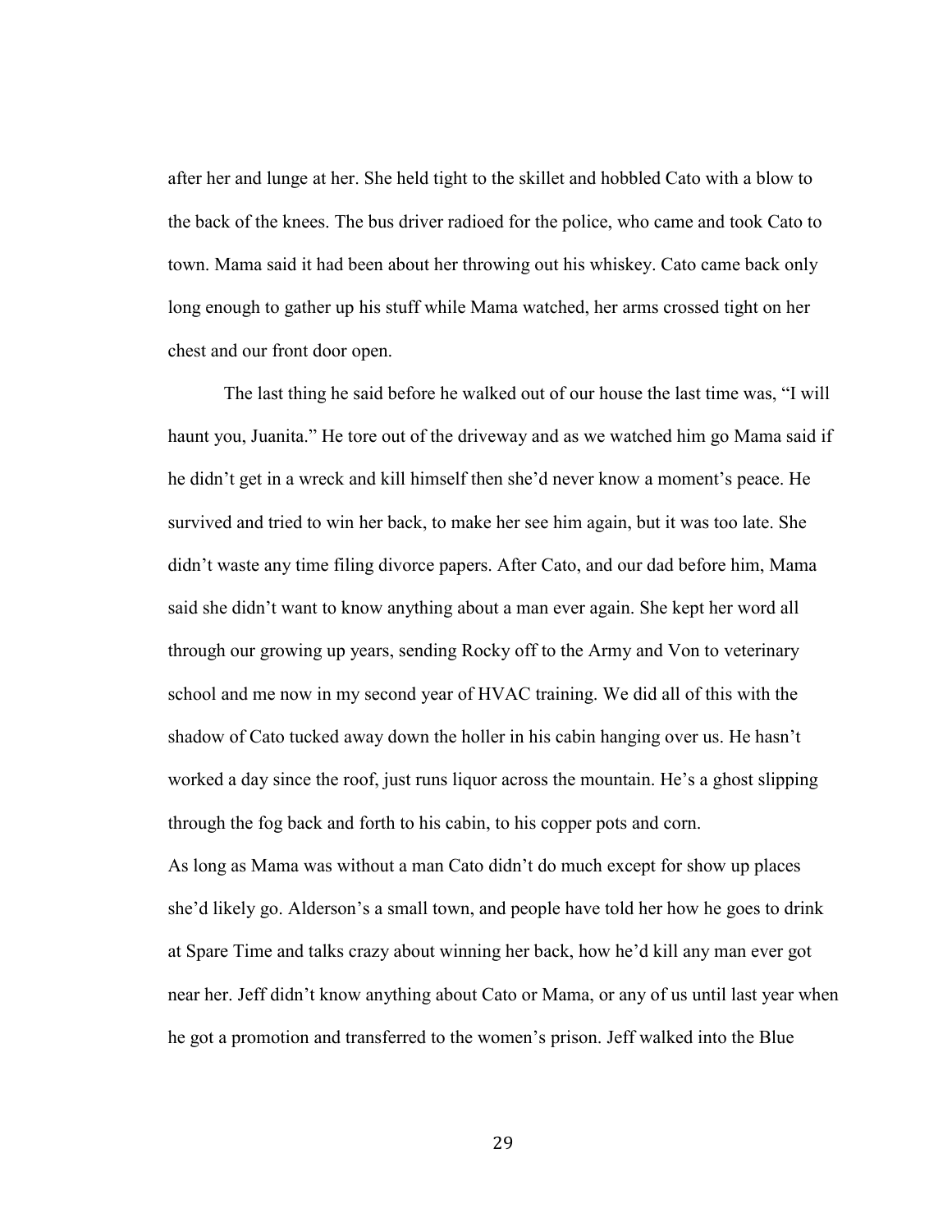after her and lunge at her. She held tight to the skillet and hobbled Cato with a blow to the back of the knees. The bus driver radioed for the police, who came and took Cato to town. Mama said it had been about her throwing out his whiskey. Cato came back only long enough to gather up his stuff while Mama watched, her arms crossed tight on her chest and our front door open.

The last thing he said before he walked out of our house the last time was, "I will haunt you, Juanita." He tore out of the driveway and as we watched him go Mama said if he didn't get in a wreck and kill himself then she'd never know a moment's peace. He survived and tried to win her back, to make her see him again, but it was too late. She didn't waste any time filing divorce papers. After Cato, and our dad before him, Mama said she didn't want to know anything about a man ever again. She kept her word all through our growing up years, sending Rocky off to the Army and Von to veterinary school and me now in my second year of HVAC training. We did all of this with the shadow of Cato tucked away down the holler in his cabin hanging over us. He hasn't worked a day since the roof, just runs liquor across the mountain. He's a ghost slipping through the fog back and forth to his cabin, to his copper pots and corn.

As long as Mama was without a man Cato didn't do much except for show up places she'd likely go. Alderson's a small town, and people have told her how he goes to drink at Spare Time and talks crazy about winning her back, how he'd kill any man ever got near her. Jeff didn't know anything about Cato or Mama, or any of us until last year when he got a promotion and transferred to the women's prison. Jeff walked into the Blue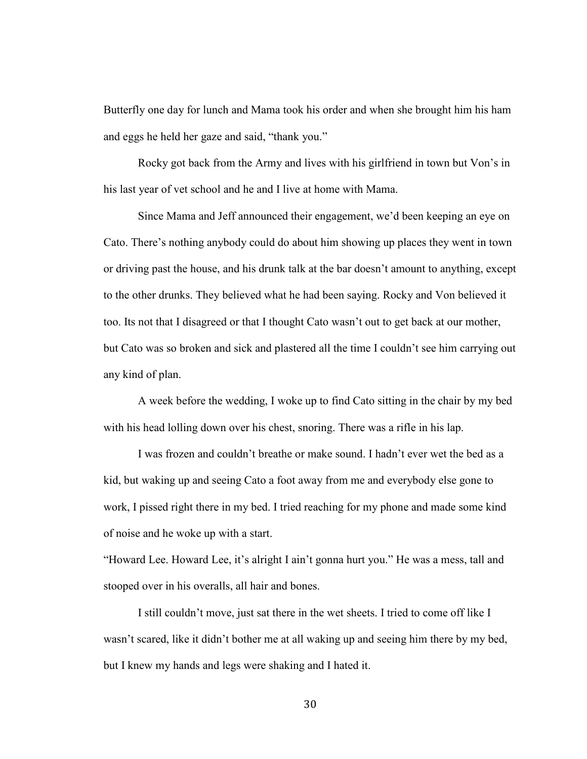Butterfly one day for lunch and Mama took his order and when she brought him his ham and eggs he held her gaze and said, "thank you."

Rocky got back from the Army and lives with his girlfriend in town but Von's in his last year of vet school and he and I live at home with Mama.

Since Mama and Jeff announced their engagement, we'd been keeping an eye on Cato. There's nothing anybody could do about him showing up places they went in town or driving past the house, and his drunk talk at the bar doesn't amount to anything, except to the other drunks. They believed what he had been saying. Rocky and Von believed it too. Its not that I disagreed or that I thought Cato wasn't out to get back at our mother, but Cato was so broken and sick and plastered all the time I couldn't see him carrying out any kind of plan.

A week before the wedding, I woke up to find Cato sitting in the chair by my bed with his head lolling down over his chest, snoring. There was a rifle in his lap.

I was frozen and couldn't breathe or make sound. I hadn't ever wet the bed as a kid, but waking up and seeing Cato a foot away from me and everybody else gone to work, I pissed right there in my bed. I tried reaching for my phone and made some kind of noise and he woke up with a start.

"Howard Lee. Howard Lee, it's alright I ain't gonna hurt you." He was a mess, tall and stooped over in his overalls, all hair and bones.

I still couldn't move, just sat there in the wet sheets. I tried to come off like I wasn't scared, like it didn't bother me at all waking up and seeing him there by my bed, but I knew my hands and legs were shaking and I hated it.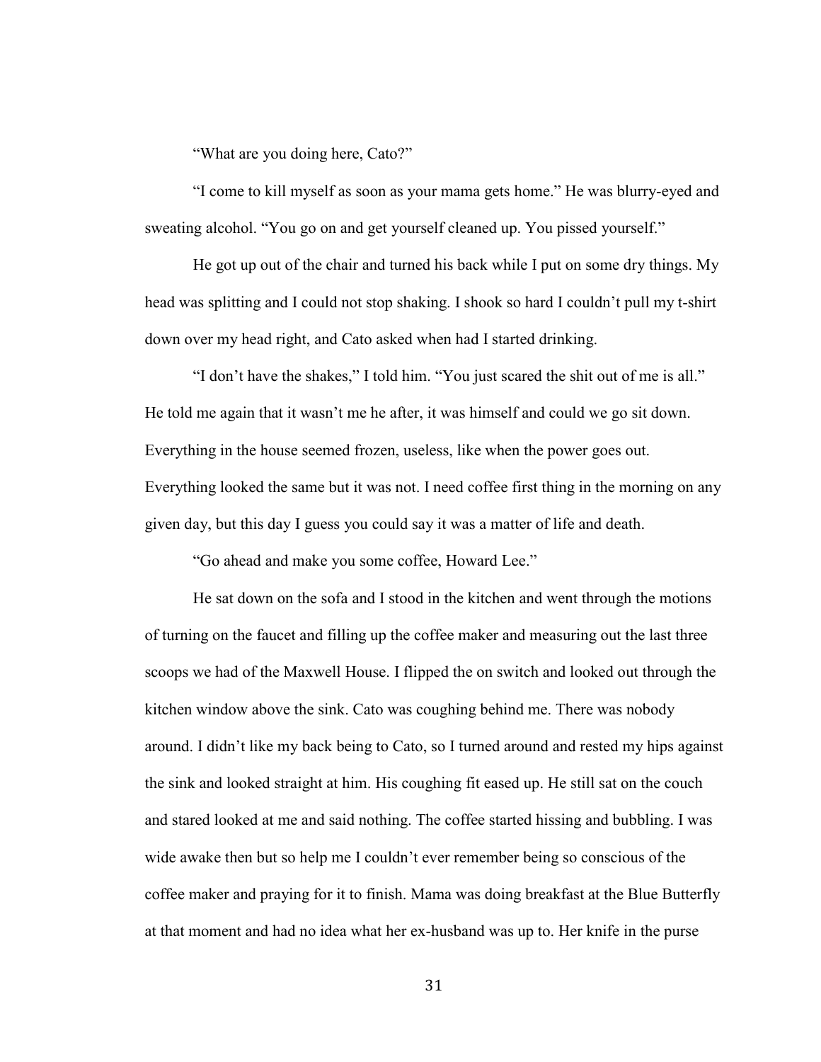"What are you doing here, Cato?"

"I come to kill myself as soon as your mama gets home." He was blurry-eyed and sweating alcohol. "You go on and get yourself cleaned up. You pissed yourself."

He got up out of the chair and turned his back while I put on some dry things. My head was splitting and I could not stop shaking. I shook so hard I couldn't pull my t-shirt down over my head right, and Cato asked when had I started drinking.

"I don't have the shakes," I told him. "You just scared the shit out of me is all." He told me again that it wasn't me he after, it was himself and could we go sit down. Everything in the house seemed frozen, useless, like when the power goes out. Everything looked the same but it was not. I need coffee first thing in the morning on any given day, but this day I guess you could say it was a matter of life and death.

"Go ahead and make you some coffee, Howard Lee."

He sat down on the sofa and I stood in the kitchen and went through the motions of turning on the faucet and filling up the coffee maker and measuring out the last three scoops we had of the Maxwell House. I flipped the on switch and looked out through the kitchen window above the sink. Cato was coughing behind me. There was nobody around. I didn't like my back being to Cato, so I turned around and rested my hips against the sink and looked straight at him. His coughing fit eased up. He still sat on the couch and stared looked at me and said nothing. The coffee started hissing and bubbling. I was wide awake then but so help me I couldn't ever remember being so conscious of the coffee maker and praying for it to finish. Mama was doing breakfast at the Blue Butterfly at that moment and had no idea what her ex-husband was up to. Her knife in the purse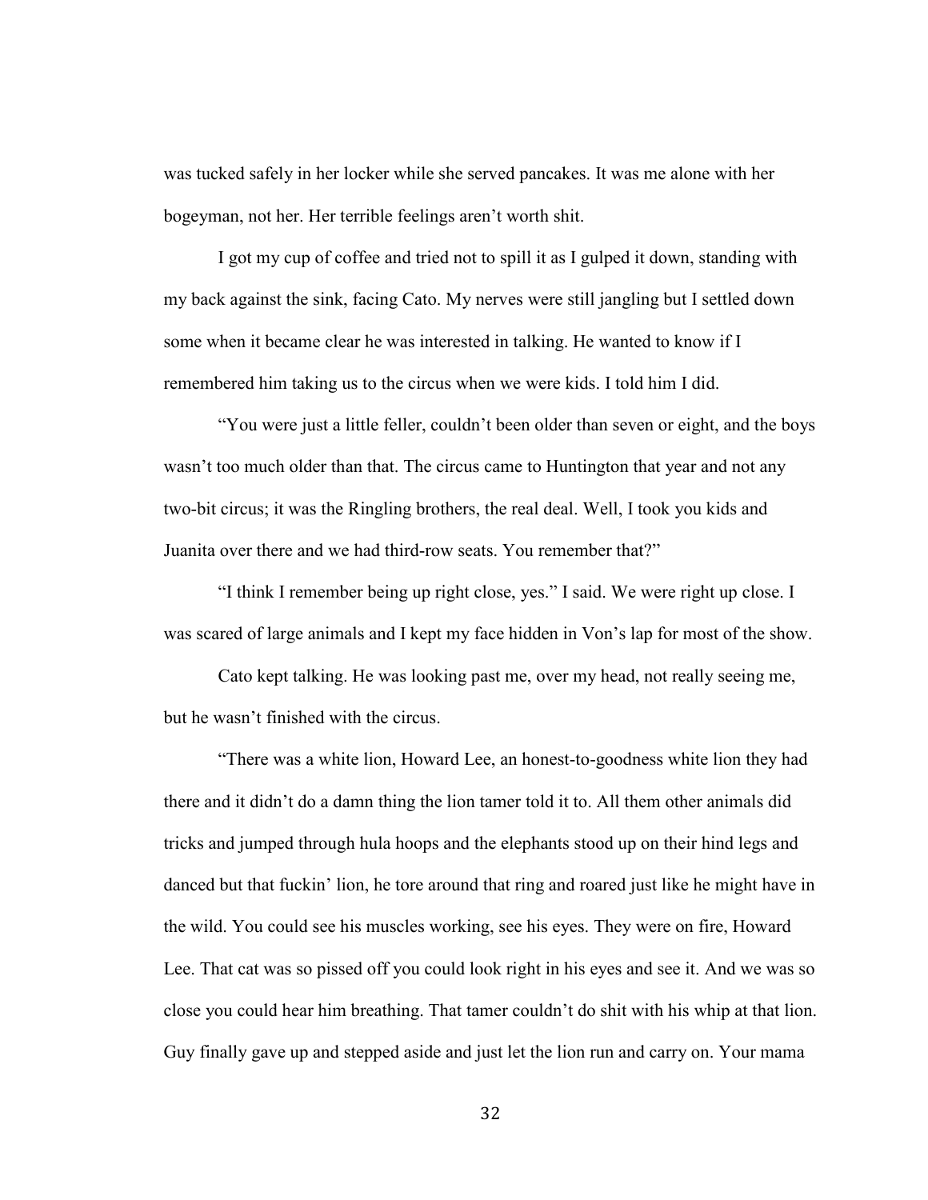was tucked safely in her locker while she served pancakes. It was me alone with her bogeyman, not her. Her terrible feelings aren't worth shit.

I got my cup of coffee and tried not to spill it as I gulped it down, standing with my back against the sink, facing Cato. My nerves were still jangling but I settled down some when it became clear he was interested in talking. He wanted to know if I remembered him taking us to the circus when we were kids. I told him I did.

"You were just a little feller, couldn't been older than seven or eight, and the boys wasn't too much older than that. The circus came to Huntington that year and not any two-bit circus; it was the Ringling brothers, the real deal. Well, I took you kids and Juanita over there and we had third-row seats. You remember that?"

"I think I remember being up right close, yes." I said. We were right up close. I was scared of large animals and I kept my face hidden in Von's lap for most of the show.

Cato kept talking. He was looking past me, over my head, not really seeing me, but he wasn't finished with the circus.

"There was a white lion, Howard Lee, an honest-to-goodness white lion they had there and it didn't do a damn thing the lion tamer told it to. All them other animals did tricks and jumped through hula hoops and the elephants stood up on their hind legs and danced but that fuckin' lion, he tore around that ring and roared just like he might have in the wild. You could see his muscles working, see his eyes. They were on fire, Howard Lee. That cat was so pissed off you could look right in his eyes and see it. And we was so close you could hear him breathing. That tamer couldn't do shit with his whip at that lion. Guy finally gave up and stepped aside and just let the lion run and carry on. Your mama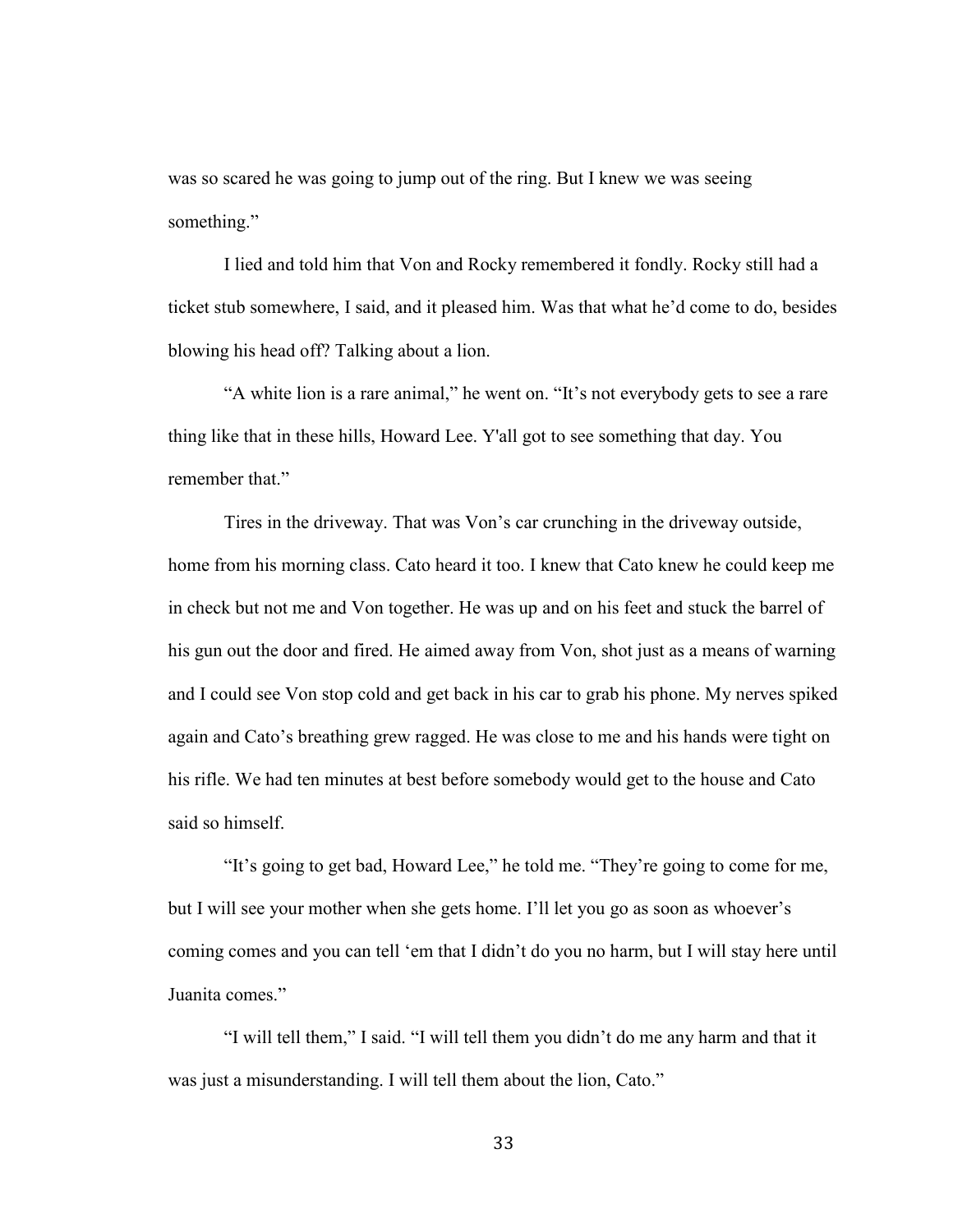was so scared he was going to jump out of the ring. But I knew we was seeing something."

I lied and told him that Von and Rocky remembered it fondly. Rocky still had a ticket stub somewhere, I said, and it pleased him. Was that what he'd come to do, besides blowing his head off? Talking about a lion.

"A white lion is a rare animal," he went on. "It's not everybody gets to see a rare thing like that in these hills, Howard Lee. Y'all got to see something that day. You remember that."

Tires in the driveway. That was Von's car crunching in the driveway outside, home from his morning class. Cato heard it too. I knew that Cato knew he could keep me in check but not me and Von together. He was up and on his feet and stuck the barrel of his gun out the door and fired. He aimed away from Von, shot just as a means of warning and I could see Von stop cold and get back in his car to grab his phone. My nerves spiked again and Cato's breathing grew ragged. He was close to me and his hands were tight on his rifle. We had ten minutes at best before somebody would get to the house and Cato said so himself.

"It's going to get bad, Howard Lee," he told me. "They're going to come for me, but I will see your mother when she gets home. I'll let you go as soon as whoever's coming comes and you can tell 'em that I didn't do you no harm, but I will stay here until Juanita comes."

"I will tell them," I said. "I will tell them you didn't do me any harm and that it was just a misunderstanding. I will tell them about the lion, Cato."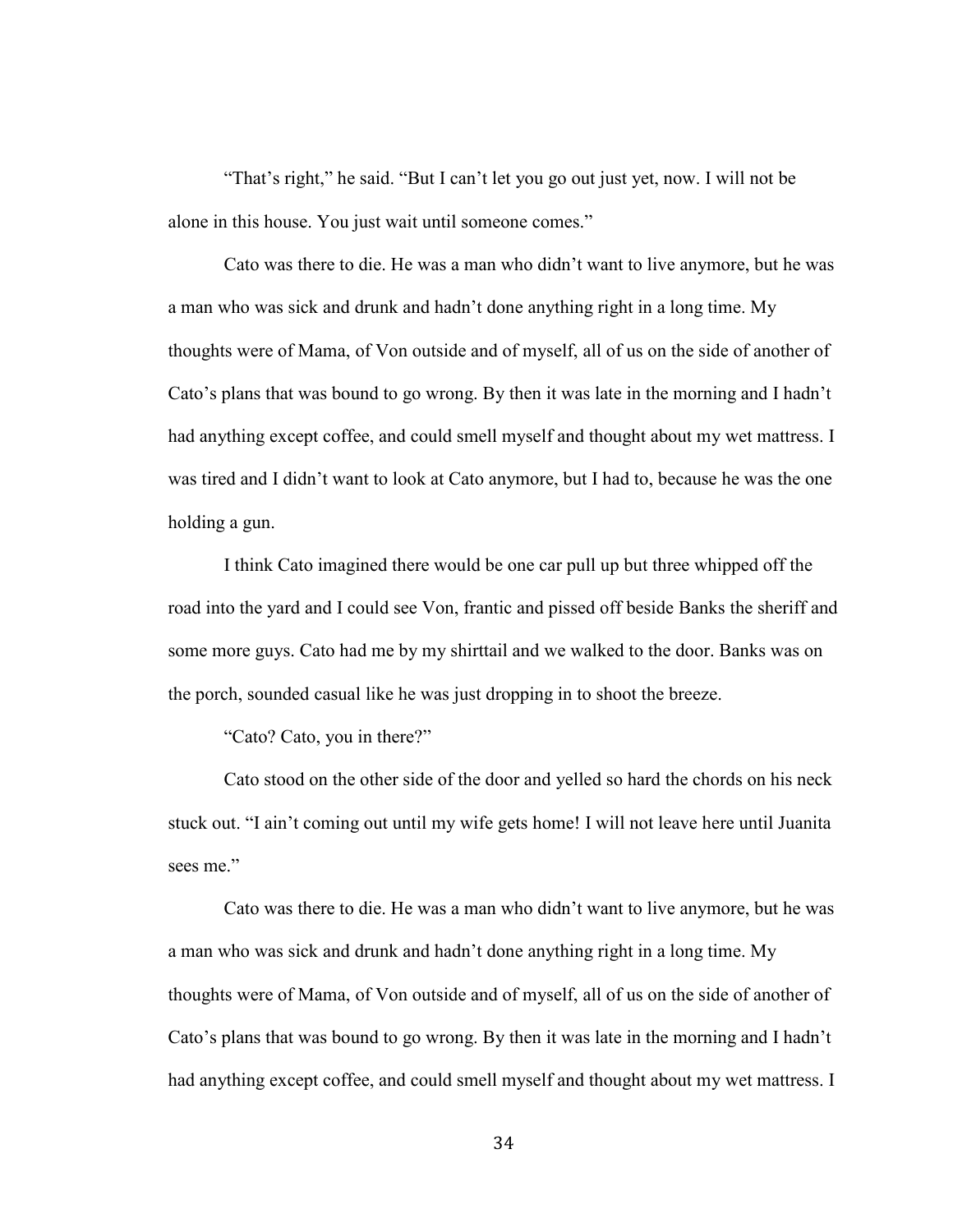"That's right," he said. "But I can't let you go out just yet, now. I will not be alone in this house. You just wait until someone comes."

Cato was there to die. He was a man who didn't want to live anymore, but he was a man who was sick and drunk and hadn't done anything right in a long time. My thoughts were of Mama, of Von outside and of myself, all of us on the side of another of Cato's plans that was bound to go wrong. By then it was late in the morning and I hadn't had anything except coffee, and could smell myself and thought about my wet mattress. I was tired and I didn't want to look at Cato anymore, but I had to, because he was the one holding a gun.

I think Cato imagined there would be one car pull up but three whipped off the road into the yard and I could see Von, frantic and pissed off beside Banks the sheriff and some more guys. Cato had me by my shirttail and we walked to the door. Banks was on the porch, sounded casual like he was just dropping in to shoot the breeze.

"Cato? Cato, you in there?"

Cato stood on the other side of the door and yelled so hard the chords on his neck stuck out. "I ain't coming out until my wife gets home! I will not leave here until Juanita sees me."

Cato was there to die. He was a man who didn't want to live anymore, but he was a man who was sick and drunk and hadn't done anything right in a long time. My thoughts were of Mama, of Von outside and of myself, all of us on the side of another of Cato's plans that was bound to go wrong. By then it was late in the morning and I hadn't had anything except coffee, and could smell myself and thought about my wet mattress. I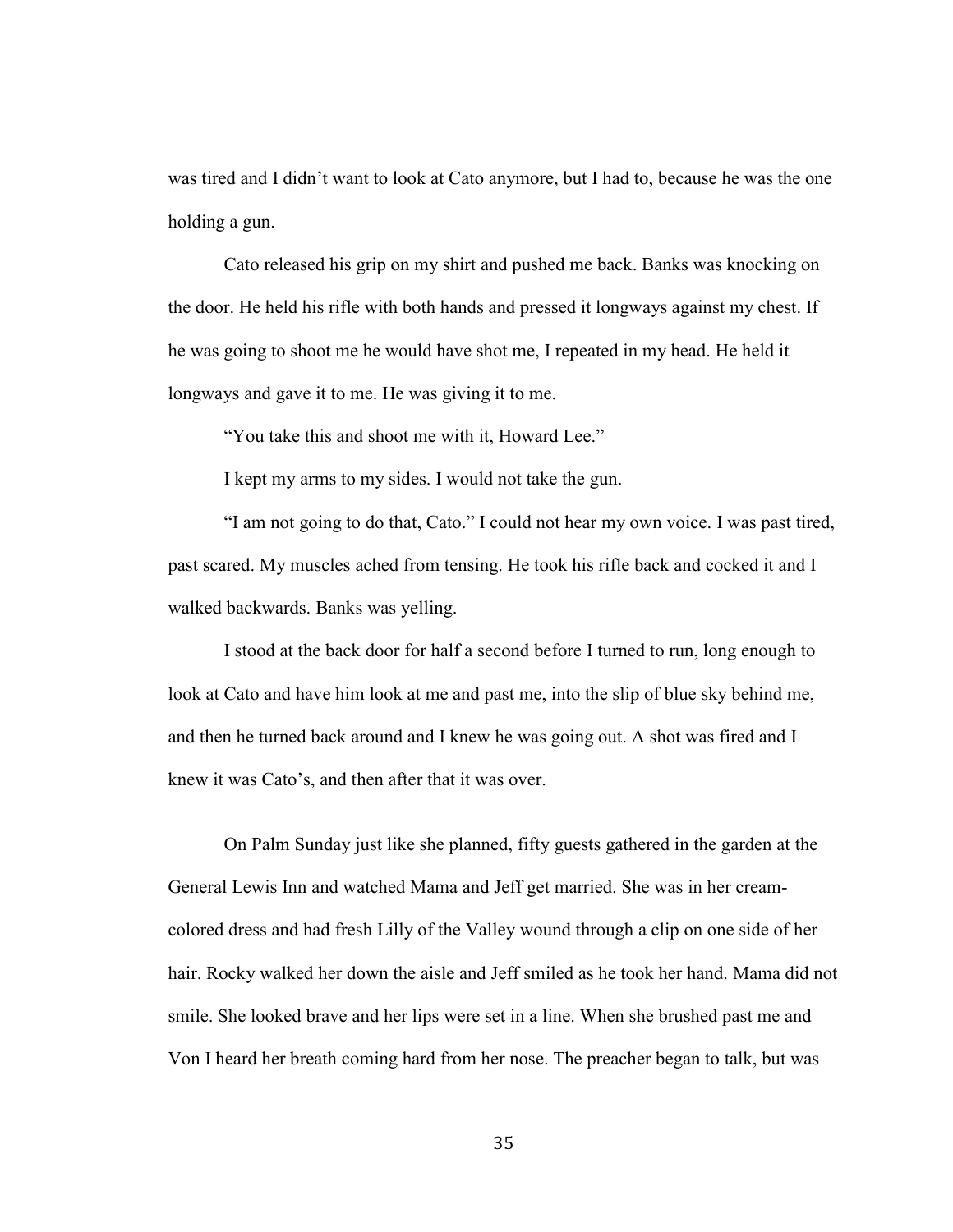was tired and I didn't want to look at Cato anymore, but I had to, because he was the one holding a gun.

Cato released his grip on my shirt and pushed me back. Banks was knocking on the door. He held his rifle with both hands and pressed it longways against my chest. If he was going to shoot me he would have shot me, I repeated in my head. He held it longways and gave it to me. He was giving it to me.

"You take this and shoot me with it, Howard Lee."

I kept my arms to my sides. I would not take the gun.

"I am not going to do that, Cato." I could not hear my own voice. I was past tired, past scared. My muscles ached from tensing. He took his rifle back and cocked it and I walked backwards. Banks was yelling.

I stood at the back door for half a second before I turned to run, long enough to look at Cato and have him look at me and past me, into the slip of blue sky behind me, and then he turned back around and I knew he was going out. A shot was fired and I knew it was Cato's, and then after that it was over.

On Palm Sunday just like she planned, fifty guests gathered in the garden at the General Lewis Inn and watched Mama and Jeff get married. She was in her cream-colored dress and had fresh Lilly of the Valley wound through a clip on one side of her hair. Rocky walked her down the aisle and Jeff smiled as he took her hand. Mama did not smile. She looked brave and her lips were set in a line. When she brushed past me and Von I heard her breath coming hard from her nose. The preacher began to talk, but was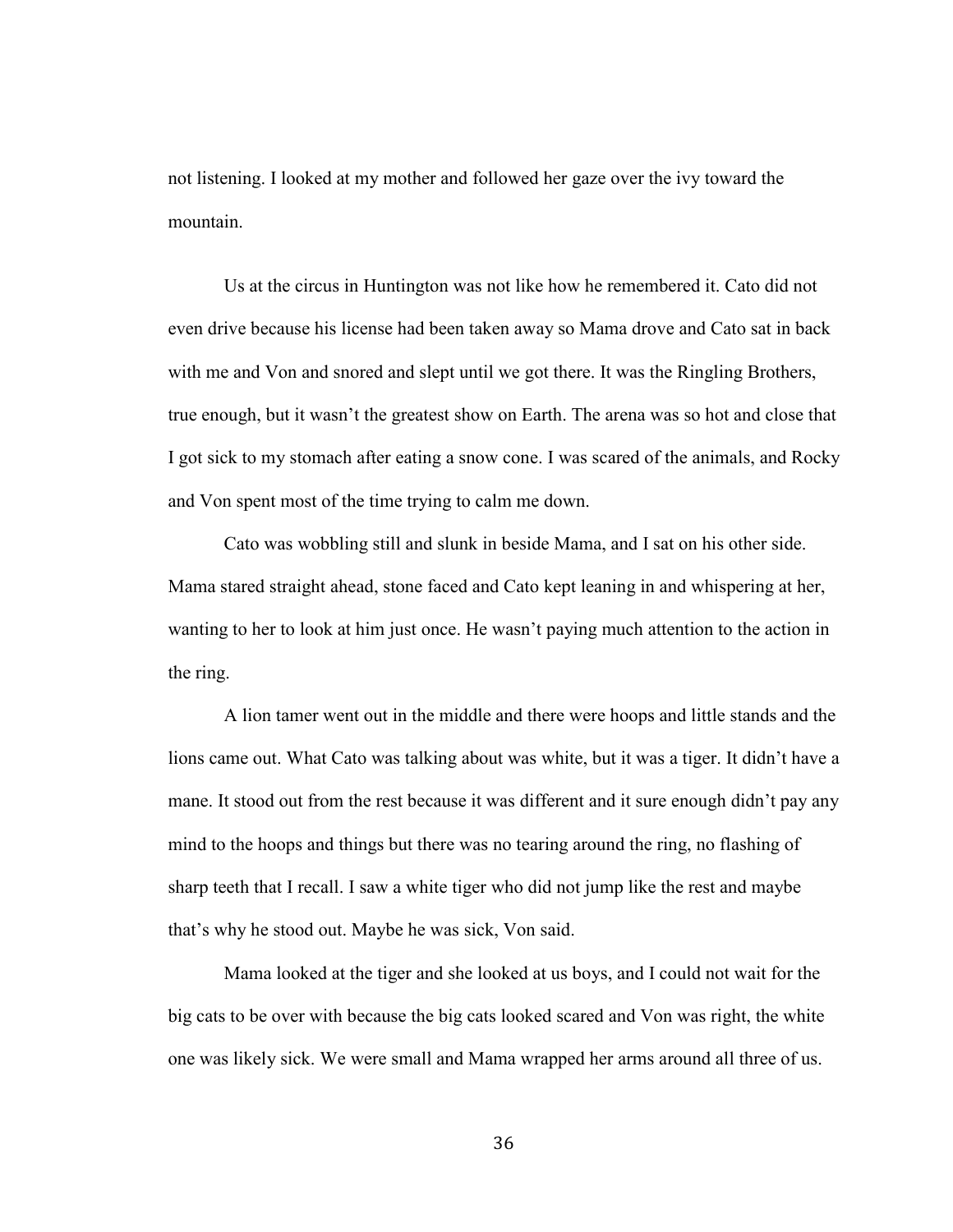not listening. I looked at my mother and followed her gaze over the ivy toward the mountain.

Us at the circus in Huntington was not like how he remembered it. Cato did not even drive because his license had been taken away so Mama drove and Cato sat in back with me and Von and snored and slept until we got there. It was the Ringling Brothers, true enough, but it wasn't the greatest show on Earth. The arena was so hot and close that I got sick to my stomach after eating a snow cone. I was scared of the animals, and Rocky and Von spent most of the time trying to calm me down.

Cato was wobbling still and slunk in beside Mama, and I sat on his other side. Mama stared straight ahead, stone faced and Cato kept leaning in and whispering at her, wanting to her to look at him just once. He wasn't paying much attention to the action in the ring.

A lion tamer went out in the middle and there were hoops and little stands and the lions came out. What Cato was talking about was white, but it was a tiger. It didn't have a mane. It stood out from the rest because it was different and it sure enough didn't pay any mind to the hoops and things but there was no tearing around the ring, no flashing of sharp teeth that I recall. I saw a white tiger who did not jump like the rest and maybe that's why he stood out. Maybe he was sick, Von said.

Mama looked at the tiger and she looked at us boys, and I could not wait for the big cats to be over with because the big cats looked scared and Von was right, the white one was likely sick. We were small and Mama wrapped her arms around all three of us.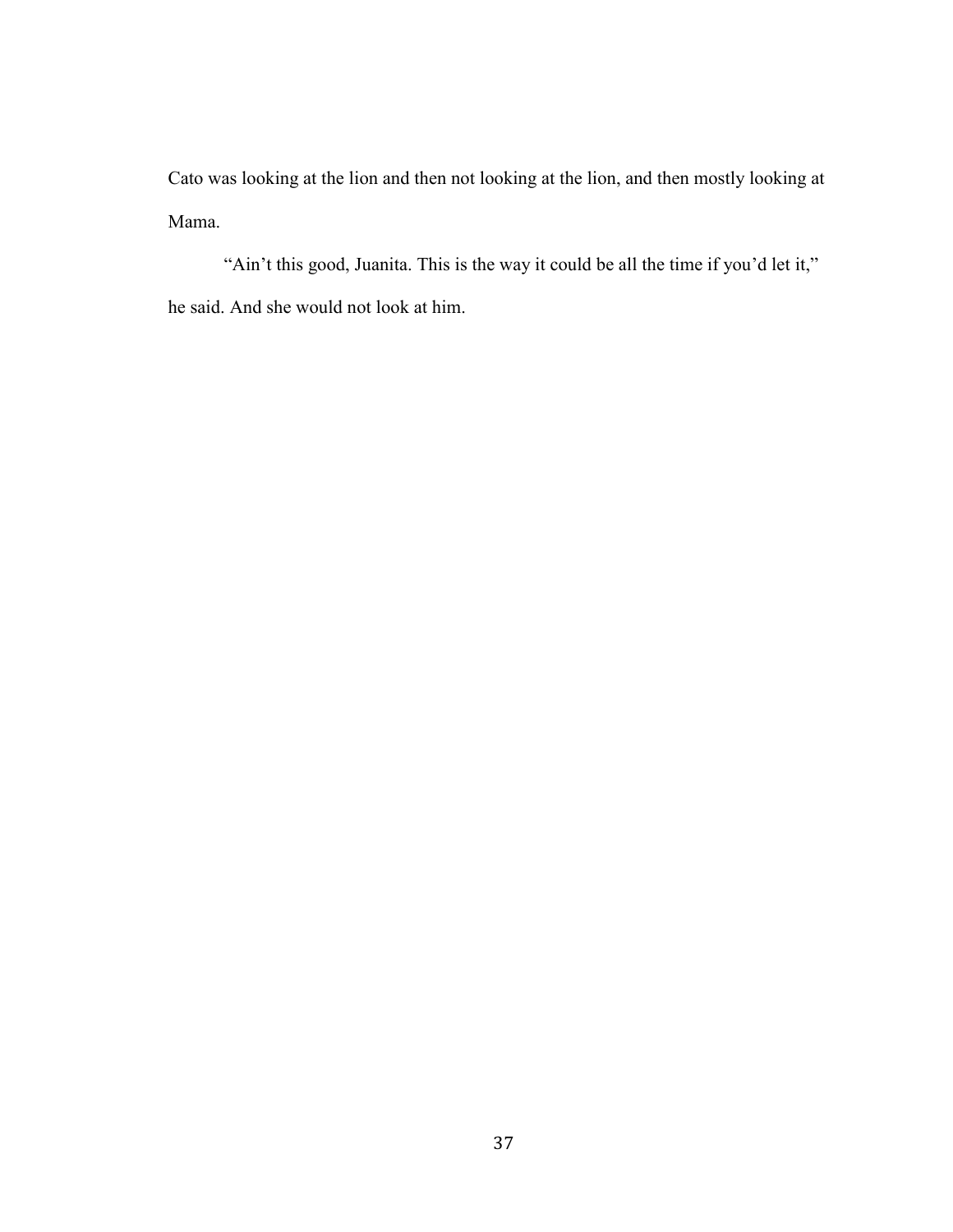Cato was looking at the lion and then not looking at the lion, and then mostly looking at Mama.

"Ain't this good, Juanita. This is the way it could be all the time if you'd let it," he said. And she would not look at him.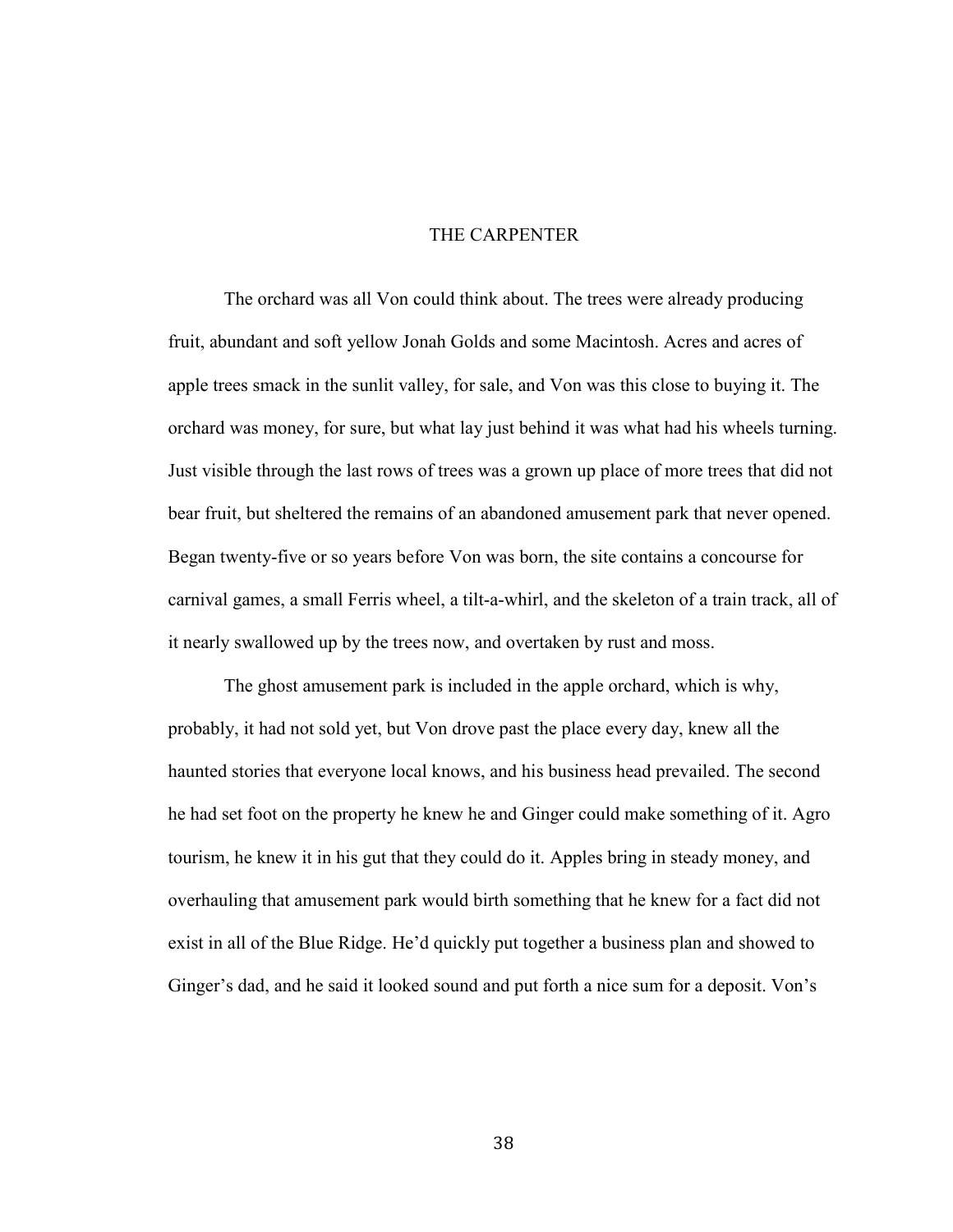# THE CARPENTER

The orchard was all Von could think about. The trees were already producing fruit, abundant and soft yellow Jonah Golds and some Macintosh. Acres and acres of apple trees smack in the sunlit valley, for sale, and Von was this close to buying it. The orchard was money, for sure, but what lay just behind it was what had his wheels turning. Just visible through the last rows of trees was a grown up place of more trees that did not bear fruit, but sheltered the remains of an abandoned amusement park that never opened. Began twenty-five or so years before Von was born, the site contains a concourse for carnival games, a small Ferris wheel, a tilt-a-whirl, and the skeleton of a train track, all of it nearly swallowed up by the trees now, and overtaken by rust and moss.

The ghost amusement park is included in the apple orchard, which is why, probably, it had not sold yet, but Von drove past the place every day, knew all the haunted stories that everyone local knows, and his business head prevailed. The second he had set foot on the property he knew he and Ginger could make something of it. Agro tourism, he knew it in his gut that they could do it. Apples bring in steady money, and overhauling that amusement park would birth something that he knew for a fact did not exist in all of the Blue Ridge. He'd quickly put together a business plan and showed to Ginger's dad, and he said it looked sound and put forth a nice sum for a deposit. Von's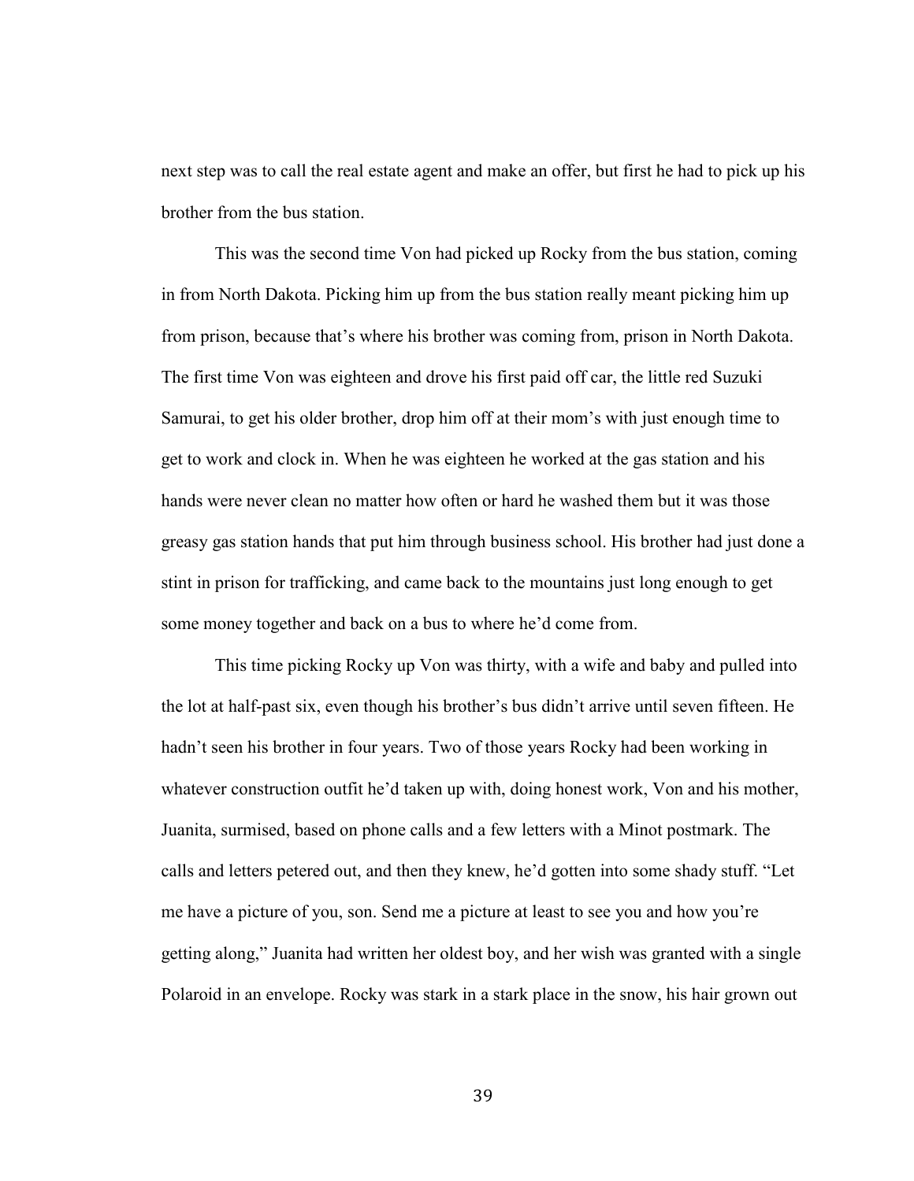next step was to call the real estate agent and make an offer, but first he had to pick up his brother from the bus station.

This was the second time Von had picked up Rocky from the bus station, coming in from North Dakota. Picking him up from the bus station really meant picking him up from prison, because that's where his brother was coming from, prison in North Dakota. The first time Von was eighteen and drove his first paid off car, the little red Suzuki Samurai, to get his older brother, drop him off at their mom's with just enough time to get to work and clock in. When he was eighteen he worked at the gas station and his hands were never clean no matter how often or hard he washed them but it was those greasy gas station hands that put him through business school. His brother had just done a stint in prison for trafficking, and came back to the mountains just long enough to get some money together and back on a bus to where he'd come from.

This time picking Rocky up Von was thirty, with a wife and baby and pulled into the lot at half-past six, even though his brother's bus didn't arrive until seven fifteen. He hadn't seen his brother in four years. Two of those years Rocky had been working in whatever construction outfit he'd taken up with, doing honest work, Von and his mother, Juanita, surmised, based on phone calls and a few letters with a Minot postmark. The calls and letters petered out, and then they knew, he'd gotten into some shady stuff. "Let me have a picture of you, son. Send me a picture at least to see you and how you're getting along," Juanita had written her oldest boy, and her wish was granted with a single Polaroid in an envelope. Rocky was stark in a stark place in the snow, his hair grown out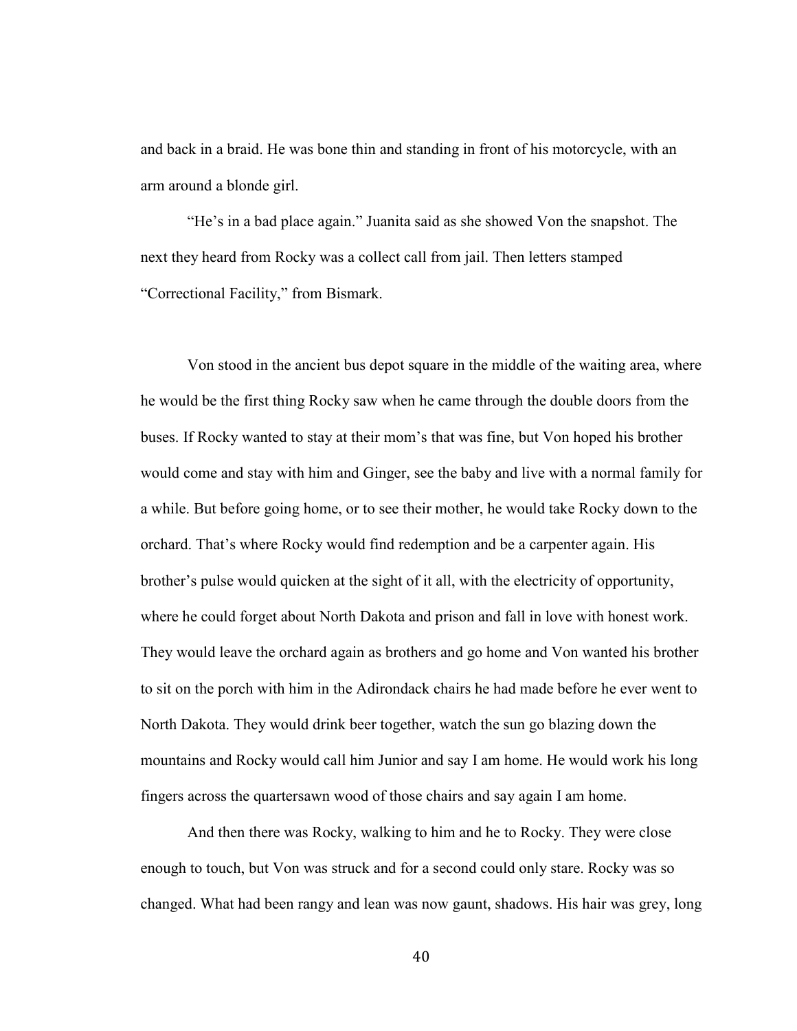and back in a braid. He was bone thin and standing in front of his motorcycle, with an arm around a blonde girl.

"He's in a bad place again." Juanita said as she showed Von the snapshot. The next they heard from Rocky was a collect call from jail. Then letters stamped "Correctional Facility," from Bismark.

Von stood in the ancient bus depot square in the middle of the waiting area, where he would be the first thing Rocky saw when he came through the double doors from the buses. If Rocky wanted to stay at their mom's that was fine, but Von hoped his brother would come and stay with him and Ginger, see the baby and live with a normal family for a while. But before going home, or to see their mother, he would take Rocky down to the orchard. That's where Rocky would find redemption and be a carpenter again. His brother's pulse would quicken at the sight of it all, with the electricity of opportunity, where he could forget about North Dakota and prison and fall in love with honest work. They would leave the orchard again as brothers and go home and Von wanted his brother to sit on the porch with him in the Adirondack chairs he had made before he ever went to North Dakota. They would drink beer together, watch the sun go blazing down the mountains and Rocky would call him Junior and say I am home. He would work his long fingers across the quartersawn wood of those chairs and say again I am home.

And then there was Rocky, walking to him and he to Rocky. They were close enough to touch, but Von was struck and for a second could only stare. Rocky was so changed. What had been rangy and lean was now gaunt, shadows. His hair was grey, long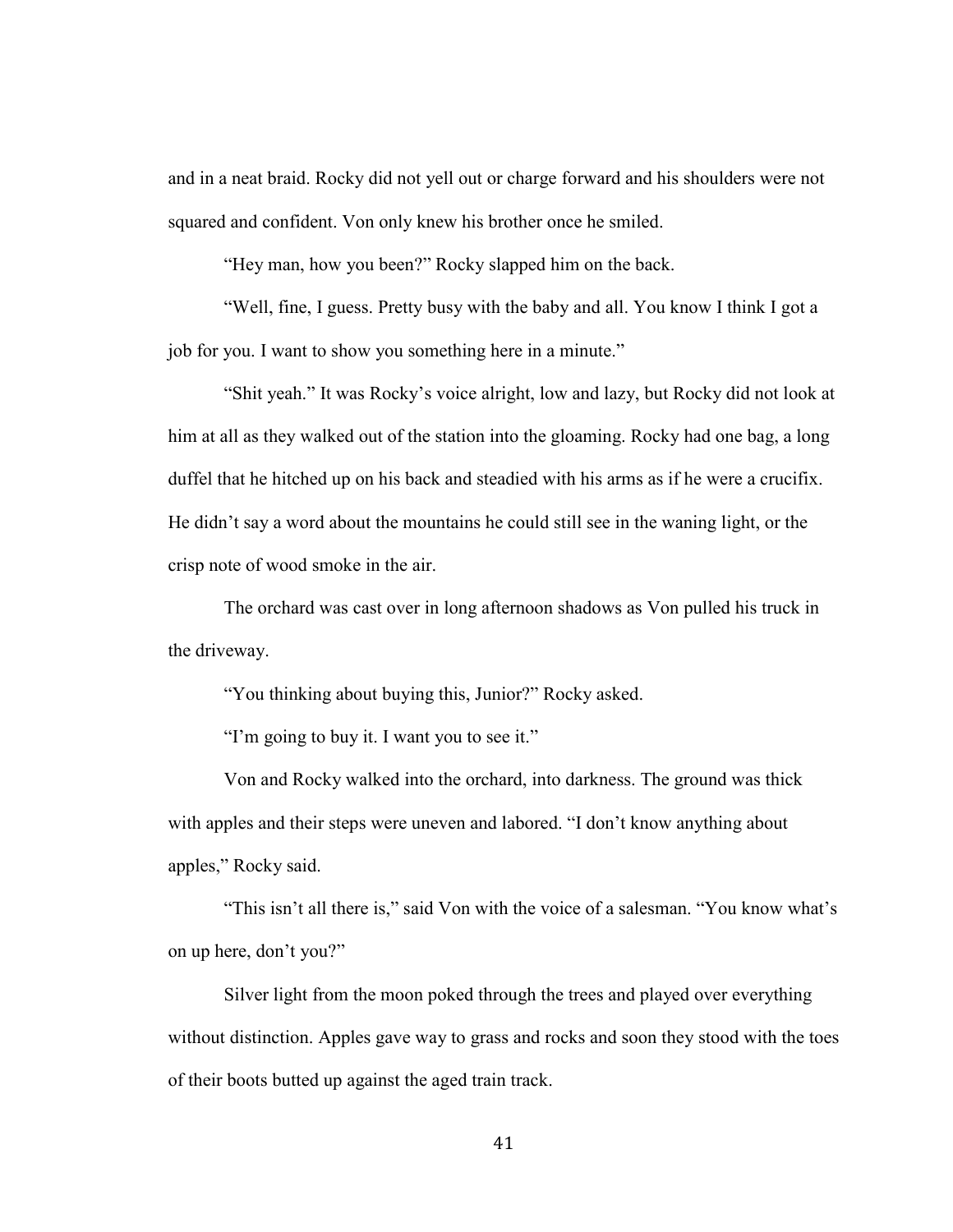and in a neat braid. Rocky did not yell out or charge forward and his shoulders were not squared and confident. Von only knew his brother once he smiled.

"Hey man, how you been?" Rocky slapped him on the back.

"Well, fine, I guess. Pretty busy with the baby and all. You know I think I got a job for you. I want to show you something here in a minute."

"Shit yeah." It was Rocky's voice alright, low and lazy, but Rocky did not look at him at all as they walked out of the station into the gloaming. Rocky had one bag, a long duffel that he hitched up on his back and steadied with his arms as if he were a crucifix. He didn't say a word about the mountains he could still see in the waning light, or the crisp note of wood smoke in the air.

The orchard was cast over in long afternoon shadows as Von pulled his truck in the driveway.

"You thinking about buying this, Junior?" Rocky asked.

"I'm going to buy it. I want you to see it."

Von and Rocky walked into the orchard, into darkness. The ground was thick with apples and their steps were uneven and labored. "I don't know anything about apples," Rocky said.

"This isn't all there is," said Von with the voice of a salesman. "You know what's on up here, don't you?"

Silver light from the moon poked through the trees and played over everything without distinction. Apples gave way to grass and rocks and soon they stood with the toes of their boots butted up against the aged train track.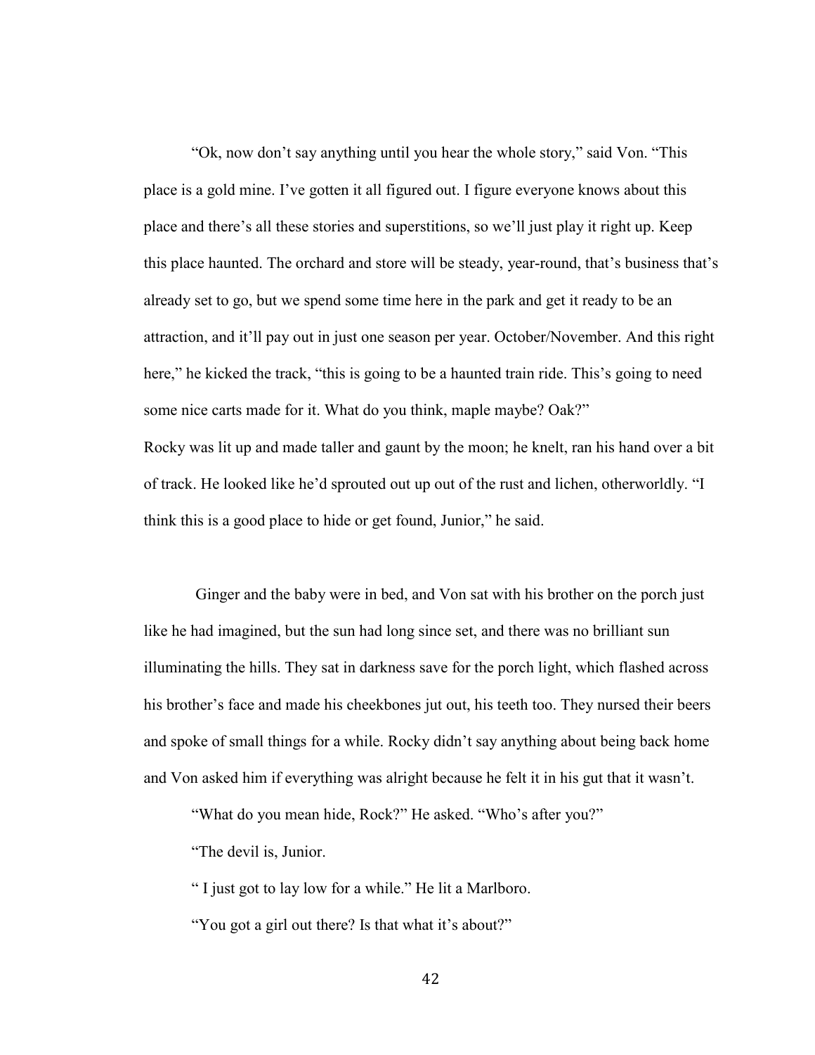"Ok, now don't say anything until you hear the whole story," said Von. "This place is a gold mine. I've gotten it all figured out. I figure everyone knows about this place and there's all these stories and superstitions, so we'll just play it right up. Keep this place haunted. The orchard and store will be steady, year-round, that's business that's already set to go, but we spend some time here in the park and get it ready to be an attraction, and it'll pay out in just one season per year. October/November. And this right here," he kicked the track, "this is going to be a haunted train ride. This's going to need some nice carts made for it. What do you think, maple maybe? Oak?"

Rocky was lit up and made taller and gaunt by the moon; he knelt, ran his hand over a bit of track. He looked like he'd sprouted out up out of the rust and lichen, otherworldly. "I think this is a good place to hide or get found, Junior," he said.

Ginger and the baby were in bed, and Von sat with his brother on the porch just like he had imagined, but the sun had long since set, and there was no brilliant sun illuminating the hills. They sat in darkness save for the porch light, which flashed across his brother's face and made his cheekbones jut out, his teeth too. They nursed their beers and spoke of small things for a while. Rocky didn't say anything about being back home and Von asked him if everything was alright because he felt it in his gut that it wasn't.

"What do you mean hide, Rock?" He asked. "Who's after you?"

"The devil is, Junior.

" I just got to lay low for a while." He lit a Marlboro.

"You got a girl out there? Is that what it's about?"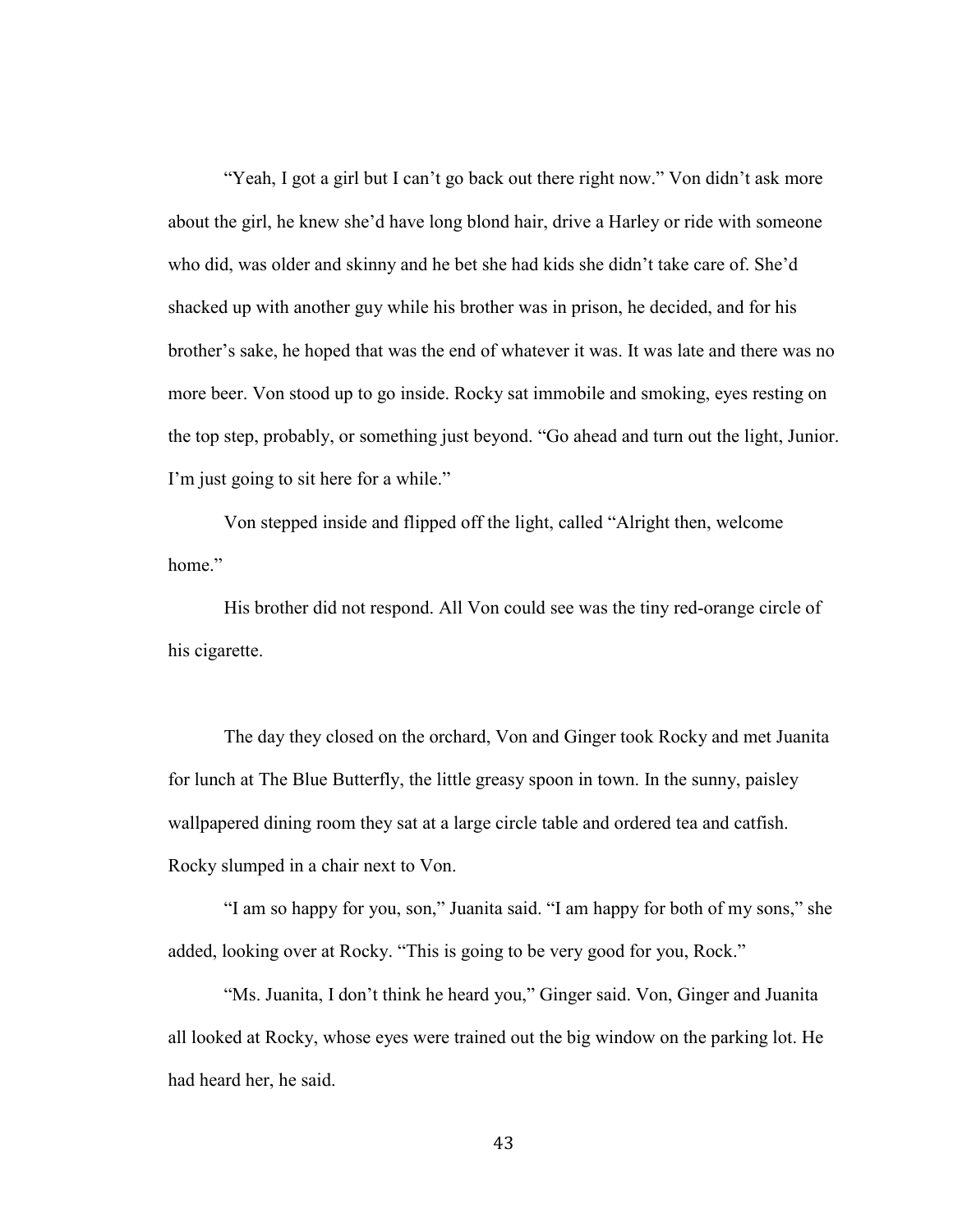"Yeah, I got a girl but I can't go back out there right now." Von didn't ask more about the girl, he knew she'd have long blond hair, drive a Harley or ride with someone who did, was older and skinny and he bet she had kids she didn't take care of. She'd shacked up with another guy while his brother was in prison, he decided, and for his brother's sake, he hoped that was the end of whatever it was. It was late and there was no more beer. Von stood up to go inside. Rocky sat immobile and smoking, eyes resting on the top step, probably, or something just beyond. "Go ahead and turn out the light, Junior. I'm just going to sit here for a while."

Von stepped inside and flipped off the light, called "Alright then, welcome home."

His brother did not respond. All Von could see was the tiny red-orange circle of his cigarette.

The day they closed on the orchard, Von and Ginger took Rocky and met Juanita for lunch at The Blue Butterfly, the little greasy spoon in town. In the sunny, paisley wallpapered dining room they sat at a large circle table and ordered tea and catfish. Rocky slumped in a chair next to Von.

"I am so happy for you, son," Juanita said. "I am happy for both of my sons," she added, looking over at Rocky. "This is going to be very good for you, Rock."

"Ms. Juanita, I don't think he heard you," Ginger said. Von, Ginger and Juanita all looked at Rocky, whose eyes were trained out the big window on the parking lot. He had heard her, he said.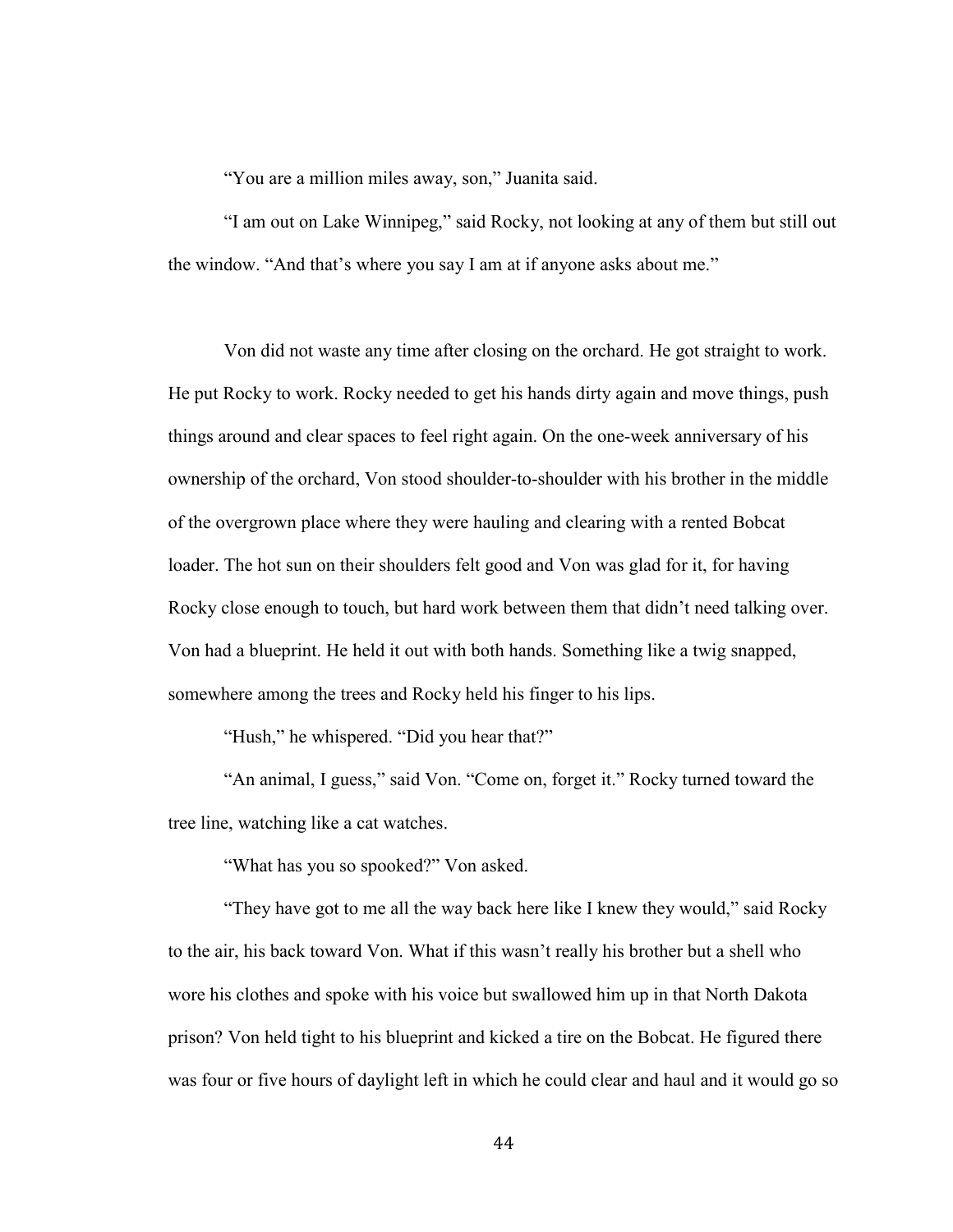"You are a million miles away, son," Juanita said.

"I am out on Lake Winnipeg," said Rocky, not looking at any of them but still out the window. "And that's where you say I am at if anyone asks about me."

Von did not waste any time after closing on the orchard. He got straight to work. He put Rocky to work. Rocky needed to get his hands dirty again and move things, push things around and clear spaces to feel right again. On the one-week anniversary of his ownership of the orchard, Von stood shoulder-to-shoulder with his brother in the middle of the overgrown place where they were hauling and clearing with a rented Bobcat loader. The hot sun on their shoulders felt good and Von was glad for it, for having Rocky close enough to touch, but hard work between them that didn't need talking over. Von had a blueprint. He held it out with both hands. Something like a twig snapped, somewhere among the trees and Rocky held his finger to his lips.

"Hush," he whispered. "Did you hear that?"

"An animal, I guess," said Von. "Come on, forget it." Rocky turned toward the tree line, watching like a cat watches.

"What has you so spooked?" Von asked.

"They have got to me all the way back here like I knew they would," said Rocky to the air, his back toward Von. What if this wasn't really his brother but a shell who wore his clothes and spoke with his voice but swallowed him up in that North Dakota prison? Von held tight to his blueprint and kicked a tire on the Bobcat. He figured there was four or five hours of daylight left in which he could clear and haul and it would go so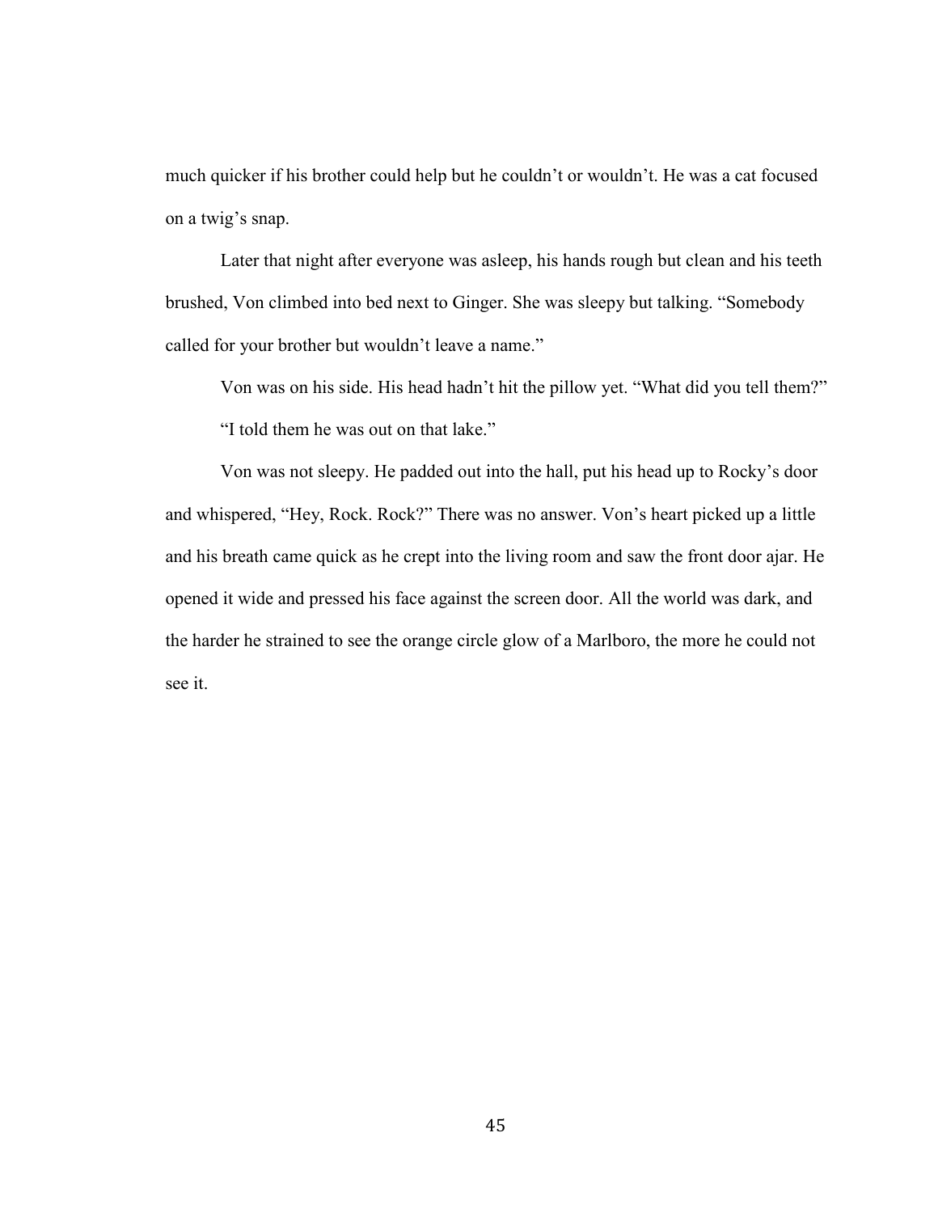much quicker if his brother could help but he couldn't or wouldn't. He was a cat focused on a twig's snap.

Later that night after everyone was asleep, his hands rough but clean and his teeth brushed, Von climbed into bed next to Ginger. She was sleepy but talking. "Somebody called for your brother but wouldn't leave a name."

Von was on his side. His head hadn't hit the pillow yet. "What did you tell them?"

"I told them he was out on that lake."

Von was not sleepy. He padded out into the hall, put his head up to Rocky's door and whispered, "Hey, Rock. Rock?" There was no answer. Von's heart picked up a little and his breath came quick as he crept into the living room and saw the front door ajar. He opened it wide and pressed his face against the screen door. All the world was dark, and the harder he strained to see the orange circle glow of a Marlboro, the more he could not see it.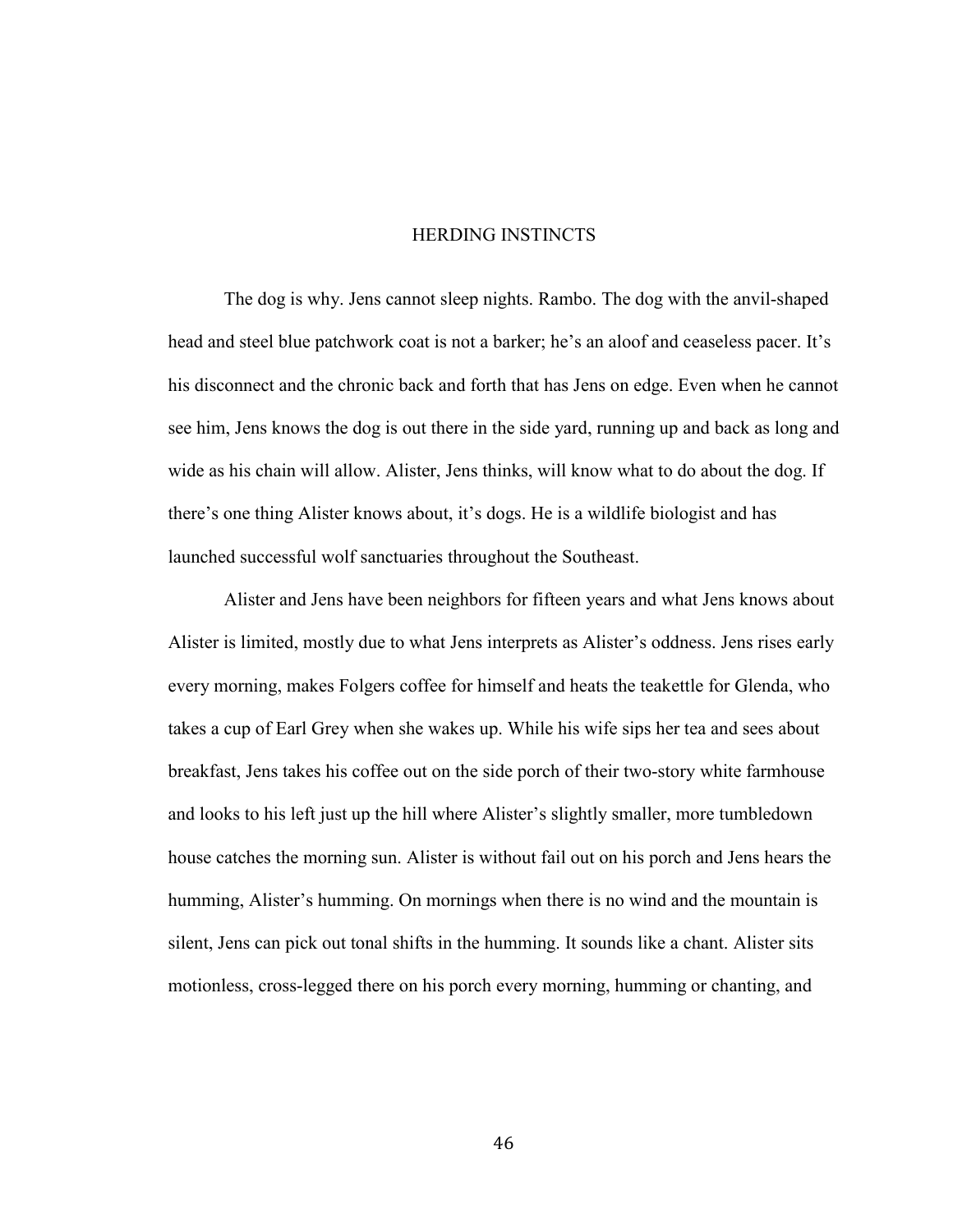# HERDING INSTINCTS

The dog is why. Jens cannot sleep nights. Rambo. The dog with the anvil-shaped head and steel blue patchwork coat is not a barker; he's an aloof and ceaseless pacer. It's his disconnect and the chronic back and forth that has Jens on edge. Even when he cannot see him, Jens knows the dog is out there in the side yard, running up and back as long and wide as his chain will allow. Alister, Jens thinks, will know what to do about the dog. If there's one thing Alister knows about, it's dogs. He is a wildlife biologist and has launched successful wolf sanctuaries throughout the Southeast.

Alister and Jens have been neighbors for fifteen years and what Jens knows about Alister is limited, mostly due to what Jens interprets as Alister's oddness. Jens rises early every morning, makes Folgers coffee for himself and heats the teakettle for Glenda, who takes a cup of Earl Grey when she wakes up. While his wife sips her tea and sees about breakfast, Jens takes his coffee out on the side porch of their two-story white farmhouse and looks to his left just up the hill where Alister's slightly smaller, more tumbledown house catches the morning sun. Alister is without fail out on his porch and Jens hears the humming, Alister's humming. On mornings when there is no wind and the mountain is silent, Jens can pick out tonal shifts in the humming. It sounds like a chant. Alister sits motionless, cross-legged there on his porch every morning, humming or chanting, and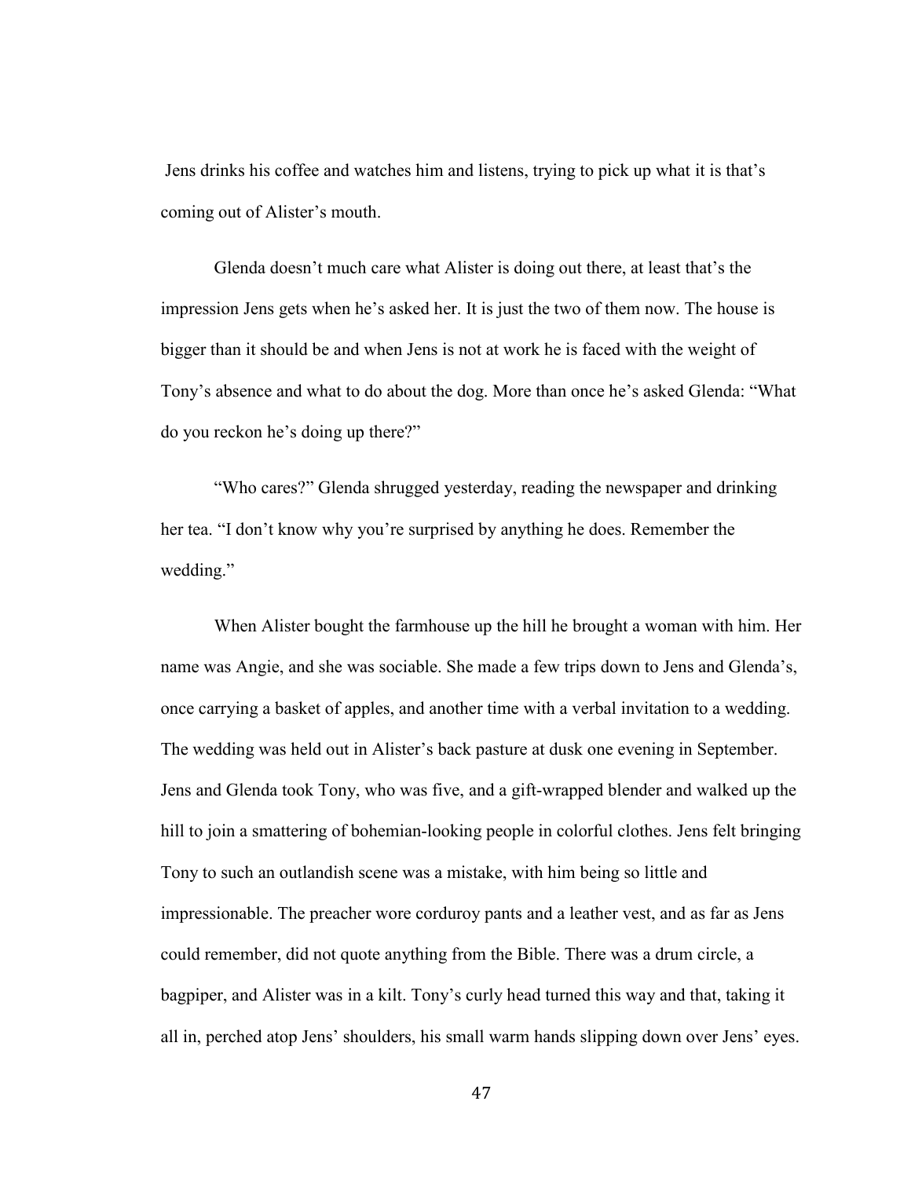Jens drinks his coffee and watches him and listens, trying to pick up what it is that's coming out of Alister's mouth.

Glenda doesn't much care what Alister is doing out there, at least that's the impression Jens gets when he's asked her. It is just the two of them now. The house is bigger than it should be and when Jens is not at work he is faced with the weight of Tony's absence and what to do about the dog. More than once he's asked Glenda: "What do you reckon he's doing up there?"

"Who cares?" Glenda shrugged yesterday, reading the newspaper and drinking her tea. "I don't know why you're surprised by anything he does. Remember the wedding."

When Alister bought the farmhouse up the hill he brought a woman with him. Her name was Angie, and she was sociable. She made a few trips down to Jens and Glenda's, once carrying a basket of apples, and another time with a verbal invitation to a wedding. The wedding was held out in Alister's back pasture at dusk one evening in September. Jens and Glenda took Tony, who was five, and a gift-wrapped blender and walked up the hill to join a smattering of bohemian-looking people in colorful clothes. Jens felt bringing Tony to such an outlandish scene was a mistake, with him being so little and impressionable. The preacher wore corduroy pants and a leather vest, and as far as Jens could remember, did not quote anything from the Bible. There was a drum circle, a bagpiper, and Alister was in a kilt. Tony's curly head turned this way and that, taking it all in, perched atop Jens' shoulders, his small warm hands slipping down over Jens' eyes.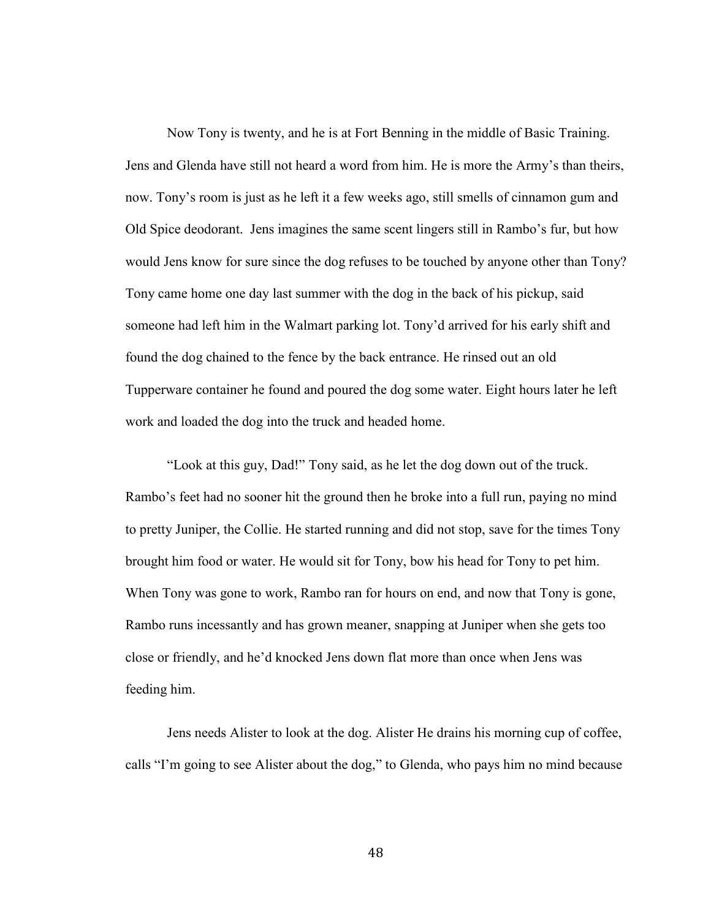Now Tony is twenty, and he is at Fort Benning in the middle of Basic Training. Jens and Glenda have still not heard a word from him. He is more the Army's than theirs, now. Tony's room is just as he left it a few weeks ago, still smells of cinnamon gum and Old Spice deodorant. Jens imagines the same scent lingers still in Rambo's fur, but how would Jens know for sure since the dog refuses to be touched by anyone other than Tony? Tony came home one day last summer with the dog in the back of his pickup, said someone had left him in the Walmart parking lot. Tony'd arrived for his early shift and found the dog chained to the fence by the back entrance. He rinsed out an old Tupperware container he found and poured the dog some water. Eight hours later he left work and loaded the dog into the truck and headed home.

"Look at this guy, Dad!" Tony said, as he let the dog down out of the truck. Rambo's feet had no sooner hit the ground then he broke into a full run, paying no mind to pretty Juniper, the Collie. He started running and did not stop, save for the times Tony brought him food or water. He would sit for Tony, bow his head for Tony to pet him. When Tony was gone to work, Rambo ran for hours on end, and now that Tony is gone, Rambo runs incessantly and has grown meaner, snapping at Juniper when she gets too close or friendly, and he'd knocked Jens down flat more than once when Jens was feeding him.

Jens needs Alister to look at the dog. Alister He drains his morning cup of coffee, calls "I'm going to see Alister about the dog," to Glenda, who pays him no mind because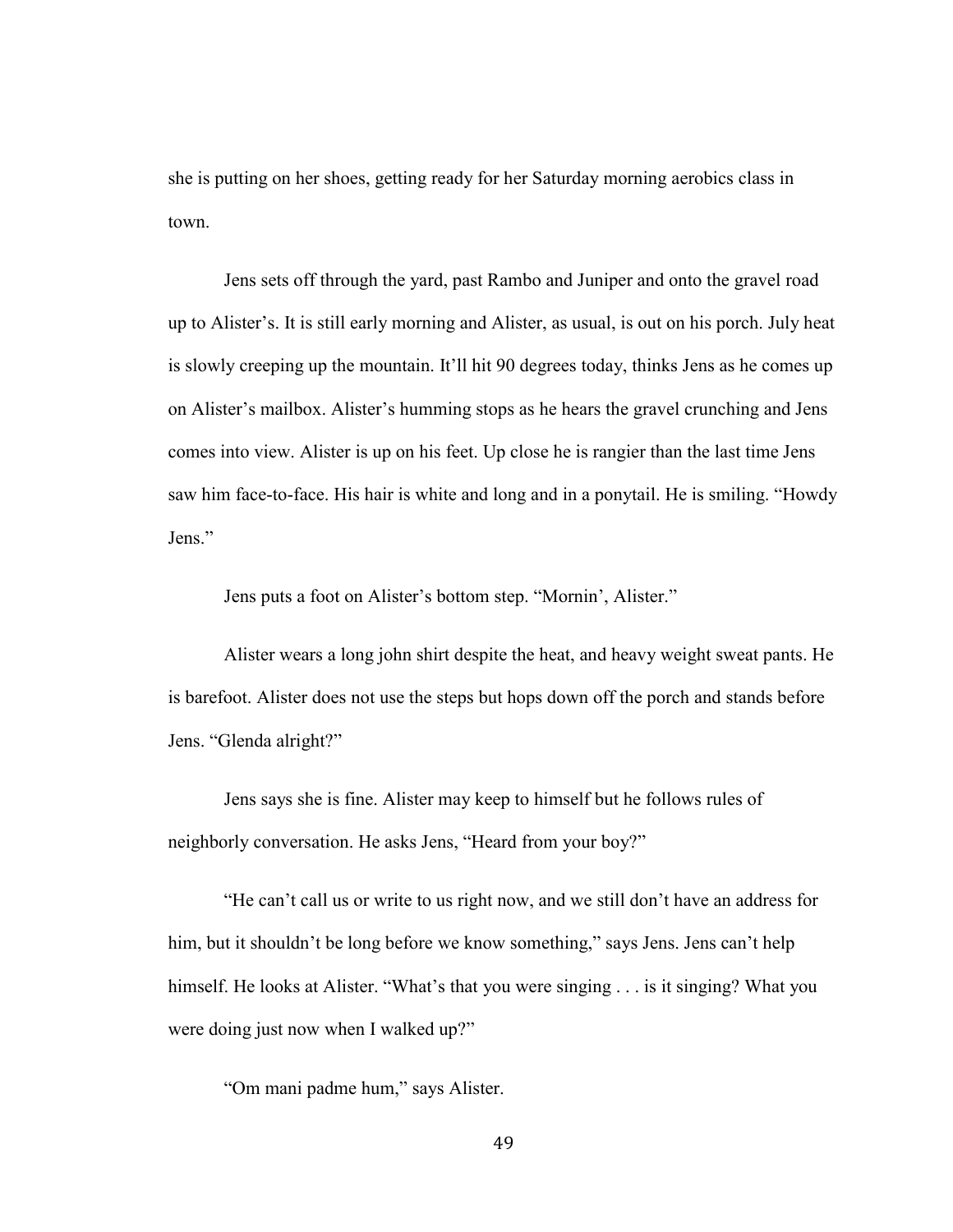she is putting on her shoes, getting ready for her Saturday morning aerobics class in town.

Jens sets off through the yard, past Rambo and Juniper and onto the gravel road up to Alister's. It is still early morning and Alister, as usual, is out on his porch. July heat is slowly creeping up the mountain. It'll hit 90 degrees today, thinks Jens as he comes up on Alister's mailbox. Alister's humming stops as he hears the gravel crunching and Jens comes into view. Alister is up on his feet. Up close he is rangier than the last time Jens saw him face-to-face. His hair is white and long and in a ponytail. He is smiling. "Howdy Jens."

Jens puts a foot on Alister's bottom step. "Mornin', Alister."

Alister wears a long john shirt despite the heat, and heavy weight sweat pants. He is barefoot. Alister does not use the steps but hops down off the porch and stands before Jens. "Glenda alright?"

Jens says she is fine. Alister may keep to himself but he follows rules of neighborly conversation. He asks Jens, "Heard from your boy?"

"He can't call us or write to us right now, and we still don't have an address for him, but it shouldn't be long before we know something," says Jens. Jens can't help himself. He looks at Alister. "What's that you were singing . . . is it singing? What you were doing just now when I walked up?"

"Om mani padme hum," says Alister.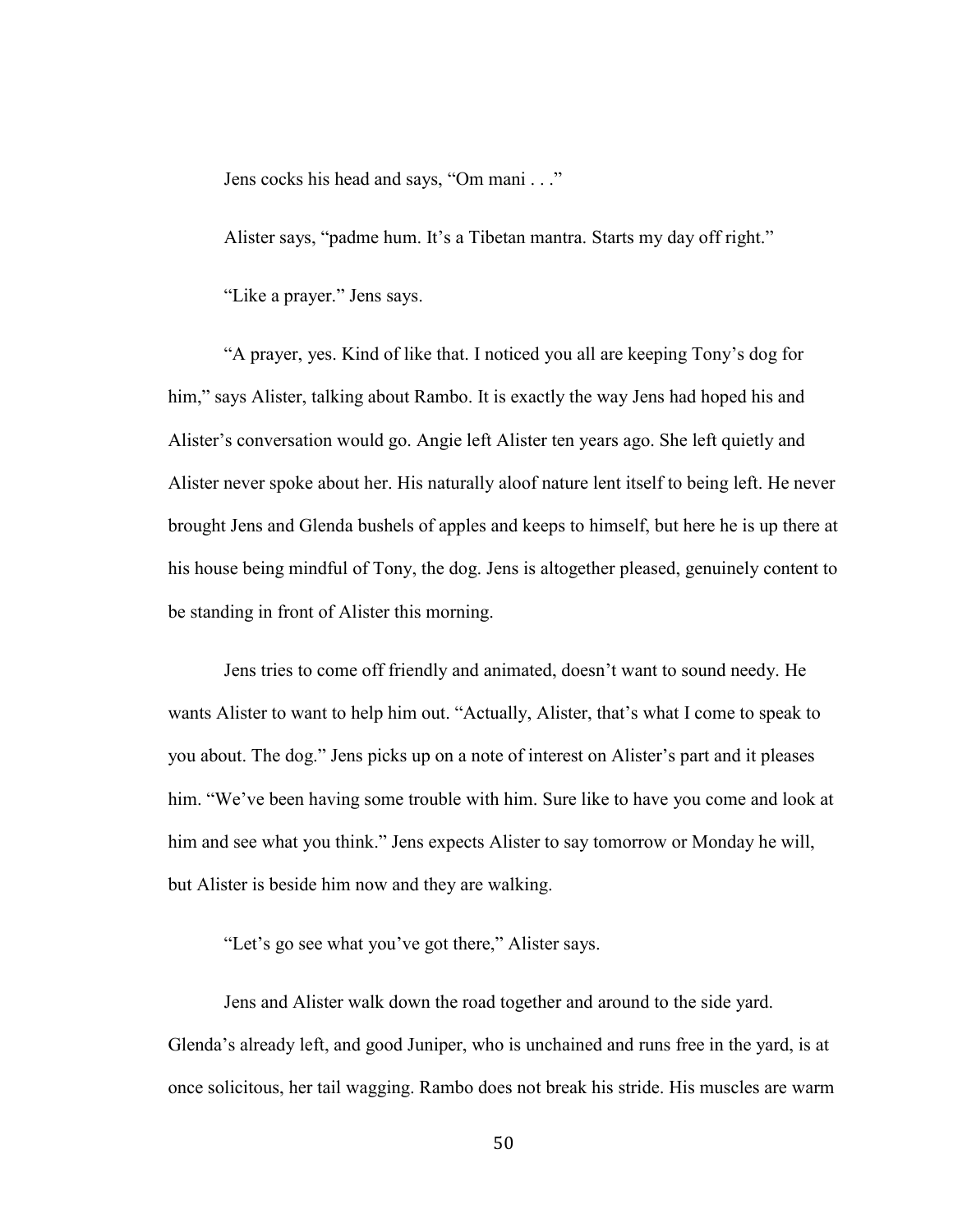Jens cocks his head and says, "Om mani . . ."

Alister says, "padme hum. It's a Tibetan mantra. Starts my day off right."

"Like a prayer." Jens says.

"A prayer, yes. Kind of like that. I noticed you all are keeping Tony's dog for him," says Alister, talking about Rambo. It is exactly the way Jens had hoped his and Alister's conversation would go. Angie left Alister ten years ago. She left quietly and Alister never spoke about her. His naturally aloof nature lent itself to being left. He never brought Jens and Glenda bushels of apples and keeps to himself, but here he is up there at his house being mindful of Tony, the dog. Jens is altogether pleased, genuinely content to be standing in front of Alister this morning.

Jens tries to come off friendly and animated, doesn't want to sound needy. He wants Alister to want to help him out. "Actually, Alister, that's what I come to speak to you about. The dog." Jens picks up on a note of interest on Alister's part and it pleases him. "We've been having some trouble with him. Sure like to have you come and look at him and see what you think." Jens expects Alister to say tomorrow or Monday he will, but Alister is beside him now and they are walking.

"Let's go see what you've got there," Alister says.

Jens and Alister walk down the road together and around to the side yard. Glenda's already left, and good Juniper, who is unchained and runs free in the yard, is at once solicitous, her tail wagging. Rambo does not break his stride. His muscles are warm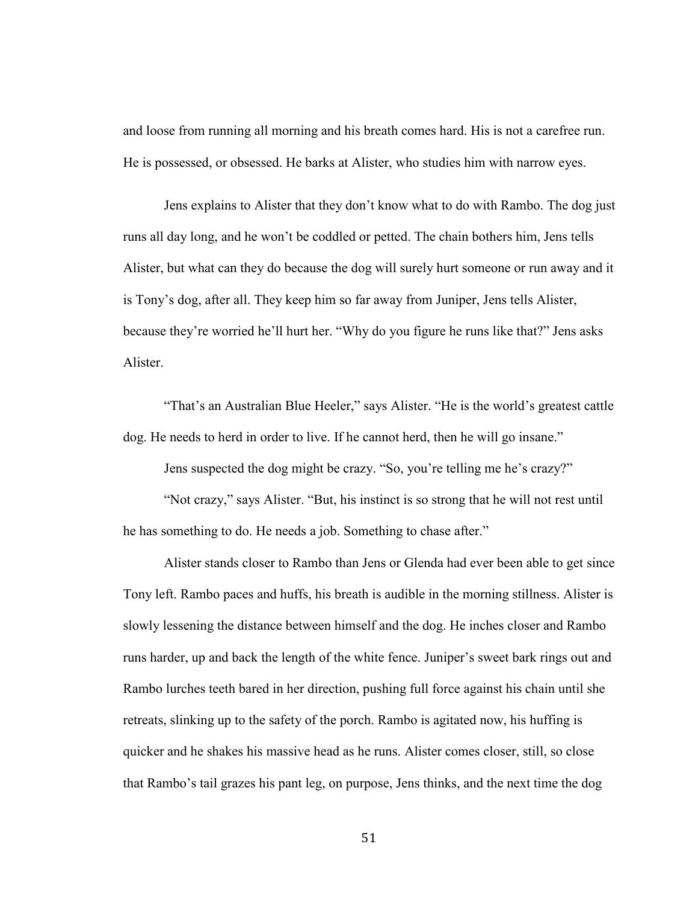and loose from running all morning and his breath comes hard. His is not a carefree run. He is possessed, or obsessed. He barks at Alister, who studies him with narrow eyes.

Jens explains to Alister that they don't know what to do with Rambo. The dog just runs all day long, and he won't be coddled or petted. The chain bothers him, Jens tells Alister, but what can they do because the dog will surely hurt someone or run away and it is Tony's dog, after all. They keep him so far away from Juniper, Jens tells Alister, because they're worried he'll hurt her. "Why do you figure he runs like that?" Jens asks Alister.

"That's an Australian Blue Heeler," says Alister. "He is the world's greatest cattle dog. He needs to herd in order to live. If he cannot herd, then he will go insane."

Jens suspected the dog might be crazy. "So, you're telling me he's crazy?"

"Not crazy," says Alister. "But, his instinct is so strong that he will not rest until he has something to do. He needs a job. Something to chase after."

Alister stands closer to Rambo than Jens or Glenda had ever been able to get since Tony left. Rambo paces and huffs, his breath is audible in the morning stillness. Alister is slowly lessening the distance between himself and the dog. He inches closer and Rambo runs harder, up and back the length of the white fence. Juniper's sweet bark rings out and Rambo lurches teeth bared in her direction, pushing full force against his chain until she retreats, slinking up to the safety of the porch. Rambo is agitated now, his huffing is quicker and he shakes his massive head as he runs. Alister comes closer, still, so close that Rambo's tail grazes his pant leg, on purpose, Jens thinks, and the next time the dog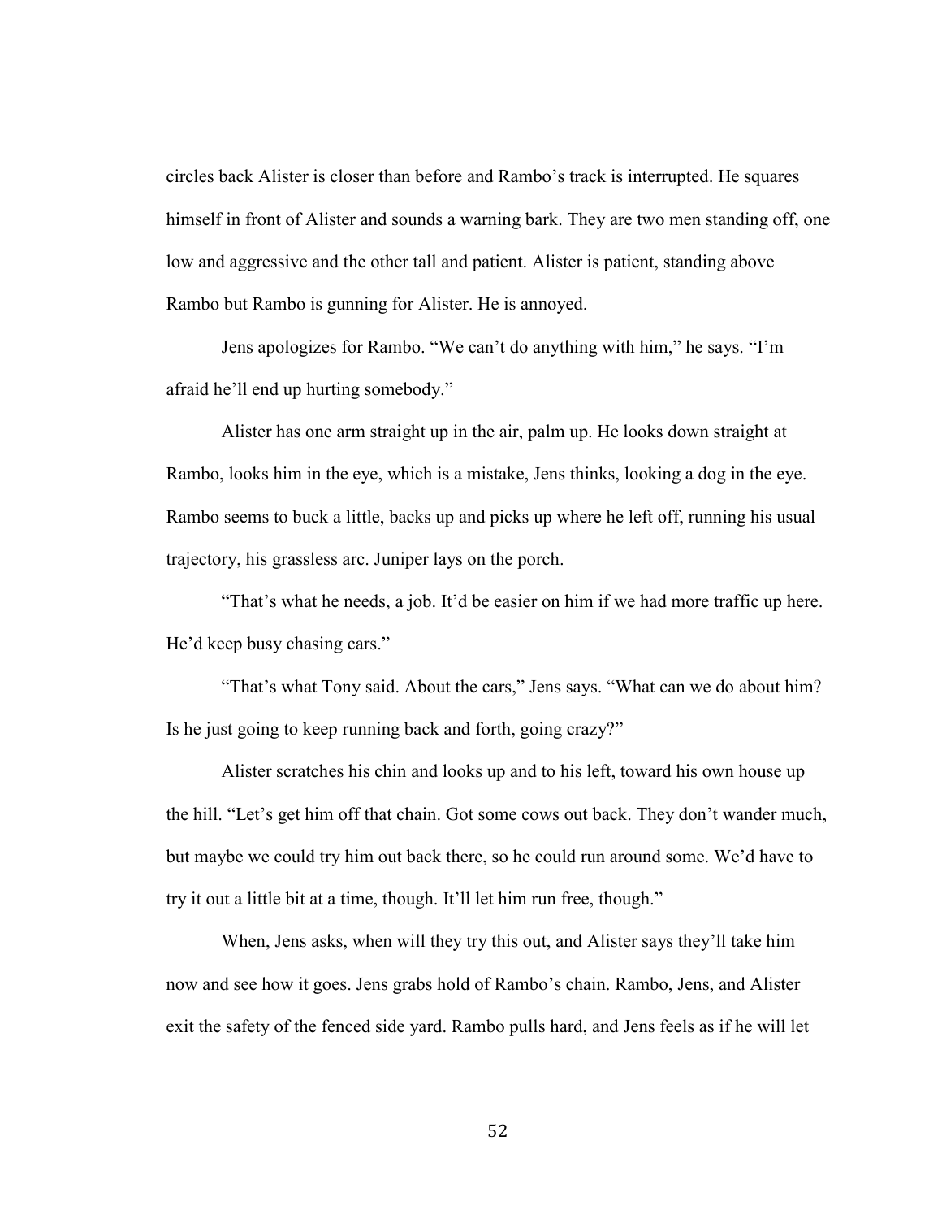circles back Alister is closer than before and Rambo's track is interrupted. He squares himself in front of Alister and sounds a warning bark. They are two men standing off, one low and aggressive and the other tall and patient. Alister is patient, standing above Rambo but Rambo is gunning for Alister. He is annoyed.

Jens apologizes for Rambo. "We can't do anything with him," he says. "I'm afraid he'll end up hurting somebody."

Alister has one arm straight up in the air, palm up. He looks down straight at Rambo, looks him in the eye, which is a mistake, Jens thinks, looking a dog in the eye. Rambo seems to buck a little, backs up and picks up where he left off, running his usual trajectory, his grassless arc. Juniper lays on the porch.

"That's what he needs, a job. It'd be easier on him if we had more traffic up here. He'd keep busy chasing cars."

"That's what Tony said. About the cars," Jens says. "What can we do about him? Is he just going to keep running back and forth, going crazy?"

Alister scratches his chin and looks up and to his left, toward his own house up the hill. "Let's get him off that chain. Got some cows out back. They don't wander much, but maybe we could try him out back there, so he could run around some. We'd have to try it out a little bit at a time, though. It'll let him run free, though."

When, Jens asks, when will they try this out, and Alister says they'll take him now and see how it goes. Jens grabs hold of Rambo's chain. Rambo, Jens, and Alister exit the safety of the fenced side yard. Rambo pulls hard, and Jens feels as if he will let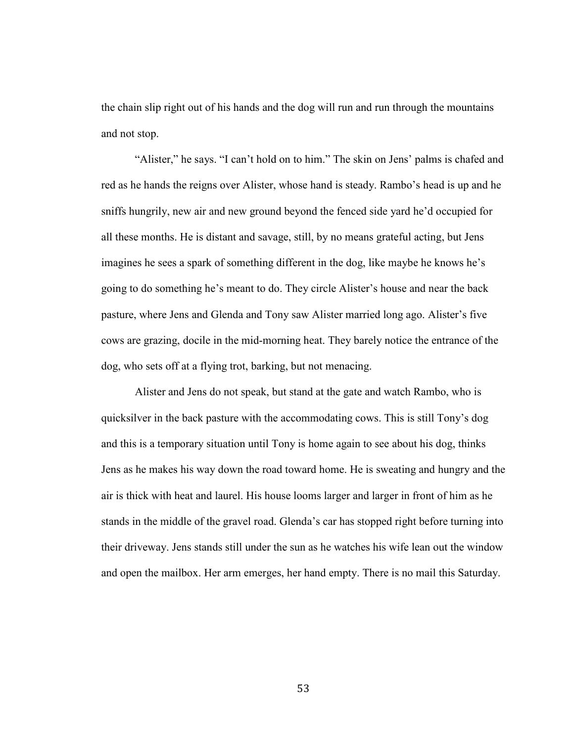the chain slip right out of his hands and the dog will run and run through the mountains and not stop.

"Alister," he says. "I can't hold on to him." The skin on Jens' palms is chafed and red as he hands the reigns over Alister, whose hand is steady. Rambo's head is up and he sniffs hungrily, new air and new ground beyond the fenced side yard he'd occupied for all these months. He is distant and savage, still, by no means grateful acting, but Jens imagines he sees a spark of something different in the dog, like maybe he knows he's going to do something he's meant to do. They circle Alister's house and near the back pasture, where Jens and Glenda and Tony saw Alister married long ago. Alister's five cows are grazing, docile in the mid-morning heat. They barely notice the entrance of the dog, who sets off at a flying trot, barking, but not menacing.

Alister and Jens do not speak, but stand at the gate and watch Rambo, who is quicksilver in the back pasture with the accommodating cows. This is still Tony's dog and this is a temporary situation until Tony is home again to see about his dog, thinks Jens as he makes his way down the road toward home. He is sweating and hungry and the air is thick with heat and laurel. His house looms larger and larger in front of him as he stands in the middle of the gravel road. Glenda's car has stopped right before turning into their driveway. Jens stands still under the sun as he watches his wife lean out the window and open the mailbox. Her arm emerges, her hand empty. There is no mail this Saturday.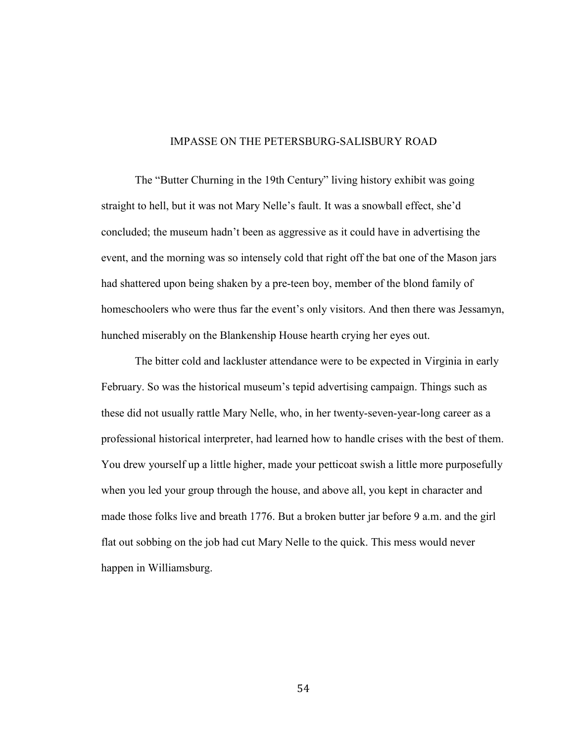## IMPASSE ON THE PETERSBURG-SALISBURY ROAD

The "Butter Churning in the 19th Century" living history exhibit was going straight to hell, but it was not Mary Nelle's fault. It was a snowball effect, she'd concluded; the museum hadn't been as aggressive as it could have in advertising the event, and the morning was so intensely cold that right off the bat one of the Mason jars had shattered upon being shaken by a pre-teen boy, member of the blond family of homeschoolers who were thus far the event's only visitors. And then there was Jessamyn, hunched miserably on the Blankenship House hearth crying her eyes out.

The bitter cold and lackluster attendance were to be expected in Virginia in early February. So was the historical museum's tepid advertising campaign. Things such as these did not usually rattle Mary Nelle, who, in her twenty-seven-year-long career as a professional historical interpreter, had learned how to handle crises with the best of them. You drew yourself up a little higher, made your petticoat swish a little more purposefully when you led your group through the house, and above all, you kept in character and made those folks live and breath 1776. But a broken butter jar before 9 a.m. and the girl flat out sobbing on the job had cut Mary Nelle to the quick. This mess would never happen in Williamsburg.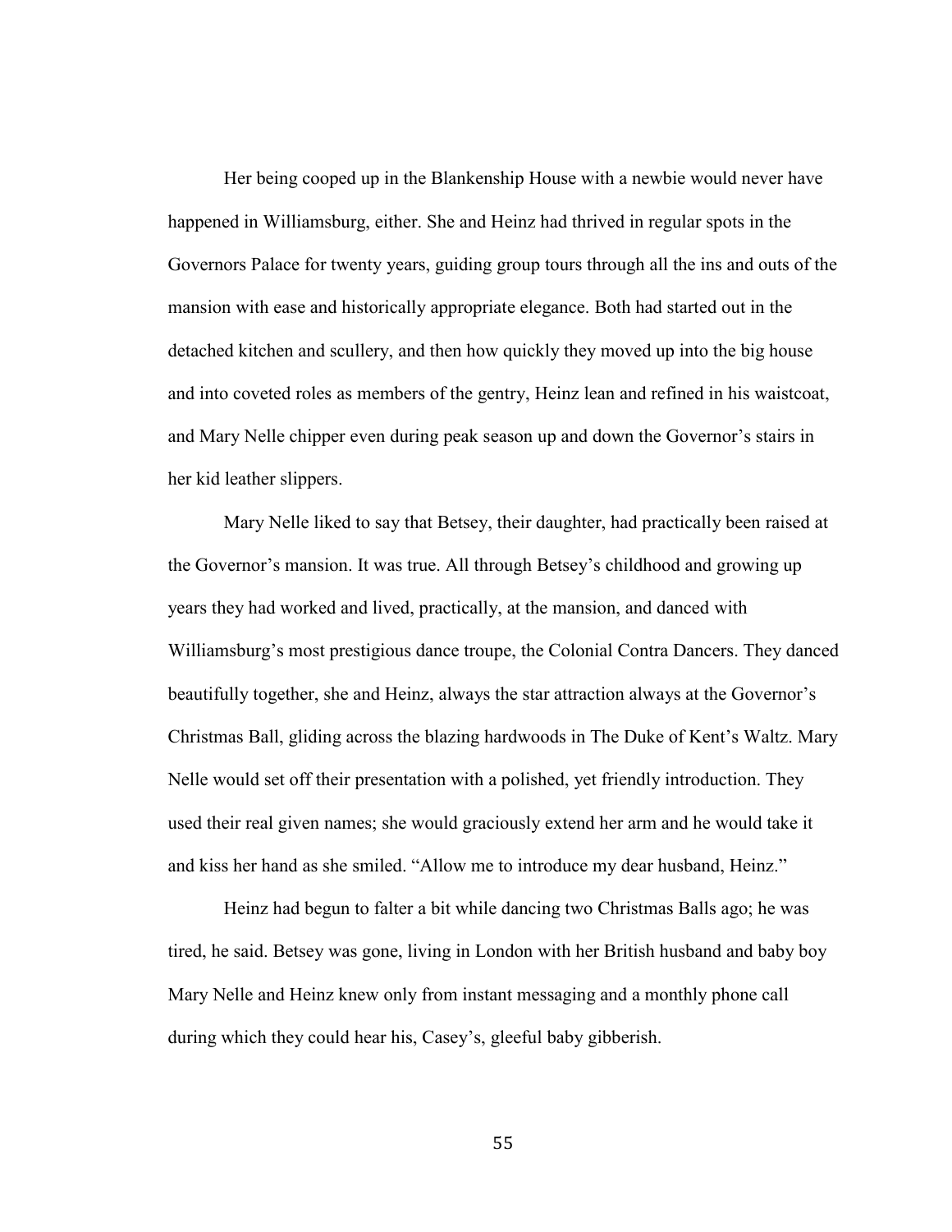Her being cooped up in the Blankenship House with a newbie would never have happened in Williamsburg, either. She and Heinz had thrived in regular spots in the Governors Palace for twenty years, guiding group tours through all the ins and outs of the mansion with ease and historically appropriate elegance. Both had started out in the detached kitchen and scullery, and then how quickly they moved up into the big house and into coveted roles as members of the gentry, Heinz lean and refined in his waistcoat, and Mary Nelle chipper even during peak season up and down the Governor's stairs in her kid leather slippers.

Mary Nelle liked to say that Betsey, their daughter, had practically been raised at the Governor's mansion. It was true. All through Betsey's childhood and growing up years they had worked and lived, practically, at the mansion, and danced with Williamsburg's most prestigious dance troupe, the Colonial Contra Dancers. They danced beautifully together, she and Heinz, always the star attraction always at the Governor's Christmas Ball, gliding across the blazing hardwoods in The Duke of Kent's Waltz. Mary Nelle would set off their presentation with a polished, yet friendly introduction. They used their real given names; she would graciously extend her arm and he would take it and kiss her hand as she smiled. "Allow me to introduce my dear husband, Heinz."

Heinz had begun to falter a bit while dancing two Christmas Balls ago; he was tired, he said. Betsey was gone, living in London with her British husband and baby boy Mary Nelle and Heinz knew only from instant messaging and a monthly phone call during which they could hear his, Casey's, gleeful baby gibberish.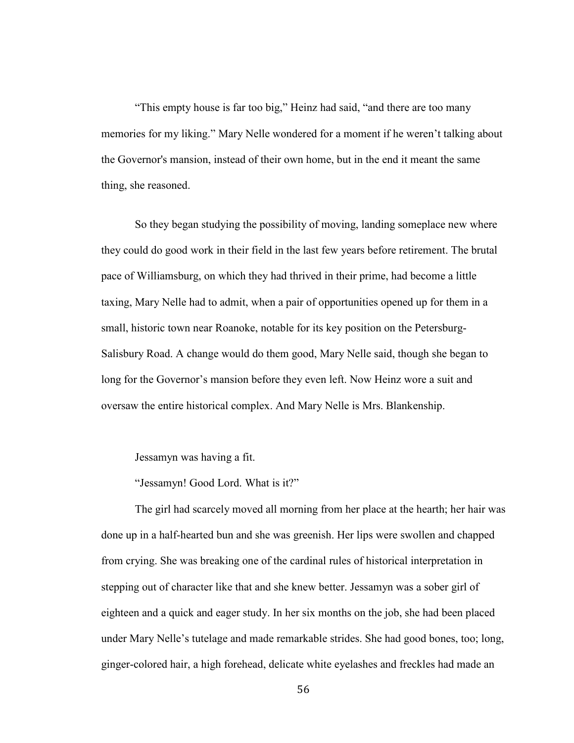“This empty house is far too big,” Heinz had said, “and there are too many memories for my liking.” Mary Nelle wondered for a moment if he weren’t talking about the Governor's mansion, instead of their own home, but in the end it meant the same thing, she reasoned.

So they began studying the possibility of moving, landing someplace new where they could do good work in their field in the last few years before retirement. The brutal pace of Williamsburg, on which they had thrived in their prime, had become a little taxing, Mary Nelle had to admit, when a pair of opportunities opened up for them in a small, historic town near Roanoke, notable for its key position on the Petersburg-Salisbury Road. A change would do them good, Mary Nelle said, though she began to long for the Governor’s mansion before they even left. Now Heinz wore a suit and oversaw the entire historical complex. And Mary Nelle is Mrs. Blankenship.

Jessamyn was having a fit.

“Jessamyn! Good Lord. What is it?”

The girl had scarcely moved all morning from her place at the hearth; her hair was done up in a half-hearted bun and she was greenish. Her lips were swollen and chapped from crying. She was breaking one of the cardinal rules of historical interpretation in stepping out of character like that and she knew better. Jessamyn was a sober girl of eighteen and a quick and eager study. In her six months on the job, she had been placed under Mary Nelle’s tutelage and made remarkable strides. She had good bones, too; long, ginger-colored hair, a high forehead, delicate white eyelashes and freckles had made an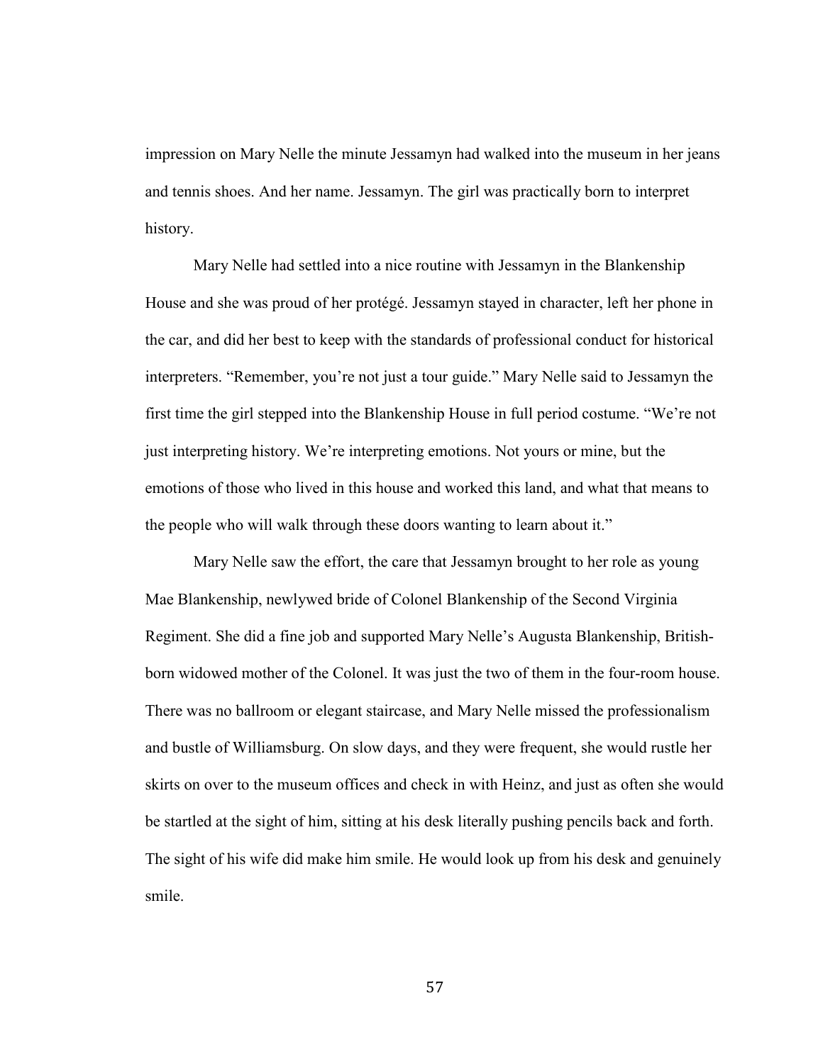impression on Mary Nelle the minute Jessamyn had walked into the museum in her jeans and tennis shoes. And her name. Jessamyn. The girl was practically born to interpret history.

Mary Nelle had settled into a nice routine with Jessamyn in the Blankenship House and she was proud of her protégé. Jessamyn stayed in character, left her phone in the car, and did her best to keep with the standards of professional conduct for historical interpreters. "Remember, you're not just a tour guide." Mary Nelle said to Jessamyn the first time the girl stepped into the Blankenship House in full period costume. "We're not just interpreting history. We're interpreting emotions. Not yours or mine, but the emotions of those who lived in this house and worked this land, and what that means to the people who will walk through these doors wanting to learn about it."

Mary Nelle saw the effort, the care that Jessamyn brought to her role as young Mae Blankenship, newlywed bride of Colonel Blankenship of the Second Virginia Regiment. She did a fine job and supported Mary Nelle's Augusta Blankenship, British-born widowed mother of the Colonel. It was just the two of them in the four-room house. There was no ballroom or elegant staircase, and Mary Nelle missed the professionalism and bustle of Williamsburg. On slow days, and they were frequent, she would rustle her skirts on over to the museum offices and check in with Heinz, and just as often she would be startled at the sight of him, sitting at his desk literally pushing pencils back and forth. The sight of his wife did make him smile. He would look up from his desk and genuinely smile.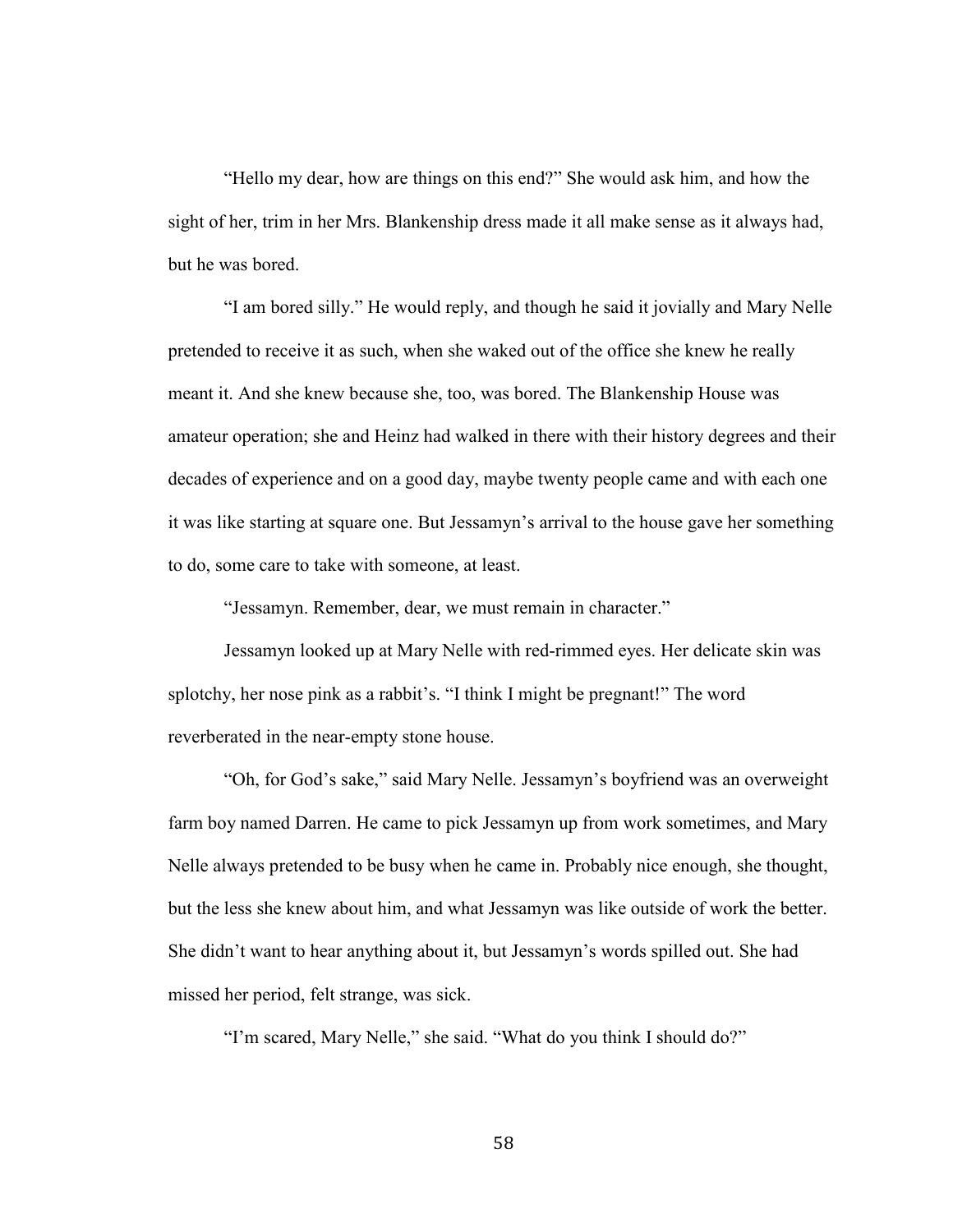"Hello my dear, how are things on this end?" She would ask him, and how the sight of her, trim in her Mrs. Blankenship dress made it all make sense as it always had, but he was bored.

"I am bored silly." He would reply, and though he said it jovially and Mary Nelle pretended to receive it as such, when she waked out of the office she knew he really meant it. And she knew because she, too, was bored. The Blankenship House was amateur operation; she and Heinz had walked in there with their history degrees and their decades of experience and on a good day, maybe twenty people came and with each one it was like starting at square one. But Jessamyn's arrival to the house gave her something to do, some care to take with someone, at least.

"Jessamyn. Remember, dear, we must remain in character."

Jessamyn looked up at Mary Nelle with red-rimmed eyes. Her delicate skin was splotchy, her nose pink as a rabbit's. "I think I might be pregnant!" The word reverberated in the near-empty stone house.

"Oh, for God's sake," said Mary Nelle. Jessamyn's boyfriend was an overweight farm boy named Darren. He came to pick Jessamyn up from work sometimes, and Mary Nelle always pretended to be busy when he came in. Probably nice enough, she thought, but the less she knew about him, and what Jessamyn was like outside of work the better. She didn't want to hear anything about it, but Jessamyn's words spilled out. She had missed her period, felt strange, was sick.

"I'm scared, Mary Nelle," she said. "What do you think I should do?"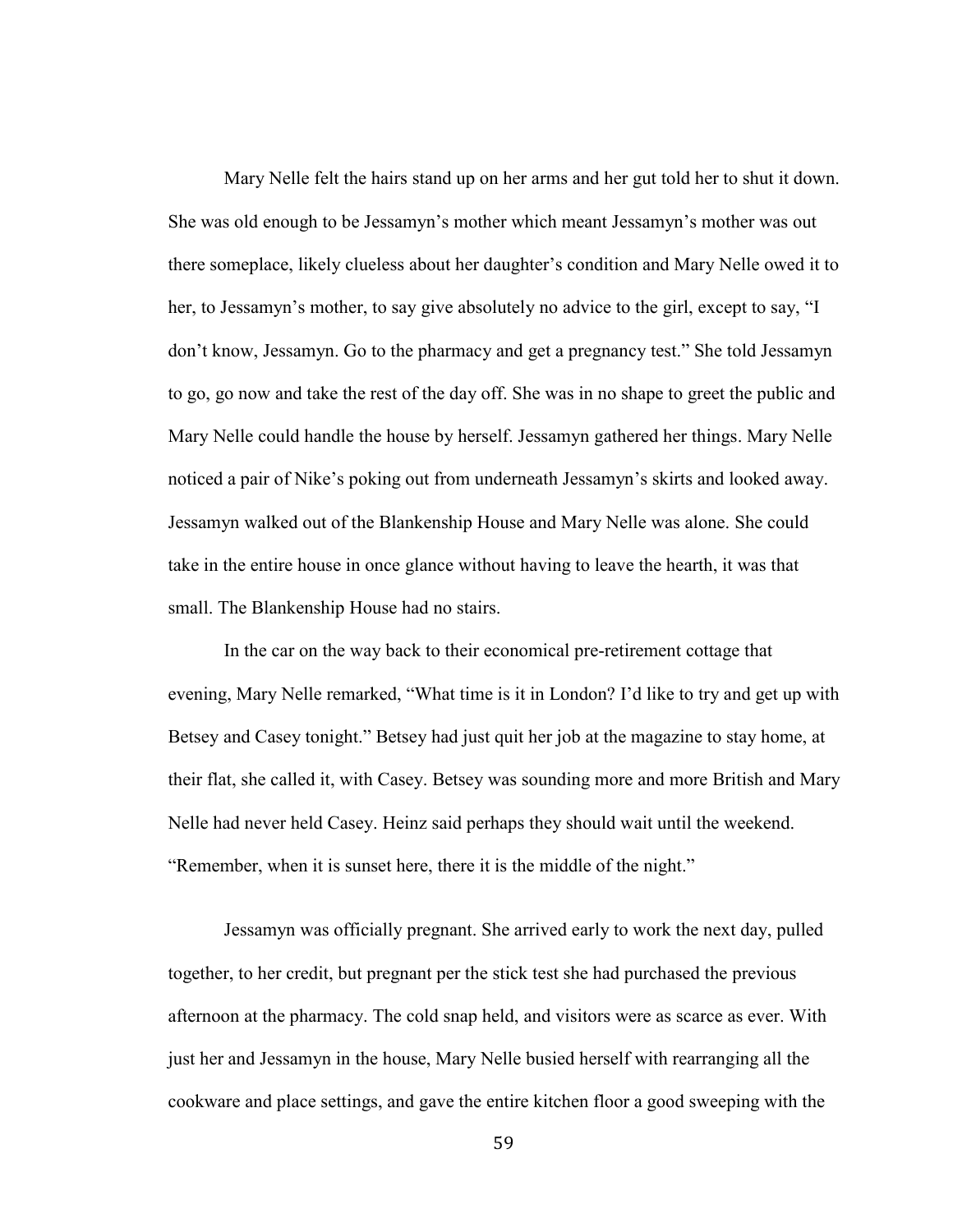Mary Nelle felt the hairs stand up on her arms and her gut told her to shut it down. She was old enough to be Jessamyn's mother which meant Jessamyn's mother was out there someplace, likely clueless about her daughter's condition and Mary Nelle owed it to her, to Jessamyn's mother, to say give absolutely no advice to the girl, except to say, "I don't know, Jessamyn. Go to the pharmacy and get a pregnancy test." She told Jessamyn to go, go now and take the rest of the day off. She was in no shape to greet the public and Mary Nelle could handle the house by herself. Jessamyn gathered her things. Mary Nelle noticed a pair of Nike's poking out from underneath Jessamyn's skirts and looked away. Jessamyn walked out of the Blankenship House and Mary Nelle was alone. She could take in the entire house in once glance without having to leave the hearth, it was that small. The Blankenship House had no stairs.

In the car on the way back to their economical pre-retirement cottage that evening, Mary Nelle remarked, "What time is it in London? I'd like to try and get up with Betsey and Casey tonight." Betsey had just quit her job at the magazine to stay home, at their flat, she called it, with Casey. Betsey was sounding more and more British and Mary Nelle had never held Casey. Heinz said perhaps they should wait until the weekend. "Remember, when it is sunset here, there it is the middle of the night."

Jessamyn was officially pregnant. She arrived early to work the next day, pulled together, to her credit, but pregnant per the stick test she had purchased the previous afternoon at the pharmacy. The cold snap held, and visitors were as scarce as ever. With just her and Jessamyn in the house, Mary Nelle busied herself with rearranging all the cookware and place settings, and gave the entire kitchen floor a good sweeping with the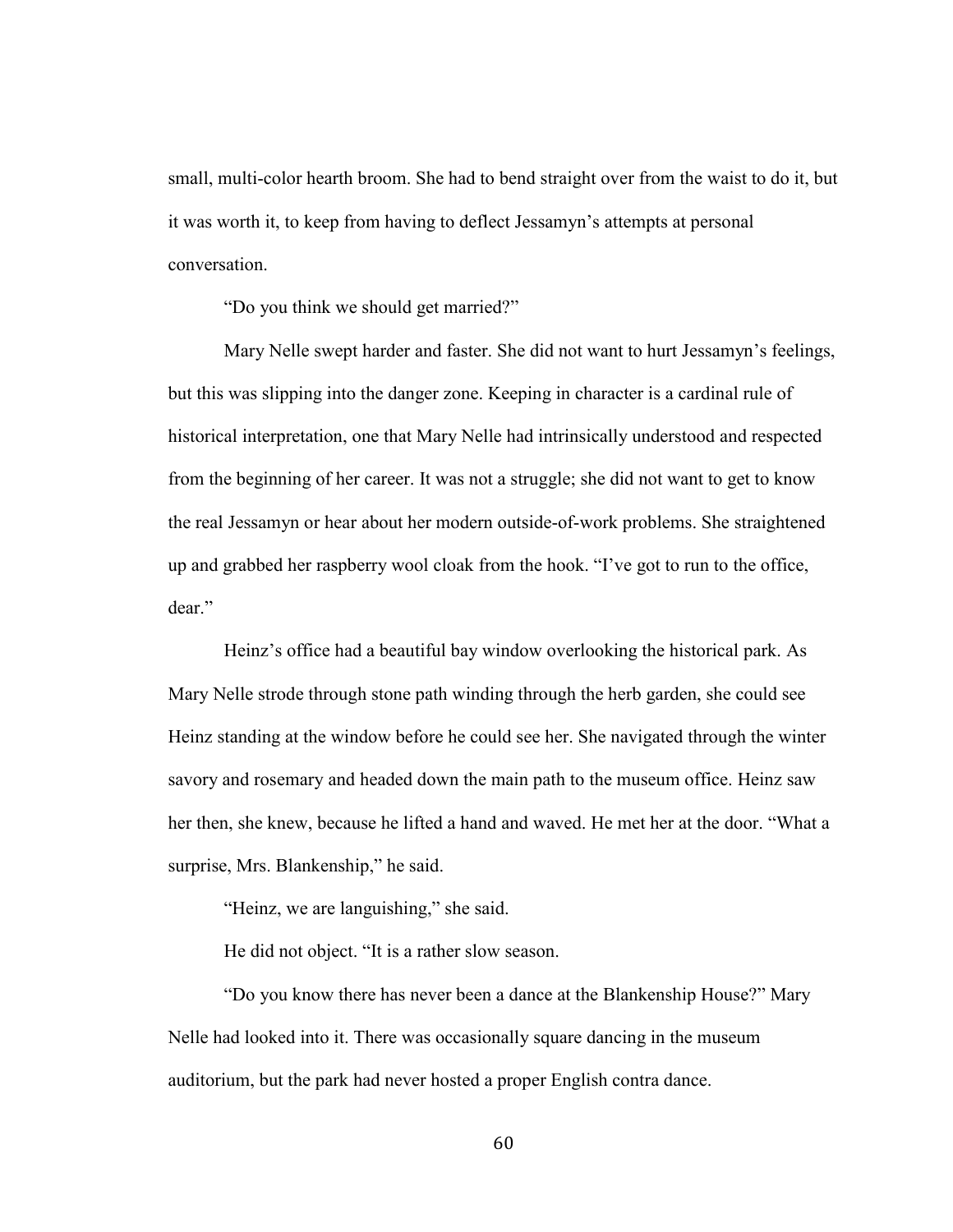small, multi-color hearth broom. She had to bend straight over from the waist to do it, but it was worth it, to keep from having to deflect Jessamyn's attempts at personal conversation.

"Do you think we should get married?"

Mary Nelle swept harder and faster. She did not want to hurt Jessamyn's feelings, but this was slipping into the danger zone. Keeping in character is a cardinal rule of historical interpretation, one that Mary Nelle had intrinsically understood and respected from the beginning of her career. It was not a struggle; she did not want to get to know the real Jessamyn or hear about her modern outside-of-work problems. She straightened up and grabbed her raspberry wool cloak from the hook. "I've got to run to the office, dear."

Heinz's office had a beautiful bay window overlooking the historical park. As Mary Nelle strode through stone path winding through the herb garden, she could see Heinz standing at the window before he could see her. She navigated through the winter savory and rosemary and headed down the main path to the museum office. Heinz saw her then, she knew, because he lifted a hand and waved. He met her at the door. "What a surprise, Mrs. Blankenship," he said.

"Heinz, we are languishing," she said.

He did not object. "It is a rather slow season.

"Do you know there has never been a dance at the Blankenship House?" Mary Nelle had looked into it. There was occasionally square dancing in the museum auditorium, but the park had never hosted a proper English contra dance.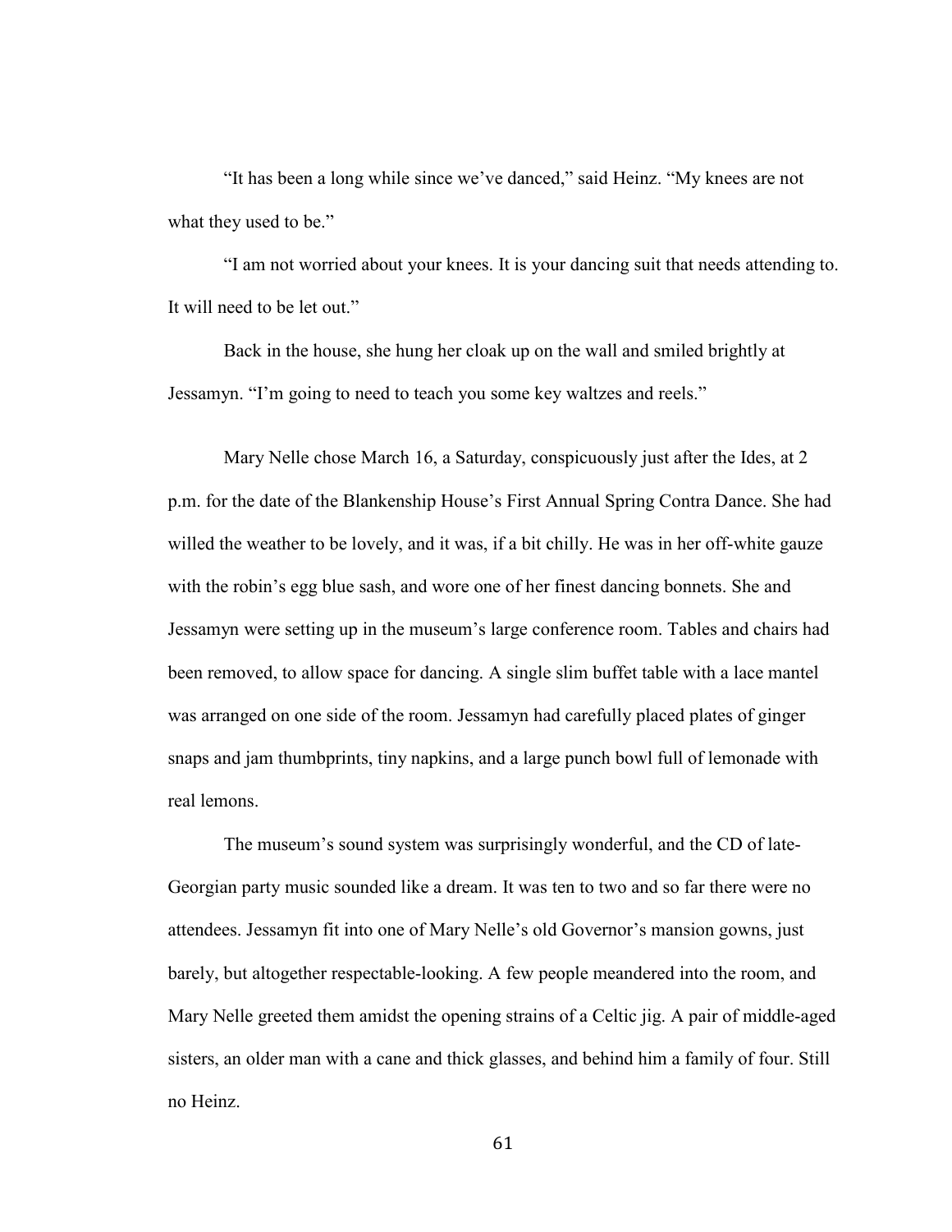"It has been a long while since we've danced," said Heinz. "My knees are not what they used to be."

"I am not worried about your knees. It is your dancing suit that needs attending to. It will need to be let out."

Back in the house, she hung her cloak up on the wall and smiled brightly at Jessamyn. "I'm going to need to teach you some key waltzes and reels."

Mary Nelle chose March 16, a Saturday, conspicuously just after the Ides, at 2 p.m. for the date of the Blankenship House's First Annual Spring Contra Dance. She had willed the weather to be lovely, and it was, if a bit chilly. He was in her off-white gauze with the robin's egg blue sash, and wore one of her finest dancing bonnets. She and Jessamyn were setting up in the museum's large conference room. Tables and chairs had been removed, to allow space for dancing. A single slim buffet table with a lace mantel was arranged on one side of the room. Jessamyn had carefully placed plates of ginger snaps and jam thumbprints, tiny napkins, and a large punch bowl full of lemonade with real lemons.

The museum's sound system was surprisingly wonderful, and the CD of late-Georgian party music sounded like a dream. It was ten to two and so far there were no attendees. Jessamyn fit into one of Mary Nelle's old Governor's mansion gowns, just barely, but altogether respectable-looking. A few people meandered into the room, and Mary Nelle greeted them amidst the opening strains of a Celtic jig. A pair of middle-aged sisters, an older man with a cane and thick glasses, and behind him a family of four. Still no Heinz.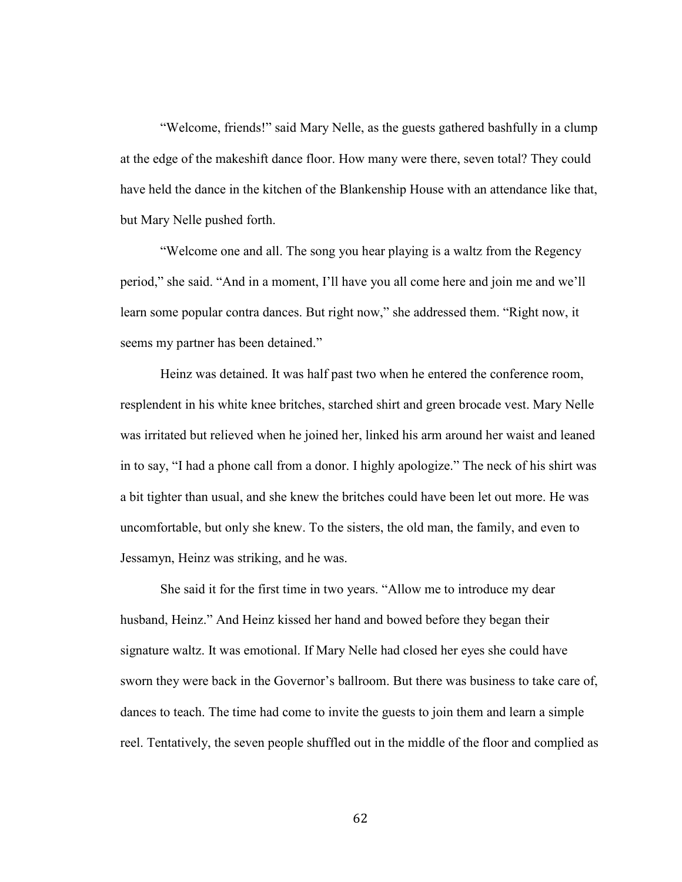"Welcome, friends!" said Mary Nelle, as the guests gathered bashfully in a clump at the edge of the makeshift dance floor. How many were there, seven total? They could have held the dance in the kitchen of the Blankenship House with an attendance like that, but Mary Nelle pushed forth.

"Welcome one and all. The song you hear playing is a waltz from the Regency period," she said. "And in a moment, I'll have you all come here and join me and we'll learn some popular contra dances. But right now," she addressed them. "Right now, it seems my partner has been detained."

Heinz was detained. It was half past two when he entered the conference room, resplendent in his white knee britches, starched shirt and green brocade vest. Mary Nelle was irritated but relieved when he joined her, linked his arm around her waist and leaned in to say, "I had a phone call from a donor. I highly apologize." The neck of his shirt was a bit tighter than usual, and she knew the britches could have been let out more. He was uncomfortable, but only she knew. To the sisters, the old man, the family, and even to Jessamyn, Heinz was striking, and he was.

She said it for the first time in two years. "Allow me to introduce my dear husband, Heinz." And Heinz kissed her hand and bowed before they began their signature waltz. It was emotional. If Mary Nelle had closed her eyes she could have sworn they were back in the Governor's ballroom. But there was business to take care of, dances to teach. The time had come to invite the guests to join them and learn a simple reel. Tentatively, the seven people shuffled out in the middle of the floor and complied as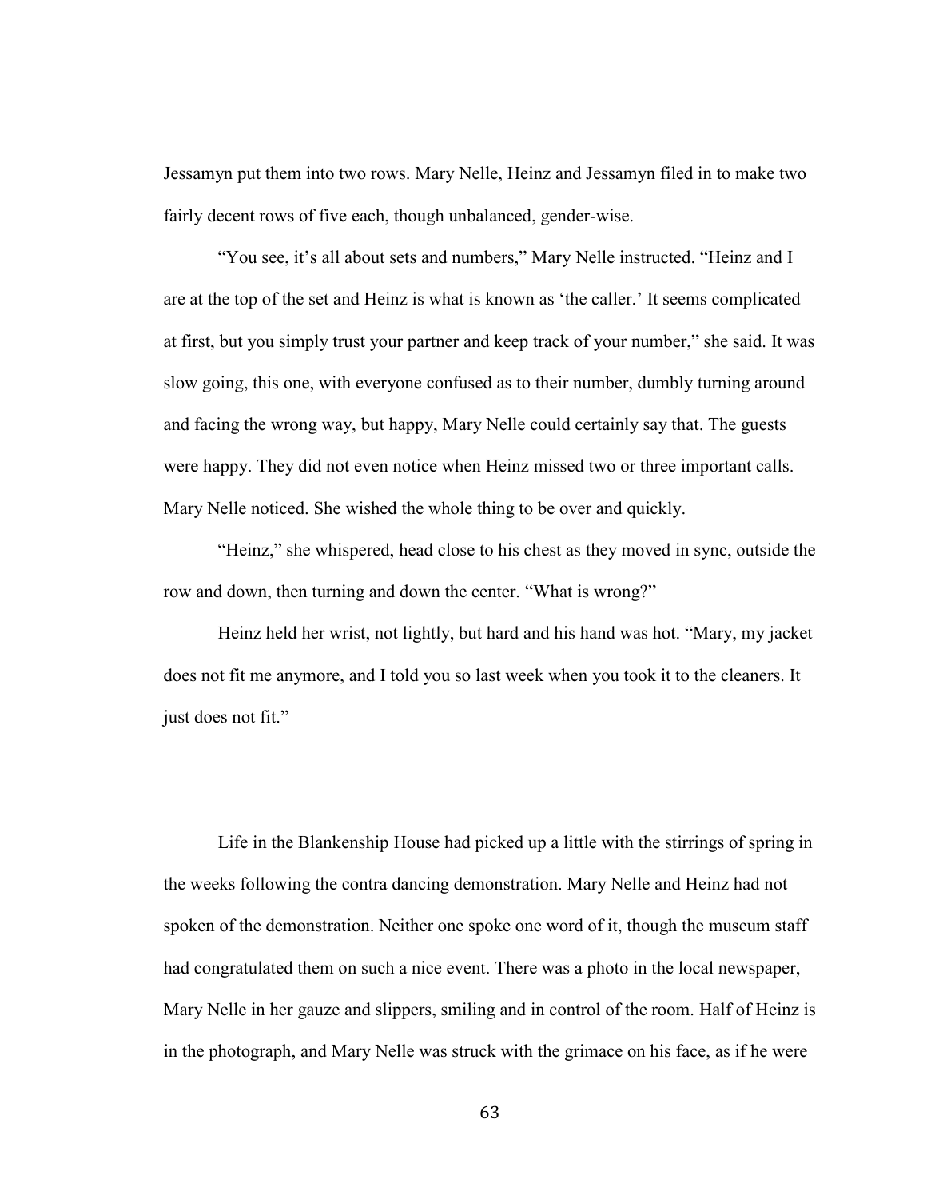Jessamyn put them into two rows. Mary Nelle, Heinz and Jessamyn filed in to make two fairly decent rows of five each, though unbalanced, gender-wise.

"You see, it's all about sets and numbers," Mary Nelle instructed. "Heinz and I are at the top of the set and Heinz is what is known as 'the caller.' It seems complicated at first, but you simply trust your partner and keep track of your number," she said. It was slow going, this one, with everyone confused as to their number, dumbly turning around and facing the wrong way, but happy, Mary Nelle could certainly say that. The guests were happy. They did not even notice when Heinz missed two or three important calls. Mary Nelle noticed. She wished the whole thing to be over and quickly.

"Heinz," she whispered, head close to his chest as they moved in sync, outside the row and down, then turning and down the center. "What is wrong?"

Heinz held her wrist, not lightly, but hard and his hand was hot. "Mary, my jacket does not fit me anymore, and I told you so last week when you took it to the cleaners. It just does not fit."

Life in the Blankenship House had picked up a little with the stirrings of spring in the weeks following the contra dancing demonstration. Mary Nelle and Heinz had not spoken of the demonstration. Neither one spoke one word of it, though the museum staff had congratulated them on such a nice event. There was a photo in the local newspaper, Mary Nelle in her gauze and slippers, smiling and in control of the room. Half of Heinz is in the photograph, and Mary Nelle was struck with the grimace on his face, as if he were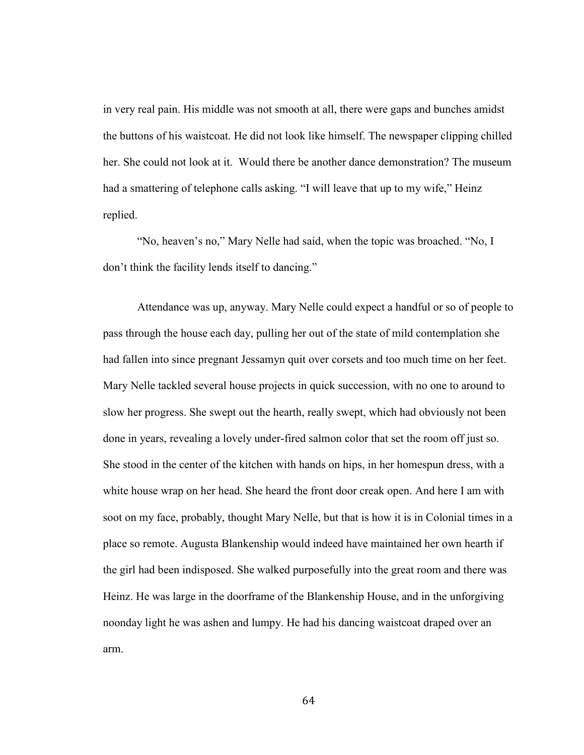in very real pain. His middle was not smooth at all, there were gaps and bunches amidst the buttons of his waistcoat. He did not look like himself. The newspaper clipping chilled her. She could not look at it.  Would there be another dance demonstration? The museum had a smattering of telephone calls asking. "I will leave that up to my wife," Heinz replied.

"No, heaven's no," Mary Nelle had said, when the topic was broached. "No, I don't think the facility lends itself to dancing."

Attendance was up, anyway. Mary Nelle could expect a handful or so of people to pass through the house each day, pulling her out of the state of mild contemplation she had fallen into since pregnant Jessamyn quit over corsets and too much time on her feet. Mary Nelle tackled several house projects in quick succession, with no one to around to slow her progress. She swept out the hearth, really swept, which had obviously not been done in years, revealing a lovely under-fired salmon color that set the room off just so. She stood in the center of the kitchen with hands on hips, in her homespun dress, with a white house wrap on her head. She heard the front door creak open. And here I am with soot on my face, probably, thought Mary Nelle, but that is how it is in Colonial times in a place so remote. Augusta Blankenship would indeed have maintained her own hearth if the girl had been indisposed. She walked purposefully into the great room and there was Heinz. He was large in the doorframe of the Blankenship House, and in the unforgiving noonday light he was ashen and lumpy. He had his dancing waistcoat draped over an arm.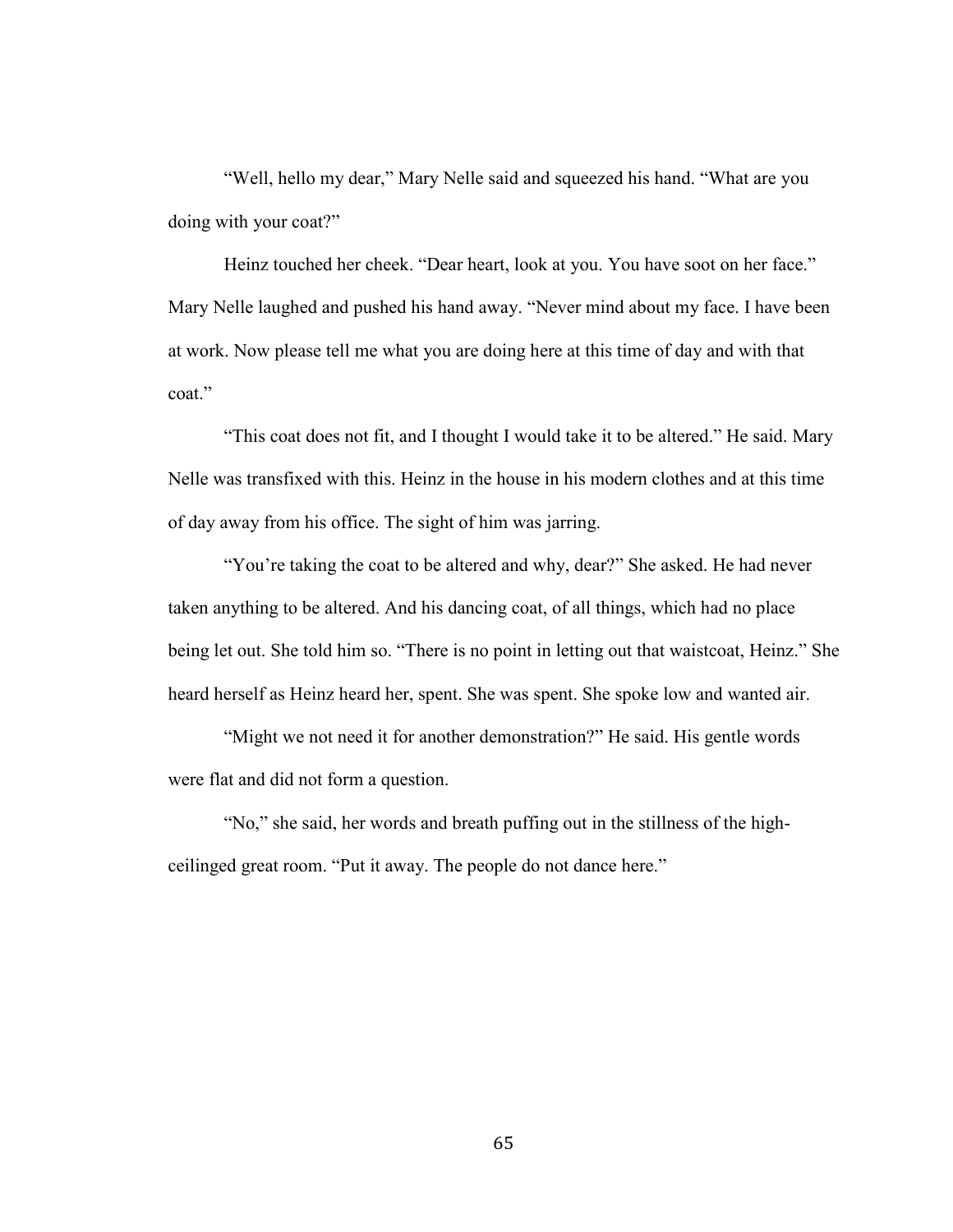"Well, hello my dear," Mary Nelle said and squeezed his hand. "What are you doing with your coat?"

Heinz touched her cheek. "Dear heart, look at you. You have soot on her face." Mary Nelle laughed and pushed his hand away. "Never mind about my face. I have been at work. Now please tell me what you are doing here at this time of day and with that coat."

"This coat does not fit, and I thought I would take it to be altered." He said. Mary Nelle was transfixed with this. Heinz in the house in his modern clothes and at this time of day away from his office. The sight of him was jarring.

"You're taking the coat to be altered and why, dear?" She asked. He had never taken anything to be altered. And his dancing coat, of all things, which had no place being let out. She told him so. "There is no point in letting out that waistcoat, Heinz." She heard herself as Heinz heard her, spent. She was spent. She spoke low and wanted air.

"Might we not need it for another demonstration?" He said. His gentle words were flat and did not form a question.

"No," she said, her words and breath puffing out in the stillness of the high-ceilinged great room. "Put it away. The people do not dance here."